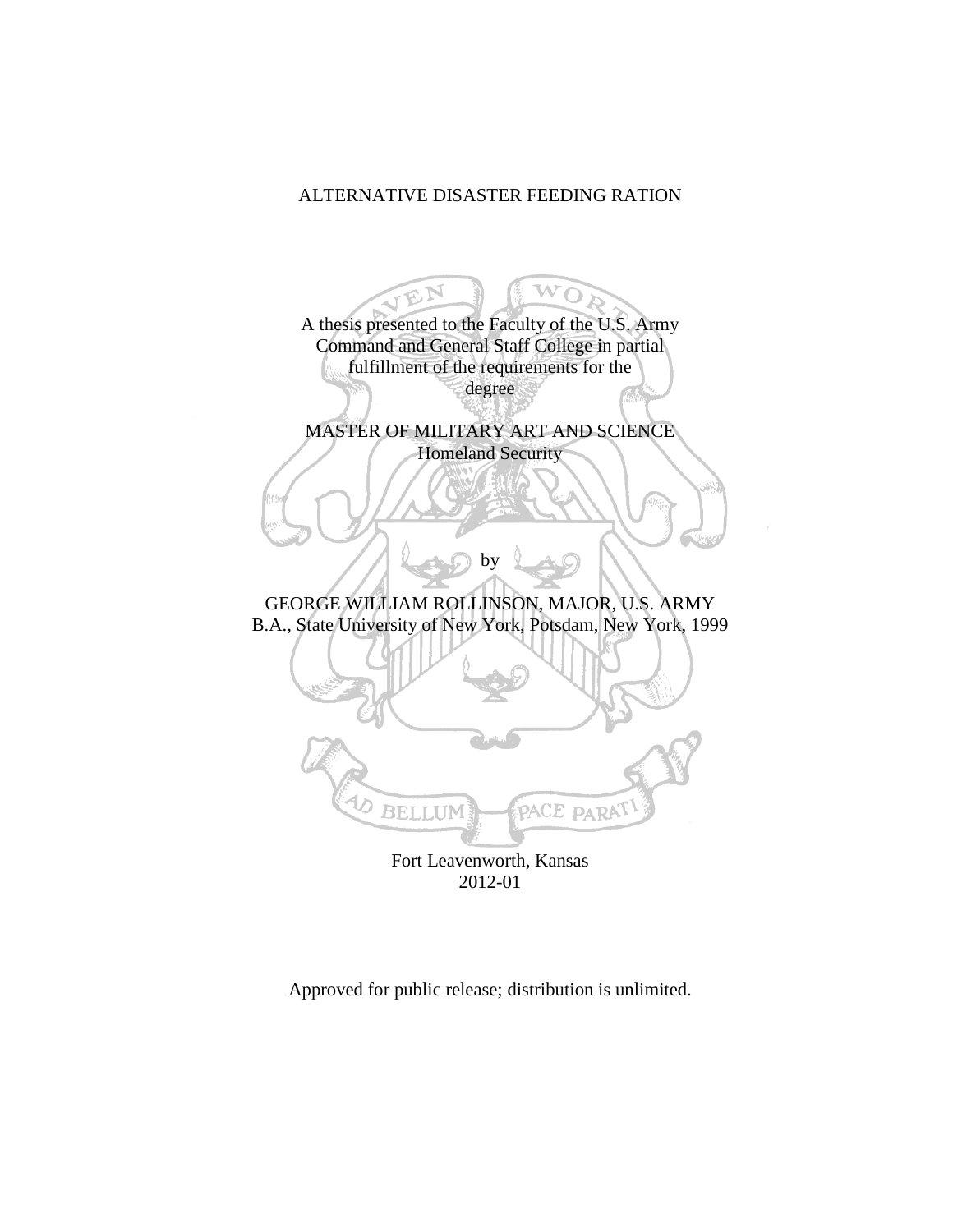# ALTERNATIVE DISASTER FEEDING RATION

A thesis presented to the Faculty of the U.S. Army Command and General Staff College in partial fulfillment of the requirements for the degree

MASTER OF MILITARY ART AND SCIENCE
Homeland Security

by

GEORGE WILLIAM ROLLINSON, MAJOR, U.S. ARMY
B.A., State University of New York, Potsdam, New York, 1999

Fort Leavenworth, Kansas
2012-01

Approved for public release; distribution is unlimited.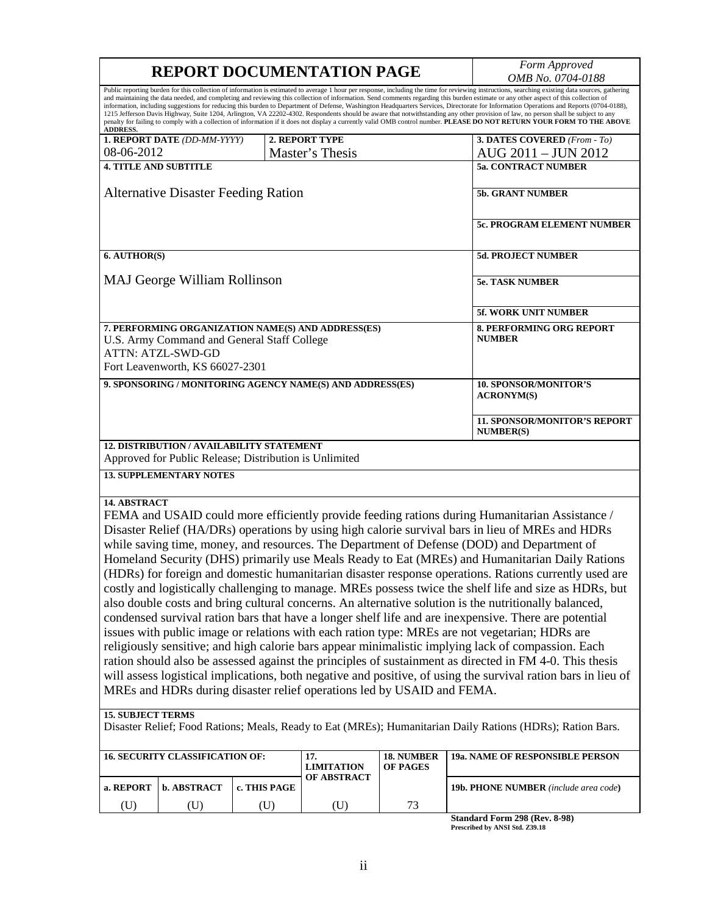# REPORT DOCUMENTATION PAGE

*Form Approved OMB No. 0704-0188*

Public reporting burden for this collection of information is estimated to average 1 hour per response, including the time for reviewing instructions, searching existing data sources, gathering and maintaining the data needed, and completing and reviewing this collection of information. Send comments regarding this burden estimate or any other aspect of this collection of information, including suggestions for reducing this burden to Department of Defense, Washington Headquarters Services, Directorate for Information Operations and Reports (0704-0188), 1215 Jefferson Davis Highway, Suite 1204, Arlington, VA 22202-4302. Respondents should be aware that notwithstanding any other provision of law, no person shall be subject to any penalty for failing to comply with a collection of information if it does not display a currently valid OMB control number. **PLEASE DO NOT RETURN YOUR FORM TO THE ABOVE ADDRESS.**

| **1. REPORT DATE** *(DD-MM-YYYY)* | **2. REPORT TYPE** | **3. DATES COVERED** *(From - To)* |
|---|---|---|
| 08-06-2012 | Master's Thesis | AUG 2011 – JUN 2012 |

**4. TITLE AND SUBTITLE**

Alternative Disaster Feeding Ration

**5a. CONTRACT NUMBER**

**5b. GRANT NUMBER**

**5c. PROGRAM ELEMENT NUMBER**

**6. AUTHOR(S)**

MAJ George William Rollinson

**5d. PROJECT NUMBER**

**5e. TASK NUMBER**

**5f. WORK UNIT NUMBER**

**7. PERFORMING ORGANIZATION NAME(S) AND ADDRESS(ES)**

U.S. Army Command and General Staff College
ATTN: ATZL-SWD-GD
Fort Leavenworth, KS 66027-2301

**8. PERFORMING ORG REPORT NUMBER**

**9. SPONSORING / MONITORING AGENCY NAME(S) AND ADDRESS(ES)**

**10. SPONSOR/MONITOR'S ACRONYM(S)**

**11. SPONSOR/MONITOR'S REPORT NUMBER(S)**

**12. DISTRIBUTION / AVAILABILITY STATEMENT**

Approved for Public Release; Distribution is Unlimited

**13. SUPPLEMENTARY NOTES**

**14. ABSTRACT**

FEMA and USAID could more efficiently provide feeding rations during Humanitarian Assistance / Disaster Relief (HA/DRs) operations by using high calorie survival bars in lieu of MREs and HDRs while saving time, money, and resources. The Department of Defense (DOD) and Department of Homeland Security (DHS) primarily use Meals Ready to Eat (MREs) and Humanitarian Daily Rations (HDRs) for foreign and domestic humanitarian disaster response operations. Rations currently used are costly and logistically challenging to manage. MREs possess twice the shelf life and size as HDRs, but also double costs and bring cultural concerns. An alternative solution is the nutritionally balanced, condensed survival ration bars that have a longer shelf life and are inexpensive. There are potential issues with public image or relations with each ration type: MREs are not vegetarian; HDRs are religiously sensitive; and high calorie bars appear minimalistic implying lack of compassion. Each ration should also be assessed against the principles of sustainment as directed in FM 4-0. This thesis will assess logistical implications, both negative and positive, of using the survival ration bars in lieu of MREs and HDRs during disaster relief operations led by USAID and FEMA.

**15. SUBJECT TERMS**

Disaster Relief; Food Rations; Meals, Ready to Eat (MREs); Humanitarian Daily Rations (HDRs); Ration Bars.

| **16. SECURITY CLASSIFICATION OF:** | | | **17. LIMITATION OF ABSTRACT** | **18. NUMBER OF PAGES** | **19a. NAME OF RESPONSIBLE PERSON** |
|---|---|---|---|---|---|
| **a. REPORT** | **b. ABSTRACT** | **c. THIS PAGE** | | | **19b. PHONE NUMBER** *(include area code)* |
| (U) | (U) | (U) | (U) | 73 | |

**Standard Form 298 (Rev. 8-98)**
**Prescribed by ANSI Std. Z39.18**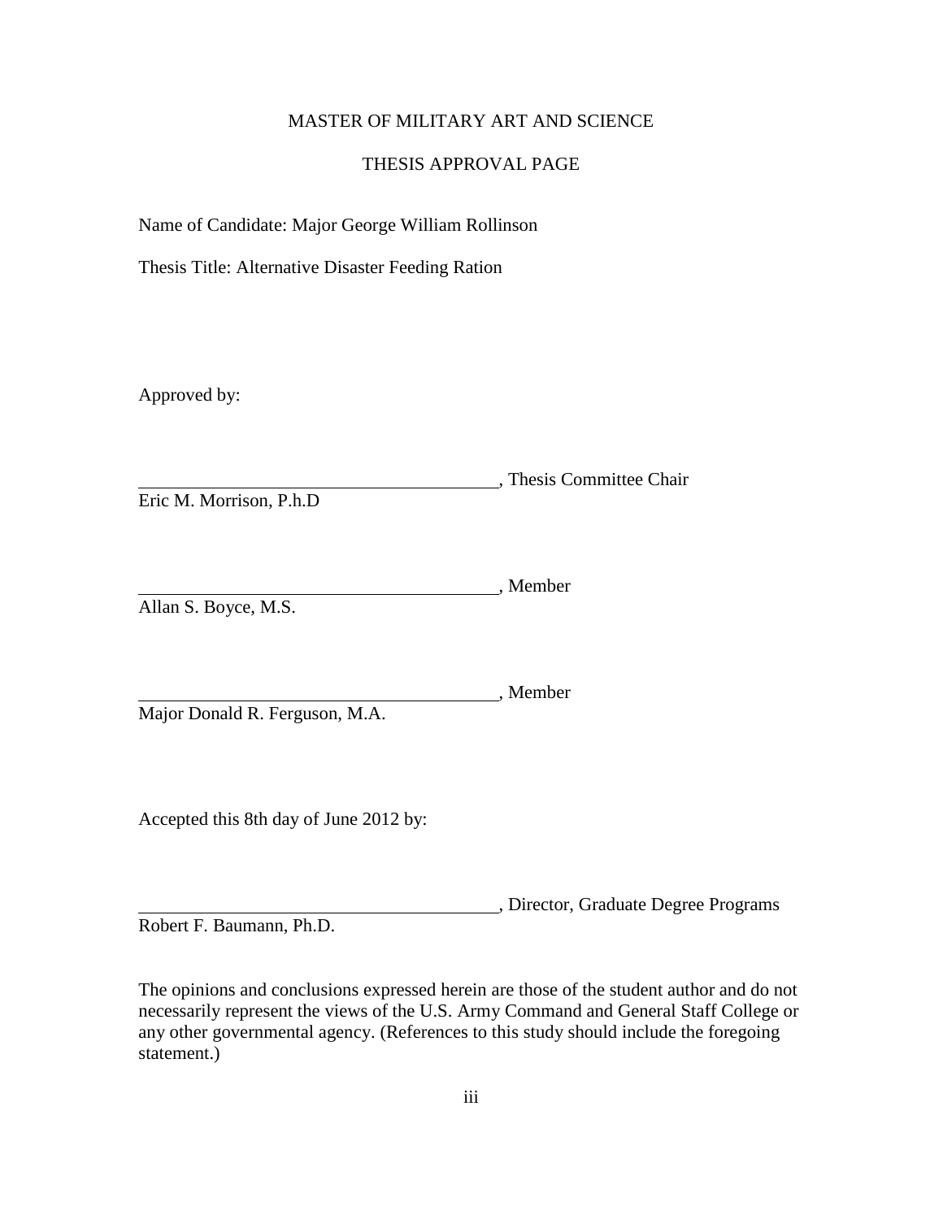MASTER OF MILITARY ART AND SCIENCE

THESIS APPROVAL PAGE

Name of Candidate: Major George William Rollinson

Thesis Title: Alternative Disaster Feeding Ration

Approved by:

\_\_\_\_\_\_\_\_\_\_\_\_\_\_\_\_\_\_\_\_\_\_\_\_\_\_\_\_\_\_\_\_\_\_\_\_\_\_\_\_, Thesis Committee Chair
Eric M. Morrison, P.h.D

\_\_\_\_\_\_\_\_\_\_\_\_\_\_\_\_\_\_\_\_\_\_\_\_\_\_\_\_\_\_\_\_\_\_\_\_\_\_\_\_, Member
Allan S. Boyce, M.S.

\_\_\_\_\_\_\_\_\_\_\_\_\_\_\_\_\_\_\_\_\_\_\_\_\_\_\_\_\_\_\_\_\_\_\_\_\_\_\_\_, Member
Major Donald R. Ferguson, M.A.

Accepted this 8th day of June 2012 by:

\_\_\_\_\_\_\_\_\_\_\_\_\_\_\_\_\_\_\_\_\_\_\_\_\_\_\_\_\_\_\_\_\_\_\_\_\_\_\_\_, Director, Graduate Degree Programs
Robert F. Baumann, Ph.D.

The opinions and conclusions expressed herein are those of the student author and do not necessarily represent the views of the U.S. Army Command and General Staff College or any other governmental agency. (References to this study should include the foregoing statement.)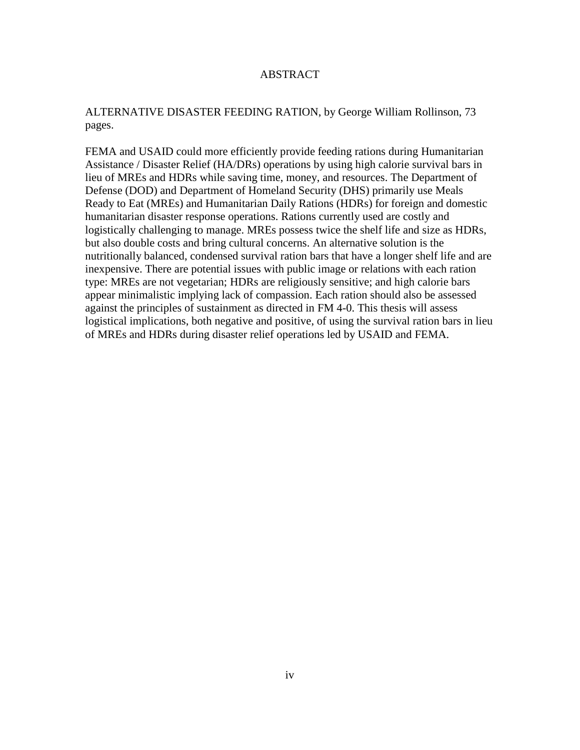# ABSTRACT

ALTERNATIVE DISASTER FEEDING RATION, by George William Rollinson, 73 pages.

FEMA and USAID could more efficiently provide feeding rations during Humanitarian Assistance / Disaster Relief (HA/DRs) operations by using high calorie survival bars in lieu of MREs and HDRs while saving time, money, and resources. The Department of Defense (DOD) and Department of Homeland Security (DHS) primarily use Meals Ready to Eat (MREs) and Humanitarian Daily Rations (HDRs) for foreign and domestic humanitarian disaster response operations. Rations currently used are costly and logistically challenging to manage. MREs possess twice the shelf life and size as HDRs, but also double costs and bring cultural concerns. An alternative solution is the nutritionally balanced, condensed survival ration bars that have a longer shelf life and are inexpensive. There are potential issues with public image or relations with each ration type: MREs are not vegetarian; HDRs are religiously sensitive; and high calorie bars appear minimalistic implying lack of compassion. Each ration should also be assessed against the principles of sustainment as directed in FM 4-0. This thesis will assess logistical implications, both negative and positive, of using the survival ration bars in lieu of MREs and HDRs during disaster relief operations led by USAID and FEMA.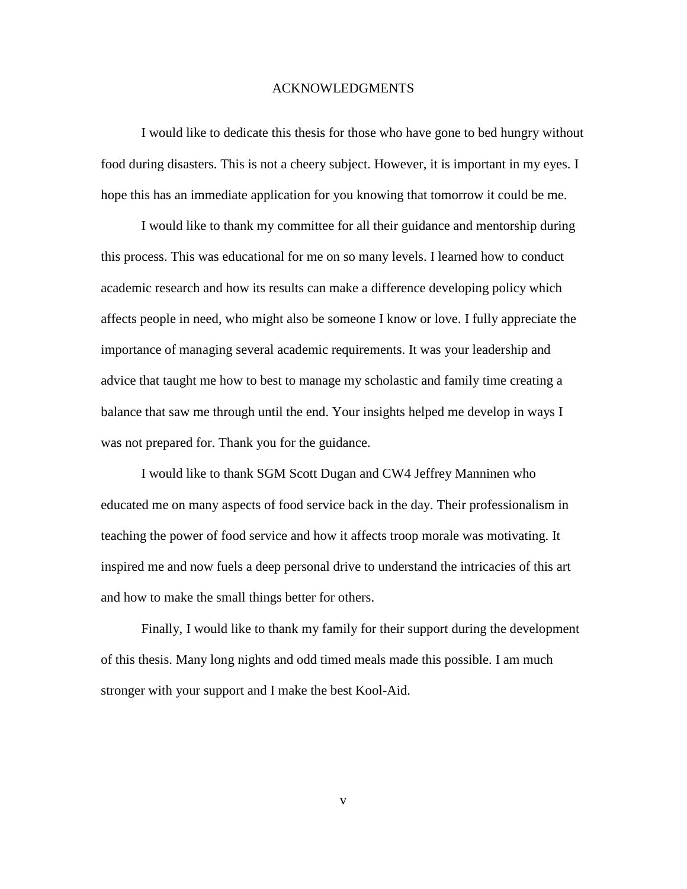# ACKNOWLEDGMENTS

I would like to dedicate this thesis for those who have gone to bed hungry without food during disasters. This is not a cheery subject. However, it is important in my eyes. I hope this has an immediate application for you knowing that tomorrow it could be me.

I would like to thank my committee for all their guidance and mentorship during this process. This was educational for me on so many levels. I learned how to conduct academic research and how its results can make a difference developing policy which affects people in need, who might also be someone I know or love. I fully appreciate the importance of managing several academic requirements. It was your leadership and advice that taught me how to best to manage my scholastic and family time creating a balance that saw me through until the end. Your insights helped me develop in ways I was not prepared for. Thank you for the guidance.

I would like to thank SGM Scott Dugan and CW4 Jeffrey Manninen who educated me on many aspects of food service back in the day. Their professionalism in teaching the power of food service and how it affects troop morale was motivating. It inspired me and now fuels a deep personal drive to understand the intricacies of this art and how to make the small things better for others.

Finally, I would like to thank my family for their support during the development of this thesis. Many long nights and odd timed meals made this possible. I am much stronger with your support and I make the best Kool-Aid.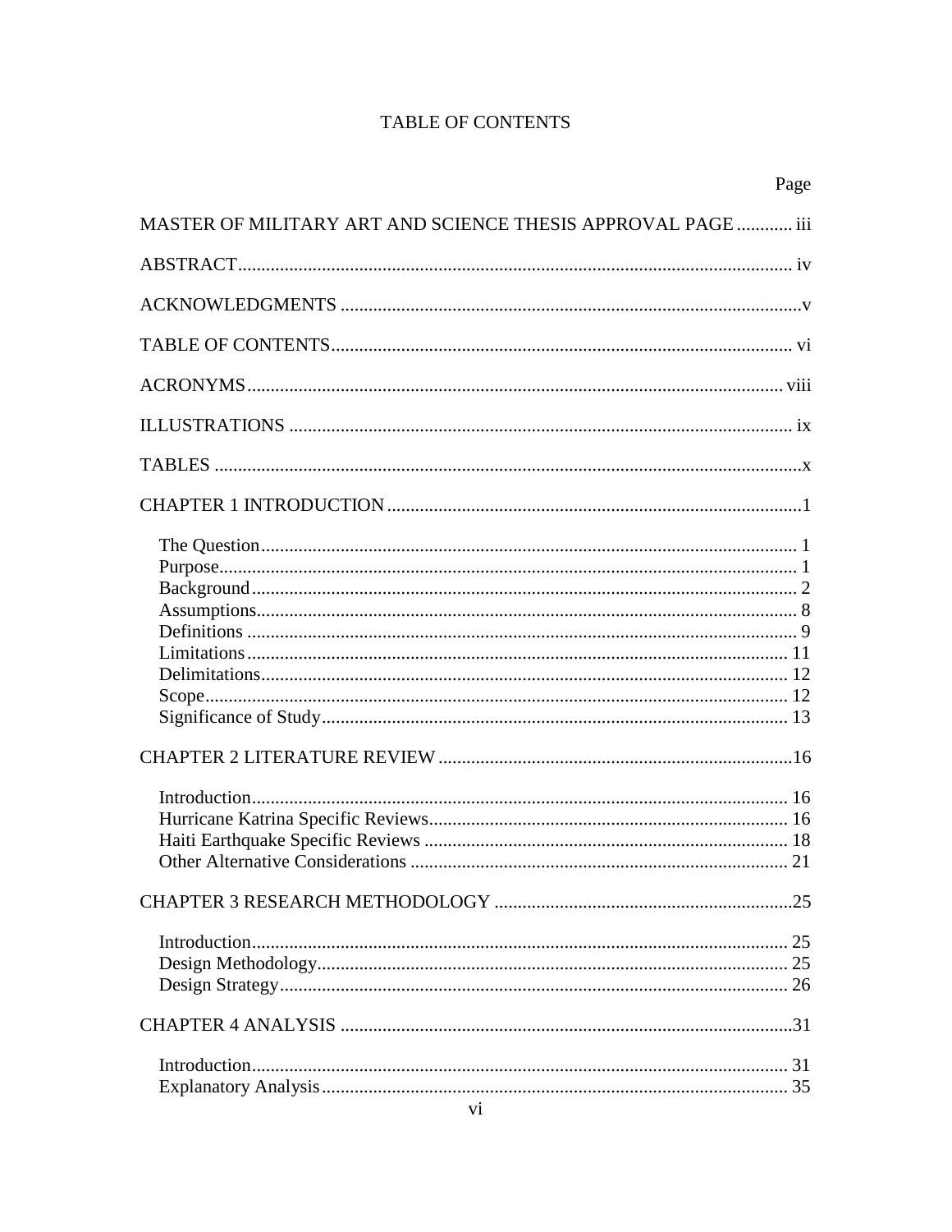# TABLE OF CONTENTS

| | Page |
|---|---|
| MASTER OF MILITARY ART AND SCIENCE THESIS APPROVAL PAGE | iii |
| ABSTRACT | iv |
| ACKNOWLEDGMENTS | v |
| TABLE OF CONTENTS | vi |
| ACRONYMS | viii |
| ILLUSTRATIONS | ix |
| TABLES | x |
| CHAPTER 1 INTRODUCTION | 1 |
| The Question | 1 |
| Purpose | 1 |
| Background | 2 |
| Assumptions | 8 |
| Definitions | 9 |
| Limitations | 11 |
| Delimitations | 12 |
| Scope | 12 |
| Significance of Study | 13 |
| CHAPTER 2 LITERATURE REVIEW | 16 |
| Introduction | 16 |
| Hurricane Katrina Specific Reviews | 16 |
| Haiti Earthquake Specific Reviews | 18 |
| Other Alternative Considerations | 21 |
| CHAPTER 3 RESEARCH METHODOLOGY | 25 |
| Introduction | 25 |
| Design Methodology | 25 |
| Design Strategy | 26 |
| CHAPTER 4 ANALYSIS | 31 |
| Introduction | 31 |
| Explanatory Analysis | 35 |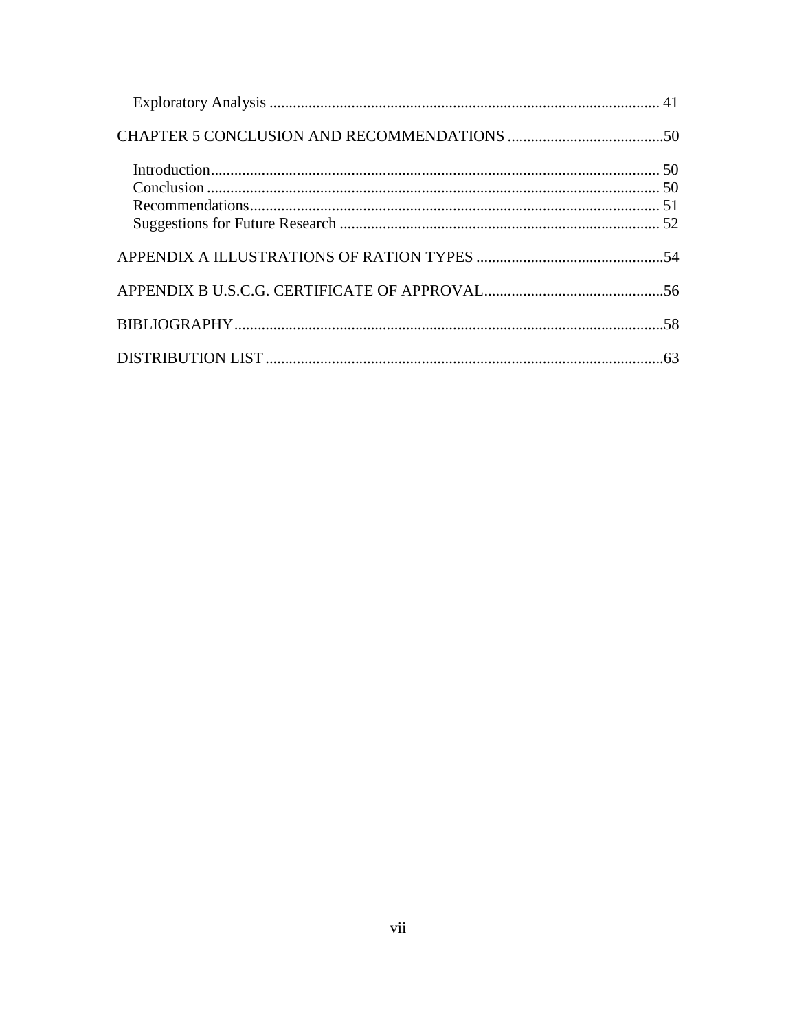Exploratory Analysis .................................................................................................... 41

CHAPTER 5 CONCLUSION AND RECOMMENDATIONS ........................................50

Introduction................................................................................................................... 50
Conclusion .................................................................................................................... 50
Recommendations......................................................................................................... 51
Suggestions for Future Research .................................................................................. 52

APPENDIX A ILLUSTRATIONS OF RATION TYPES ................................................54

APPENDIX B U.S.C.G. CERTIFICATE OF APPROVAL..............................................56

BIBLIOGRAPHY.............................................................................................................58

DISTRIBUTION LIST .....................................................................................................63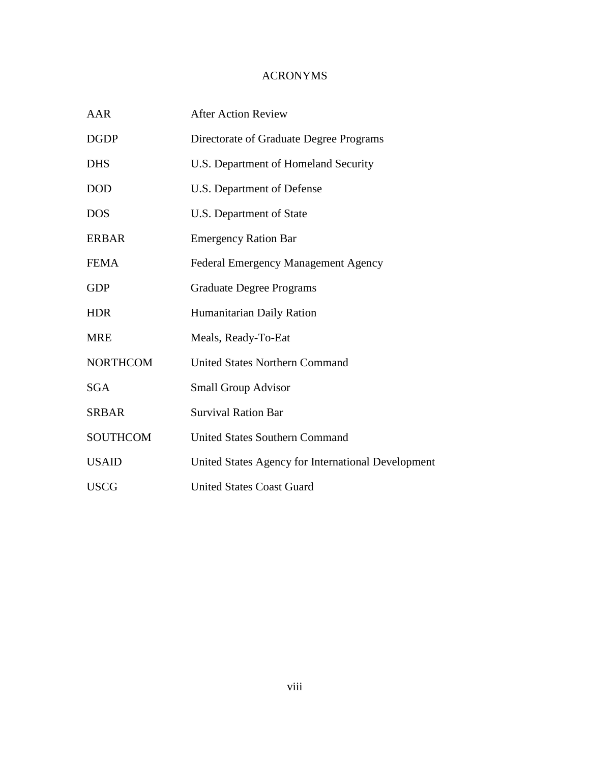# ACRONYMS

| | |
|---|---|
| AAR | After Action Review |
| DGDP | Directorate of Graduate Degree Programs |
| DHS | U.S. Department of Homeland Security |
| DOD | U.S. Department of Defense |
| DOS | U.S. Department of State |
| ERBAR | Emergency Ration Bar |
| FEMA | Federal Emergency Management Agency |
| GDP | Graduate Degree Programs |
| HDR | Humanitarian Daily Ration |
| MRE | Meals, Ready-To-Eat |
| NORTHCOM | United States Northern Command |
| SGA | Small Group Advisor |
| SRBAR | Survival Ration Bar |
| SOUTHCOM | United States Southern Command |
| USAID | United States Agency for International Development |
| USCG | United States Coast Guard |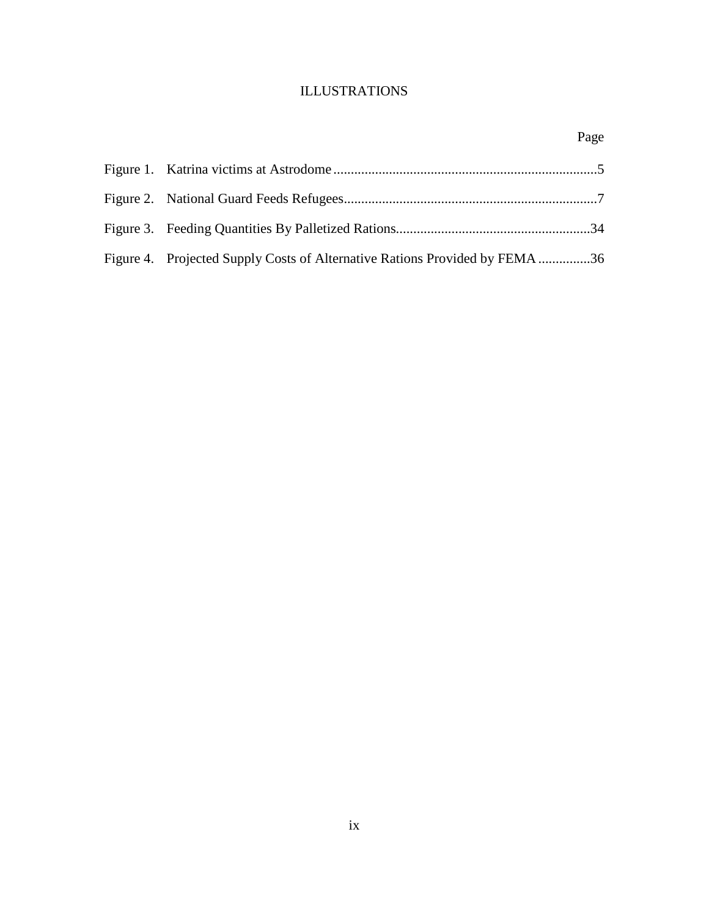# ILLUSTRATIONS

| | Page |
|---|---|
| Figure 1. Katrina victims at Astrodome | 5 |
| Figure 2. National Guard Feeds Refugees | 7 |
| Figure 3. Feeding Quantities By Palletized Rations | 34 |
| Figure 4. Projected Supply Costs of Alternative Rations Provided by FEMA | 36 |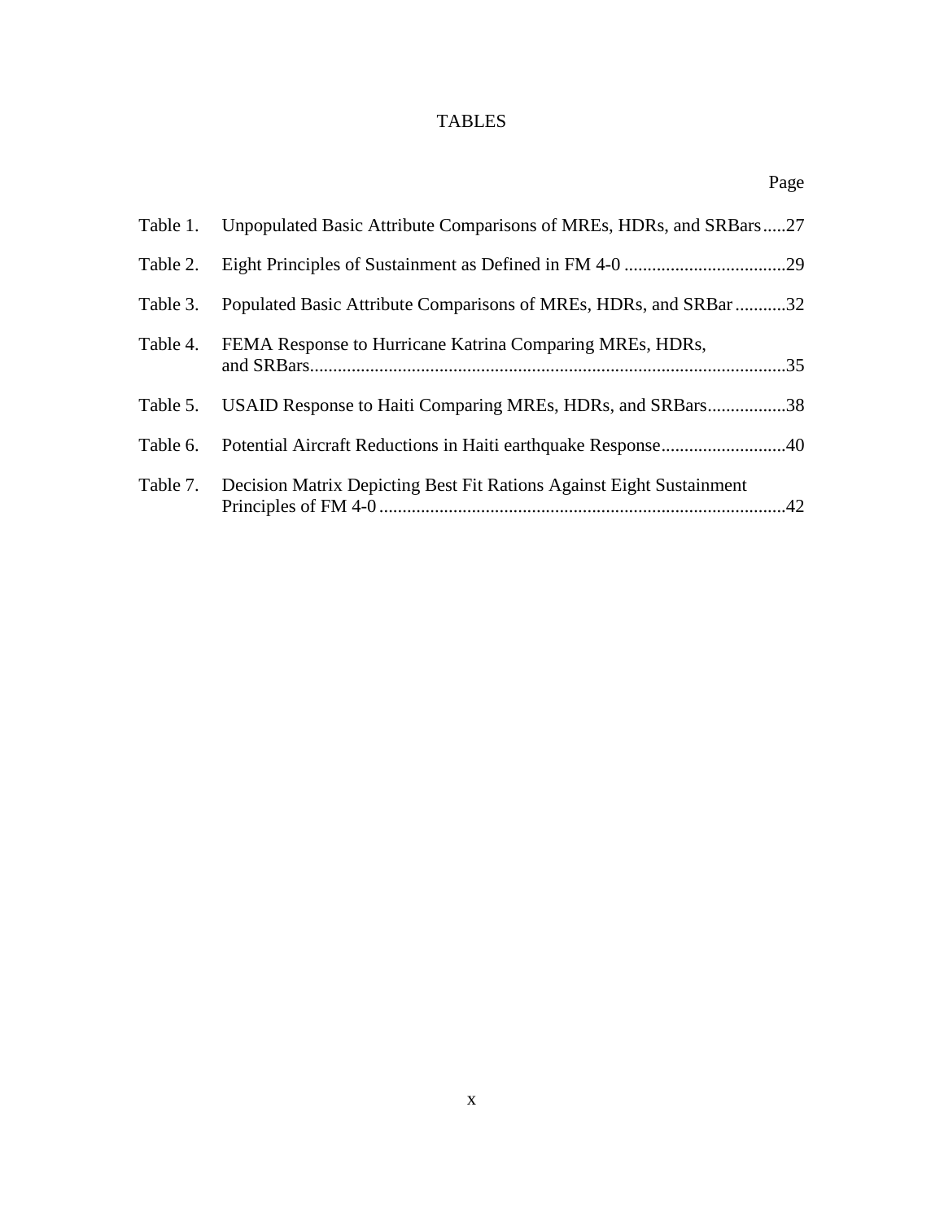# TABLES

| | | Page |
|---|---|---|
| Table 1. | Unpopulated Basic Attribute Comparisons of MREs, HDRs, and SRBars | 27 |
| Table 2. | Eight Principles of Sustainment as Defined in FM 4-0 | 29 |
| Table 3. | Populated Basic Attribute Comparisons of MREs, HDRs, and SRBar | 32 |
| Table 4. | FEMA Response to Hurricane Katrina Comparing MREs, HDRs, and SRBars | 35 |
| Table 5. | USAID Response to Haiti Comparing MREs, HDRs, and SRBars | 38 |
| Table 6. | Potential Aircraft Reductions in Haiti earthquake Response | 40 |
| Table 7. | Decision Matrix Depicting Best Fit Rations Against Eight Sustainment Principles of FM 4-0 | 42 |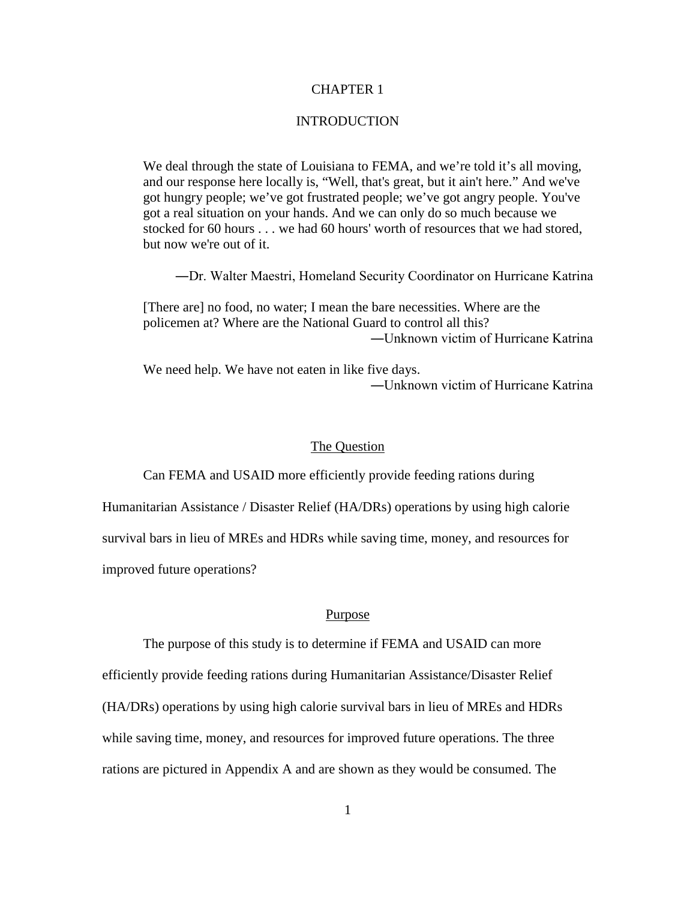# CHAPTER 1

# INTRODUCTION

> We deal through the state of Louisiana to FEMA, and we're told it's all moving, and our response here locally is, "Well, that's great, but it ain't here." And we've got hungry people; we've got frustrated people; we've got angry people. You've got a real situation on your hands. And we can only do so much because we stocked for 60 hours . . . we had 60 hours' worth of resources that we had stored, but now we're out of it.
>
> —Dr. Walter Maestri, Homeland Security Coordinator on Hurricane Katrina

> [There are] no food, no water; I mean the bare necessities. Where are the policemen at? Where are the National Guard to control all this?
>
> —Unknown victim of Hurricane Katrina

> We need help. We have not eaten in like five days.
>
> —Unknown victim of Hurricane Katrina

## The Question

Can FEMA and USAID more efficiently provide feeding rations during Humanitarian Assistance / Disaster Relief (HA/DRs) operations by using high calorie survival bars in lieu of MREs and HDRs while saving time, money, and resources for improved future operations?

## Purpose

The purpose of this study is to determine if FEMA and USAID can more efficiently provide feeding rations during Humanitarian Assistance/Disaster Relief (HA/DRs) operations by using high calorie survival bars in lieu of MREs and HDRs while saving time, money, and resources for improved future operations. The three rations are pictured in Appendix A and are shown as they would be consumed. The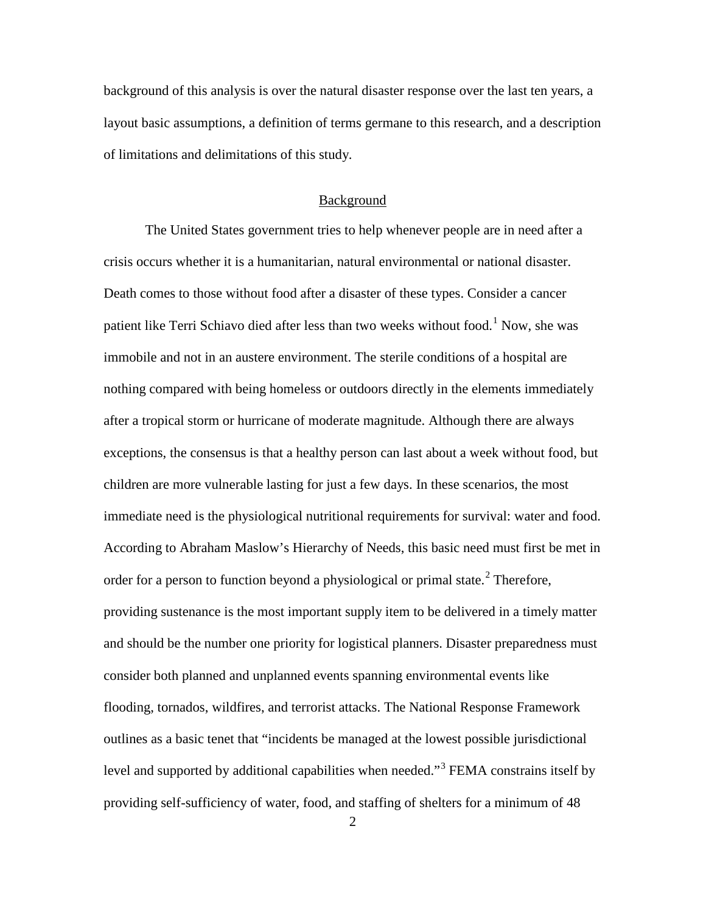background of this analysis is over the natural disaster response over the last ten years, a layout basic assumptions, a definition of terms germane to this research, and a description of limitations and delimitations of this study.

## Background

The United States government tries to help whenever people are in need after a crisis occurs whether it is a humanitarian, natural environmental or national disaster. Death comes to those without food after a disaster of these types. Consider a cancer patient like Terri Schiavo died after less than two weeks without food.[1] Now, she was immobile and not in an austere environment. The sterile conditions of a hospital are nothing compared with being homeless or outdoors directly in the elements immediately after a tropical storm or hurricane of moderate magnitude. Although there are always exceptions, the consensus is that a healthy person can last about a week without food, but children are more vulnerable lasting for just a few days. In these scenarios, the most immediate need is the physiological nutritional requirements for survival: water and food. According to Abraham Maslow's Hierarchy of Needs, this basic need must first be met in order for a person to function beyond a physiological or primal state.[2] Therefore, providing sustenance is the most important supply item to be delivered in a timely matter and should be the number one priority for logistical planners. Disaster preparedness must consider both planned and unplanned events spanning environmental events like flooding, tornados, wildfires, and terrorist attacks. The National Response Framework outlines as a basic tenet that "incidents be managed at the lowest possible jurisdictional level and supported by additional capabilities when needed."[3] FEMA constrains itself by providing self-sufficiency of water, food, and staffing of shelters for a minimum of 48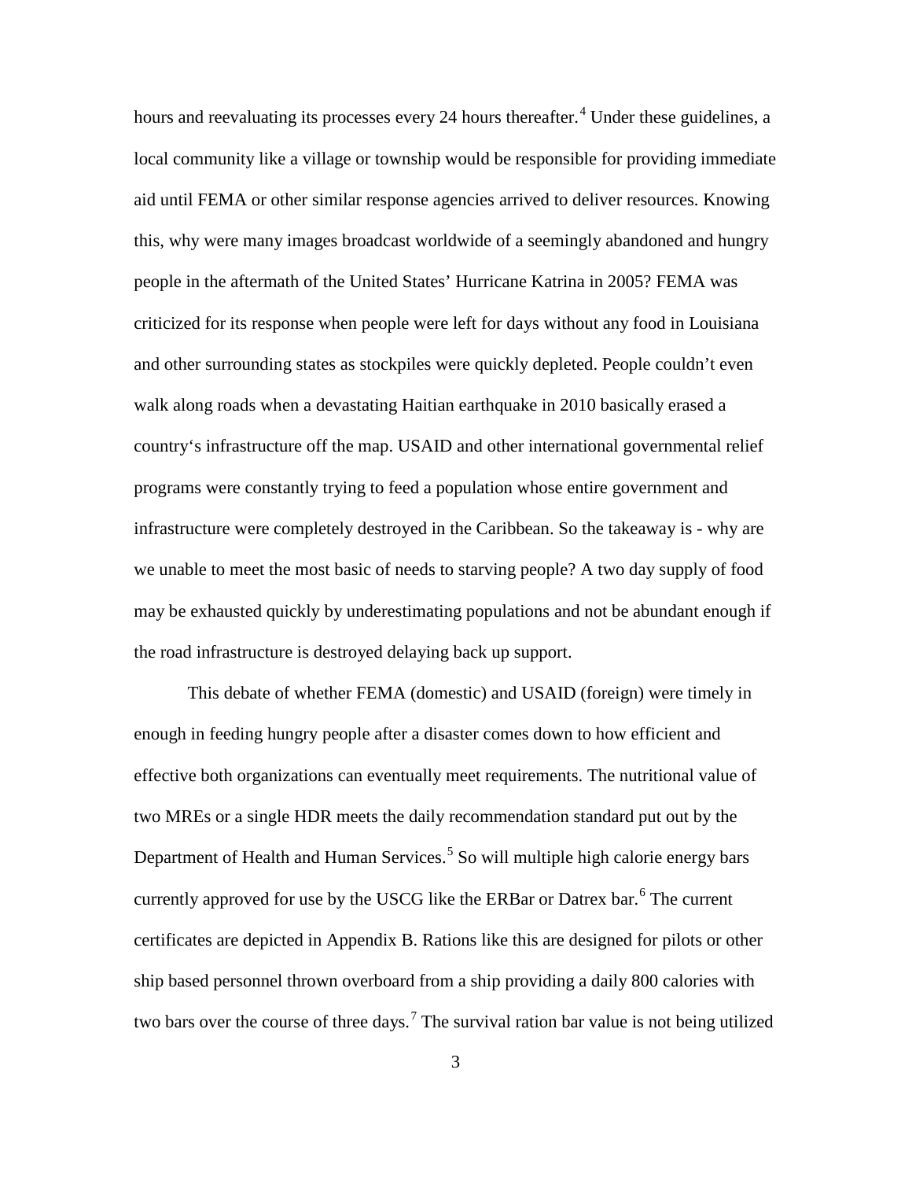hours and reevaluating its processes every 24 hours thereafter.[4] Under these guidelines, a local community like a village or township would be responsible for providing immediate aid until FEMA or other similar response agencies arrived to deliver resources. Knowing this, why were many images broadcast worldwide of a seemingly abandoned and hungry people in the aftermath of the United States' Hurricane Katrina in 2005? FEMA was criticized for its response when people were left for days without any food in Louisiana and other surrounding states as stockpiles were quickly depleted. People couldn't even walk along roads when a devastating Haitian earthquake in 2010 basically erased a country's infrastructure off the map. USAID and other international governmental relief programs were constantly trying to feed a population whose entire government and infrastructure were completely destroyed in the Caribbean. So the takeaway is - why are we unable to meet the most basic of needs to starving people? A two day supply of food may be exhausted quickly by underestimating populations and not be abundant enough if the road infrastructure is destroyed delaying back up support.

This debate of whether FEMA (domestic) and USAID (foreign) were timely in enough in feeding hungry people after a disaster comes down to how efficient and effective both organizations can eventually meet requirements. The nutritional value of two MREs or a single HDR meets the daily recommendation standard put out by the Department of Health and Human Services.[5] So will multiple high calorie energy bars currently approved for use by the USCG like the ERBar or Datrex bar.[6] The current certificates are depicted in Appendix B. Rations like this are designed for pilots or other ship based personnel thrown overboard from a ship providing a daily 800 calories with two bars over the course of three days.[7] The survival ration bar value is not being utilized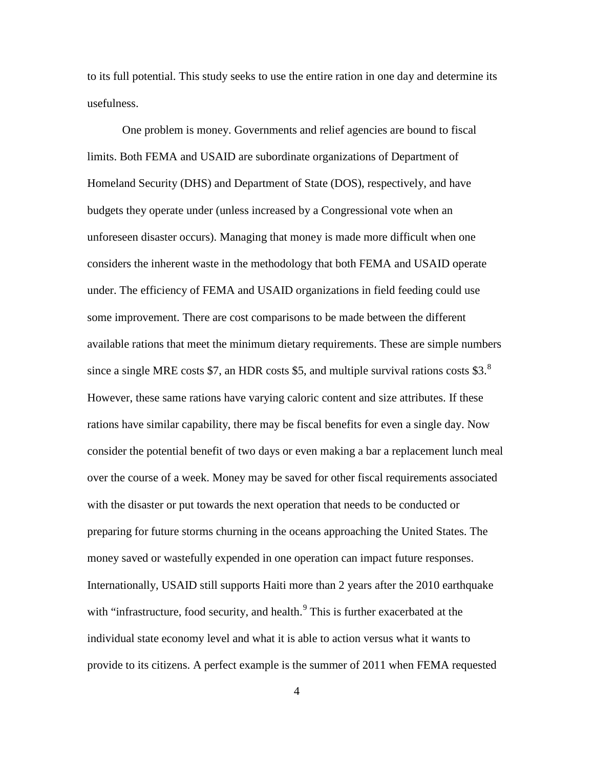to its full potential. This study seeks to use the entire ration in one day and determine its usefulness.

One problem is money. Governments and relief agencies are bound to fiscal limits. Both FEMA and USAID are subordinate organizations of Department of Homeland Security (DHS) and Department of State (DOS), respectively, and have budgets they operate under (unless increased by a Congressional vote when an unforeseen disaster occurs). Managing that money is made more difficult when one considers the inherent waste in the methodology that both FEMA and USAID operate under. The efficiency of FEMA and USAID organizations in field feeding could use some improvement. There are cost comparisons to be made between the different available rations that meet the minimum dietary requirements. These are simple numbers since a single MRE costs $7, an HDR costs $5, and multiple survival rations costs $3.[8] However, these same rations have varying caloric content and size attributes. If these rations have similar capability, there may be fiscal benefits for even a single day. Now consider the potential benefit of two days or even making a bar a replacement lunch meal over the course of a week. Money may be saved for other fiscal requirements associated with the disaster or put towards the next operation that needs to be conducted or preparing for future storms churning in the oceans approaching the United States. The money saved or wastefully expended in one operation can impact future responses. Internationally, USAID still supports Haiti more than 2 years after the 2010 earthquake with "infrastructure, food security, and health.[9] This is further exacerbated at the individual state economy level and what it is able to action versus what it wants to provide to its citizens. A perfect example is the summer of 2011 when FEMA requested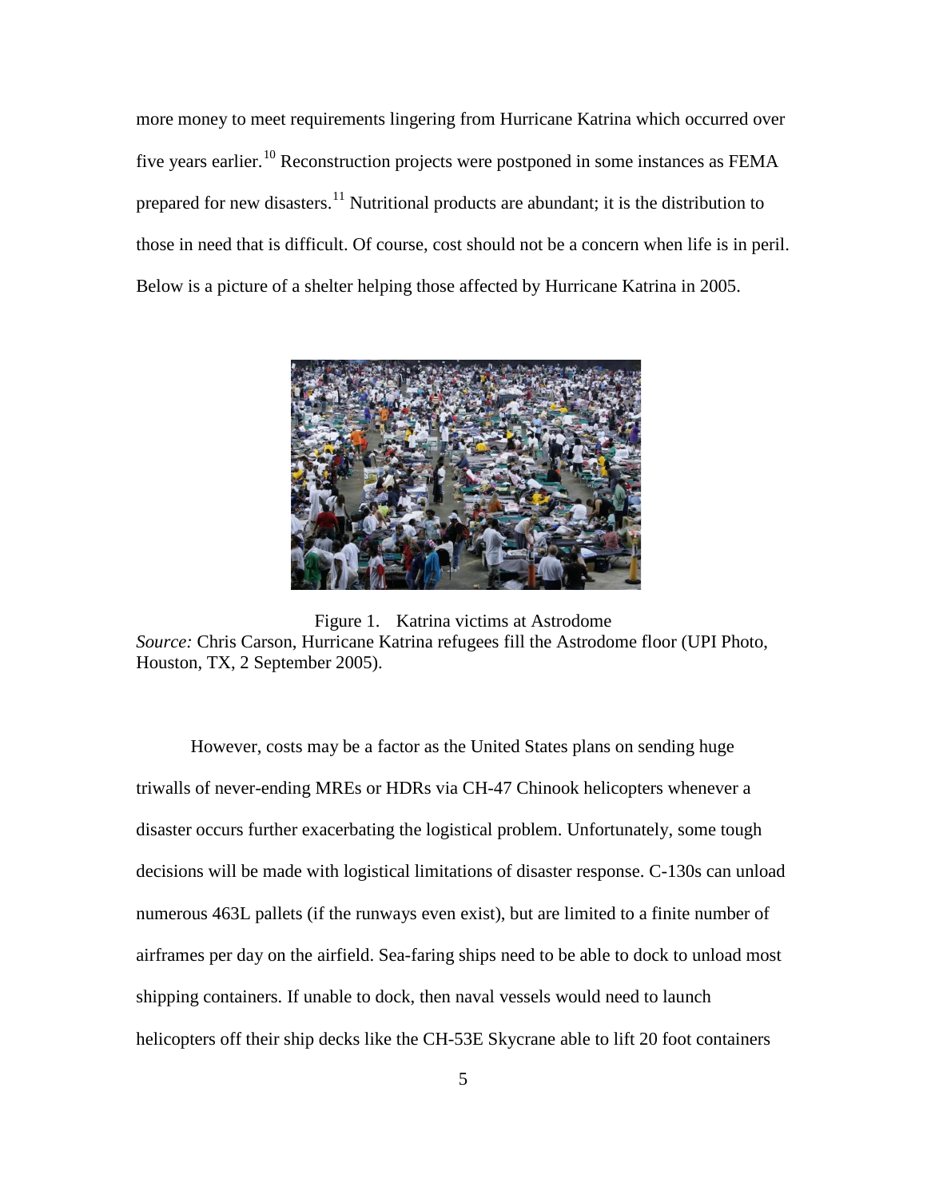more money to meet requirements lingering from Hurricane Katrina which occurred over five years earlier.[10] Reconstruction projects were postponed in some instances as FEMA prepared for new disasters.[11] Nutritional products are abundant; it is the distribution to those in need that is difficult. Of course, cost should not be a concern when life is in peril. Below is a picture of a shelter helping those affected by Hurricane Katrina in 2005.

Figure 1. Katrina victims at Astrodome
*Source:* Chris Carson, Hurricane Katrina refugees fill the Astrodome floor (UPI Photo, Houston, TX, 2 September 2005).

However, costs may be a factor as the United States plans on sending huge triwalls of never-ending MREs or HDRs via CH-47 Chinook helicopters whenever a disaster occurs further exacerbating the logistical problem. Unfortunately, some tough decisions will be made with logistical limitations of disaster response. C-130s can unload numerous 463L pallets (if the runways even exist), but are limited to a finite number of airframes per day on the airfield. Sea-faring ships need to be able to dock to unload most shipping containers. If unable to dock, then naval vessels would need to launch helicopters off their ship decks like the CH-53E Skycrane able to lift 20 foot containers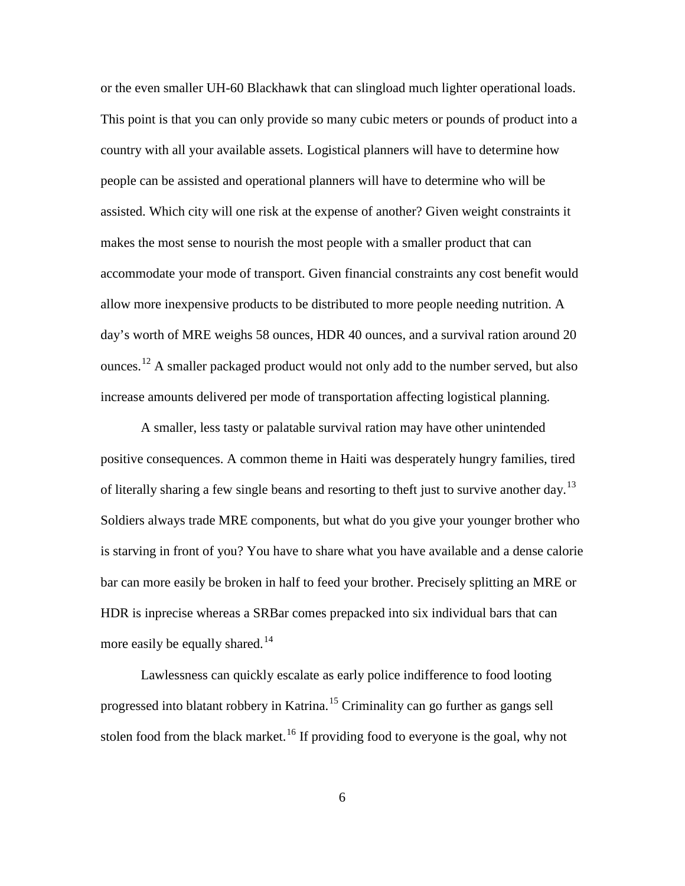or the even smaller UH-60 Blackhawk that can slingload much lighter operational loads. This point is that you can only provide so many cubic meters or pounds of product into a country with all your available assets. Logistical planners will have to determine how people can be assisted and operational planners will have to determine who will be assisted. Which city will one risk at the expense of another? Given weight constraints it makes the most sense to nourish the most people with a smaller product that can accommodate your mode of transport. Given financial constraints any cost benefit would allow more inexpensive products to be distributed to more people needing nutrition. A day's worth of MRE weighs 58 ounces, HDR 40 ounces, and a survival ration around 20 ounces.[12] A smaller packaged product would not only add to the number served, but also increase amounts delivered per mode of transportation affecting logistical planning.

A smaller, less tasty or palatable survival ration may have other unintended positive consequences. A common theme in Haiti was desperately hungry families, tired of literally sharing a few single beans and resorting to theft just to survive another day.[13] Soldiers always trade MRE components, but what do you give your younger brother who is starving in front of you? You have to share what you have available and a dense calorie bar can more easily be broken in half to feed your brother. Precisely splitting an MRE or HDR is inprecise whereas a SRBar comes prepacked into six individual bars that can more easily be equally shared.[14]

Lawlessness can quickly escalate as early police indifference to food looting progressed into blatant robbery in Katrina.[15] Criminality can go further as gangs sell stolen food from the black market.[16] If providing food to everyone is the goal, why not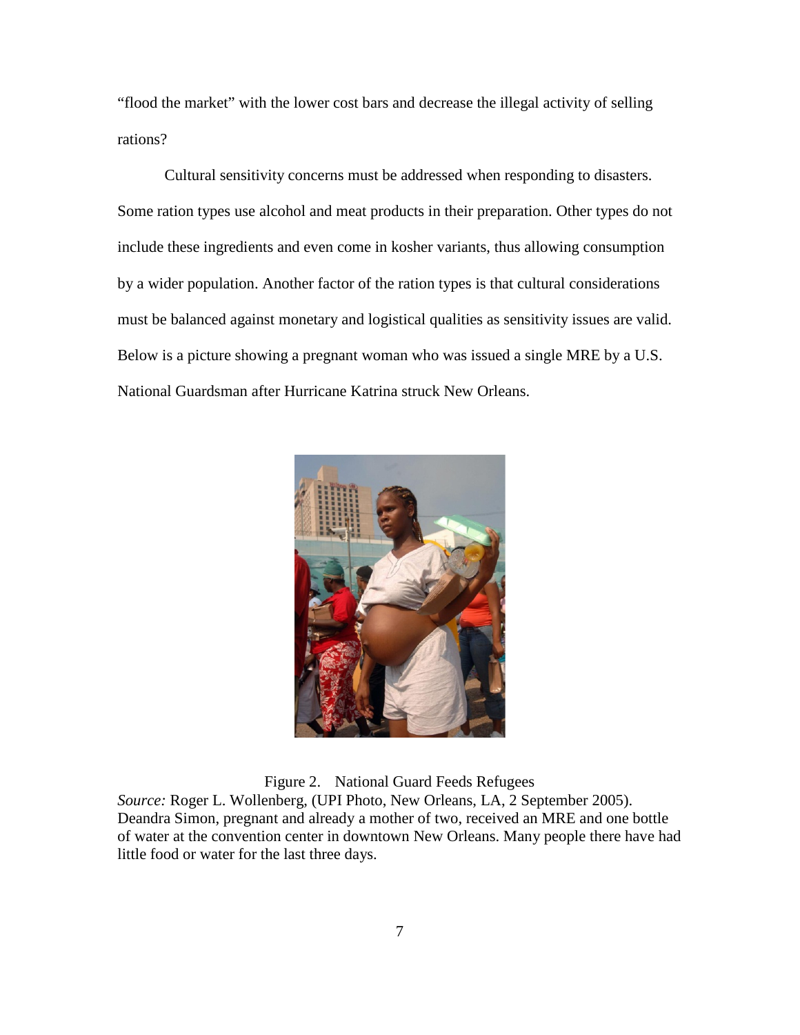"flood the market" with the lower cost bars and decrease the illegal activity of selling rations?

Cultural sensitivity concerns must be addressed when responding to disasters. Some ration types use alcohol and meat products in their preparation. Other types do not include these ingredients and even come in kosher variants, thus allowing consumption by a wider population. Another factor of the ration types is that cultural considerations must be balanced against monetary and logistical qualities as sensitivity issues are valid. Below is a picture showing a pregnant woman who was issued a single MRE by a U.S. National Guardsman after Hurricane Katrina struck New Orleans.

Figure 2. National Guard Feeds Refugees

*Source:* Roger L. Wollenberg, (UPI Photo, New Orleans, LA, 2 September 2005). Deandra Simon, pregnant and already a mother of two, received an MRE and one bottle of water at the convention center in downtown New Orleans. Many people there have had little food or water for the last three days.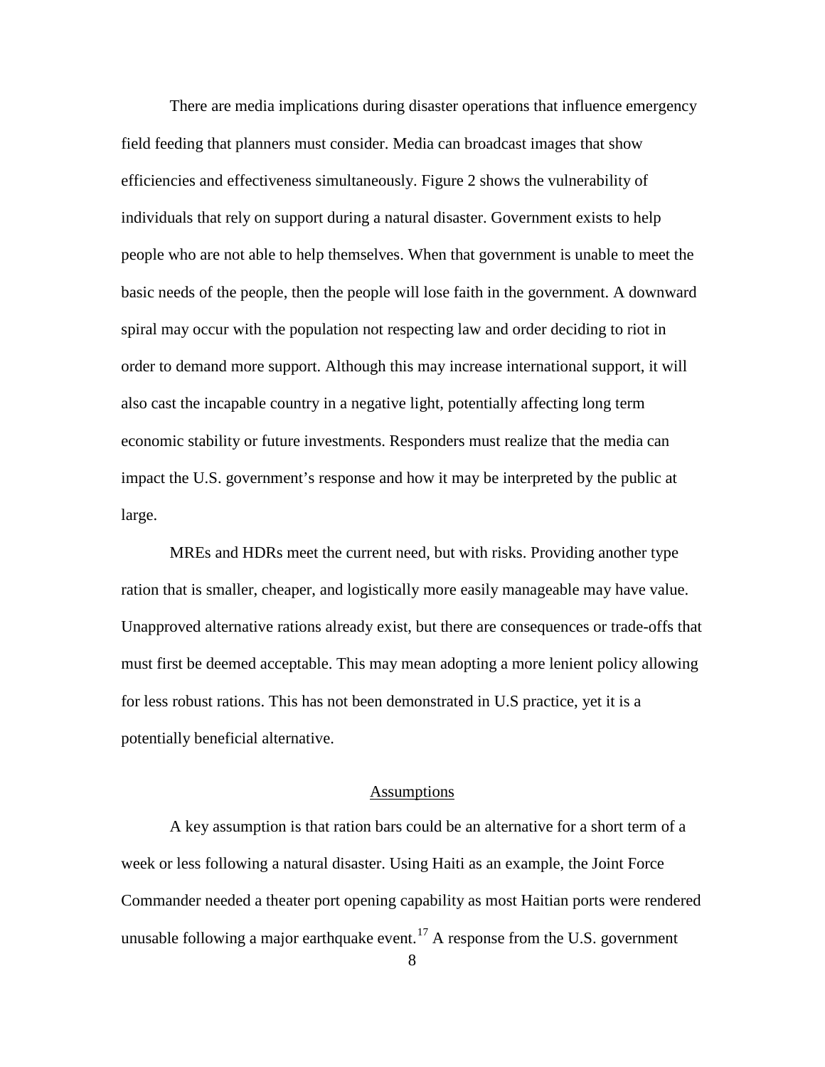There are media implications during disaster operations that influence emergency field feeding that planners must consider. Media can broadcast images that show efficiencies and effectiveness simultaneously. Figure 2 shows the vulnerability of individuals that rely on support during a natural disaster. Government exists to help people who are not able to help themselves. When that government is unable to meet the basic needs of the people, then the people will lose faith in the government. A downward spiral may occur with the population not respecting law and order deciding to riot in order to demand more support. Although this may increase international support, it will also cast the incapable country in a negative light, potentially affecting long term economic stability or future investments. Responders must realize that the media can impact the U.S. government's response and how it may be interpreted by the public at large.

MREs and HDRs meet the current need, but with risks. Providing another type ration that is smaller, cheaper, and logistically more easily manageable may have value. Unapproved alternative rations already exist, but there are consequences or trade-offs that must first be deemed acceptable. This may mean adopting a more lenient policy allowing for less robust rations. This has not been demonstrated in U.S practice, yet it is a potentially beneficial alternative.

## Assumptions

A key assumption is that ration bars could be an alternative for a short term of a week or less following a natural disaster. Using Haiti as an example, the Joint Force Commander needed a theater port opening capability as most Haitian ports were rendered unusable following a major earthquake event.[17] A response from the U.S. government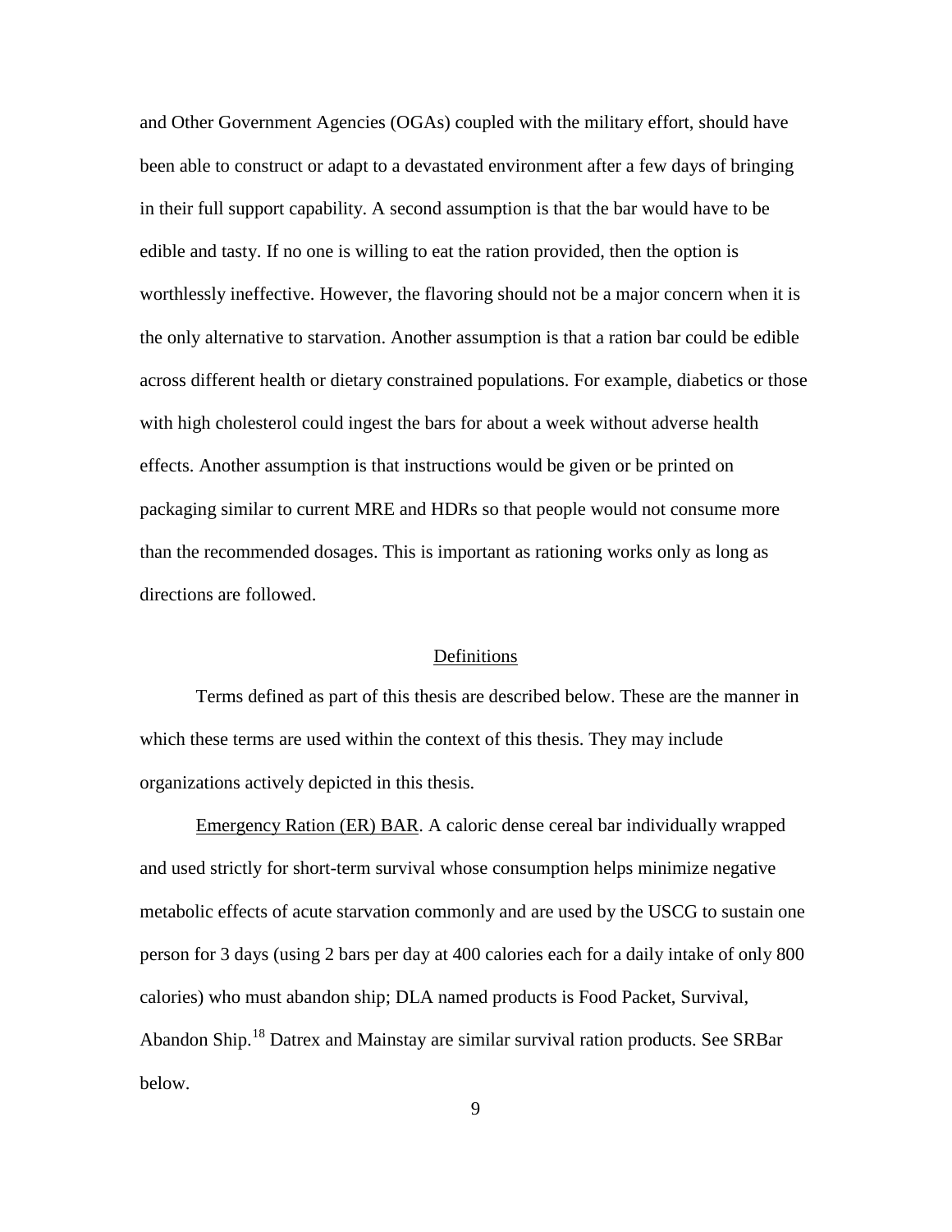and Other Government Agencies (OGAs) coupled with the military effort, should have been able to construct or adapt to a devastated environment after a few days of bringing in their full support capability. A second assumption is that the bar would have to be edible and tasty. If no one is willing to eat the ration provided, then the option is worthlessly ineffective. However, the flavoring should not be a major concern when it is the only alternative to starvation. Another assumption is that a ration bar could be edible across different health or dietary constrained populations. For example, diabetics or those with high cholesterol could ingest the bars for about a week without adverse health effects. Another assumption is that instructions would be given or be printed on packaging similar to current MRE and HDRs so that people would not consume more than the recommended dosages. This is important as rationing works only as long as directions are followed.

## Definitions

Terms defined as part of this thesis are described below. These are the manner in which these terms are used within the context of this thesis. They may include organizations actively depicted in this thesis.

Emergency Ration (ER) BAR. A caloric dense cereal bar individually wrapped and used strictly for short-term survival whose consumption helps minimize negative metabolic effects of acute starvation commonly and are used by the USCG to sustain one person for 3 days (using 2 bars per day at 400 calories each for a daily intake of only 800 calories) who must abandon ship; DLA named products is Food Packet, Survival, Abandon Ship.[18] Datrex and Mainstay are similar survival ration products. See SRBar below.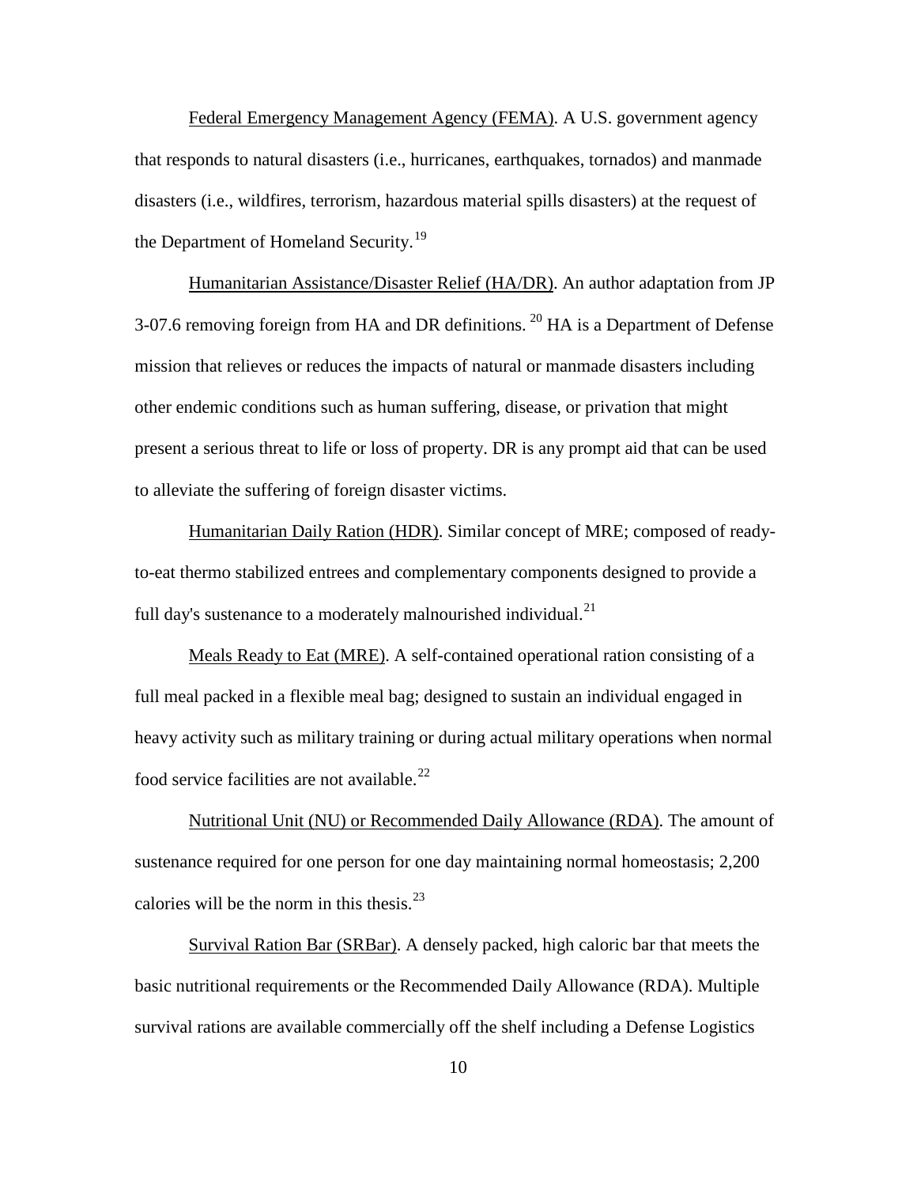Federal Emergency Management Agency (FEMA). A U.S. government agency that responds to natural disasters (i.e., hurricanes, earthquakes, tornados) and manmade disasters (i.e., wildfires, terrorism, hazardous material spills disasters) at the request of the Department of Homeland Security.[19]

Humanitarian Assistance/Disaster Relief (HA/DR). An author adaptation from JP 3-07.6 removing foreign from HA and DR definitions. [20] HA is a Department of Defense mission that relieves or reduces the impacts of natural or manmade disasters including other endemic conditions such as human suffering, disease, or privation that might present a serious threat to life or loss of property. DR is any prompt aid that can be used to alleviate the suffering of foreign disaster victims.

Humanitarian Daily Ration (HDR). Similar concept of MRE; composed of ready-to-eat thermo stabilized entrees and complementary components designed to provide a full day's sustenance to a moderately malnourished individual.[21]

Meals Ready to Eat (MRE). A self-contained operational ration consisting of a full meal packed in a flexible meal bag; designed to sustain an individual engaged in heavy activity such as military training or during actual military operations when normal food service facilities are not available.[22]

Nutritional Unit (NU) or Recommended Daily Allowance (RDA). The amount of sustenance required for one person for one day maintaining normal homeostasis; 2,200 calories will be the norm in this thesis.[23]

Survival Ration Bar (SRBar). A densely packed, high caloric bar that meets the basic nutritional requirements or the Recommended Daily Allowance (RDA). Multiple survival rations are available commercially off the shelf including a Defense Logistics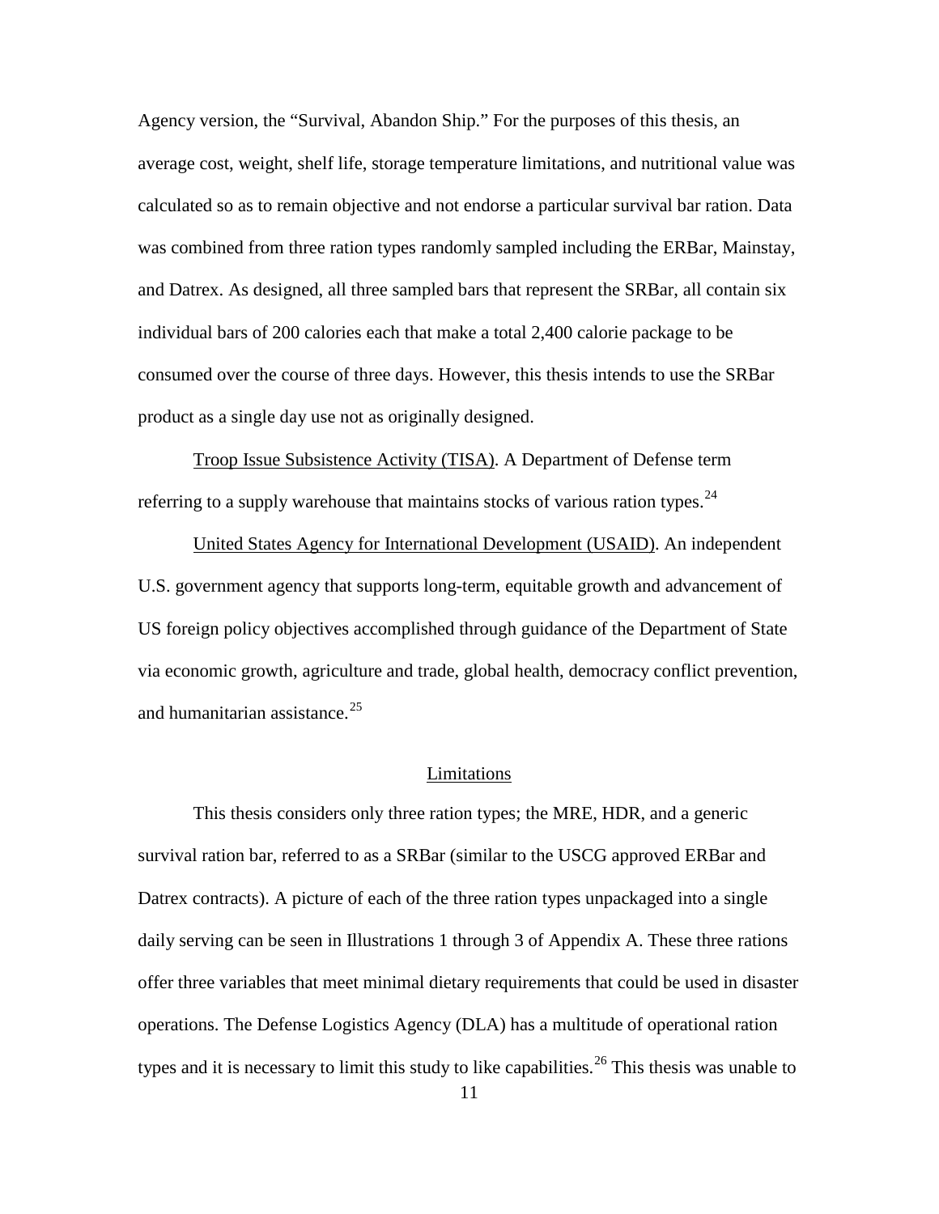Agency version, the "Survival, Abandon Ship." For the purposes of this thesis, an average cost, weight, shelf life, storage temperature limitations, and nutritional value was calculated so as to remain objective and not endorse a particular survival bar ration. Data was combined from three ration types randomly sampled including the ERBar, Mainstay, and Datrex. As designed, all three sampled bars that represent the SRBar, all contain six individual bars of 200 calories each that make a total 2,400 calorie package to be consumed over the course of three days. However, this thesis intends to use the SRBar product as a single day use not as originally designed.

Troop Issue Subsistence Activity (TISA). A Department of Defense term referring to a supply warehouse that maintains stocks of various ration types.[24]

United States Agency for International Development (USAID). An independent U.S. government agency that supports long-term, equitable growth and advancement of US foreign policy objectives accomplished through guidance of the Department of State via economic growth, agriculture and trade, global health, democracy conflict prevention, and humanitarian assistance.[25]

## Limitations

This thesis considers only three ration types; the MRE, HDR, and a generic survival ration bar, referred to as a SRBar (similar to the USCG approved ERBar and Datrex contracts). A picture of each of the three ration types unpackaged into a single daily serving can be seen in Illustrations 1 through 3 of Appendix A. These three rations offer three variables that meet minimal dietary requirements that could be used in disaster operations. The Defense Logistics Agency (DLA) has a multitude of operational ration types and it is necessary to limit this study to like capabilities.[26] This thesis was unable to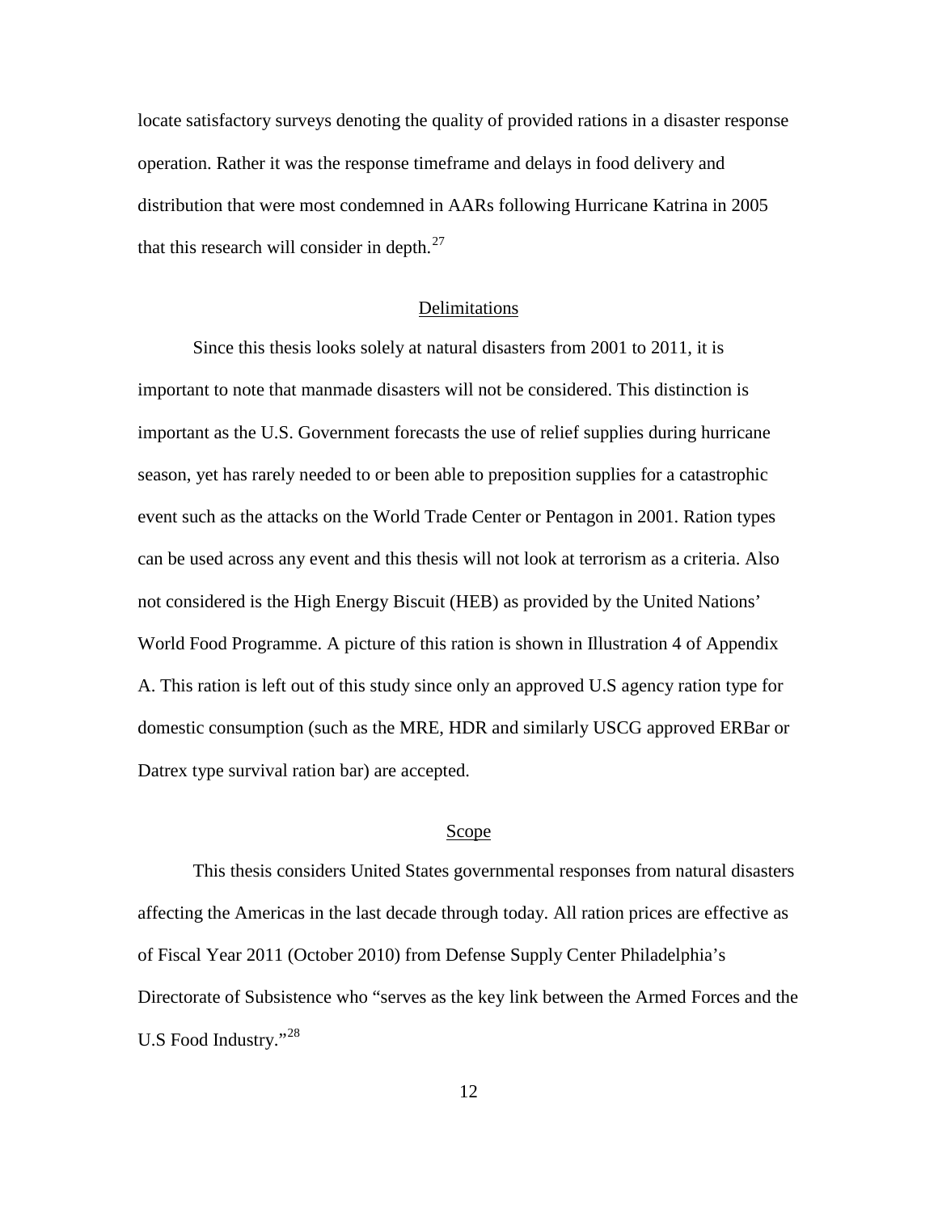locate satisfactory surveys denoting the quality of provided rations in a disaster response operation. Rather it was the response timeframe and delays in food delivery and distribution that were most condemned in AARs following Hurricane Katrina in 2005 that this research will consider in depth.[27]

## Delimitations

Since this thesis looks solely at natural disasters from 2001 to 2011, it is important to note that manmade disasters will not be considered. This distinction is important as the U.S. Government forecasts the use of relief supplies during hurricane season, yet has rarely needed to or been able to preposition supplies for a catastrophic event such as the attacks on the World Trade Center or Pentagon in 2001. Ration types can be used across any event and this thesis will not look at terrorism as a criteria. Also not considered is the High Energy Biscuit (HEB) as provided by the United Nations' World Food Programme. A picture of this ration is shown in Illustration 4 of Appendix A. This ration is left out of this study since only an approved U.S agency ration type for domestic consumption (such as the MRE, HDR and similarly USCG approved ERBar or Datrex type survival ration bar) are accepted.

## Scope

This thesis considers United States governmental responses from natural disasters affecting the Americas in the last decade through today. All ration prices are effective as of Fiscal Year 2011 (October 2010) from Defense Supply Center Philadelphia's Directorate of Subsistence who "serves as the key link between the Armed Forces and the U.S Food Industry."[28]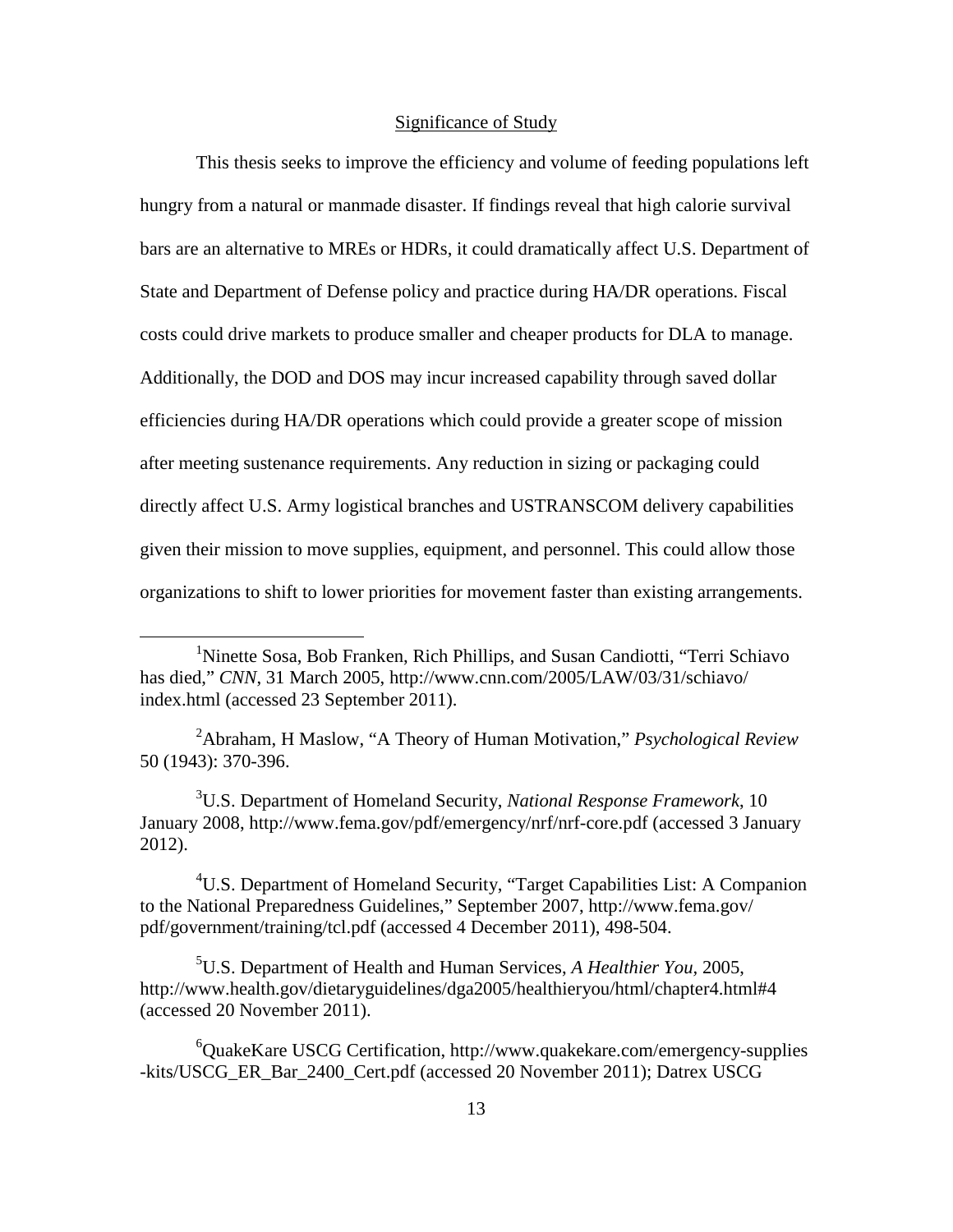## Significance of Study

This thesis seeks to improve the efficiency and volume of feeding populations left hungry from a natural or manmade disaster. If findings reveal that high calorie survival bars are an alternative to MREs or HDRs, it could dramatically affect U.S. Department of State and Department of Defense policy and practice during HA/DR operations. Fiscal costs could drive markets to produce smaller and cheaper products for DLA to manage. Additionally, the DOD and DOS may incur increased capability through saved dollar efficiencies during HA/DR operations which could provide a greater scope of mission after meeting sustenance requirements. Any reduction in sizing or packaging could directly affect U.S. Army logistical branches and USTRANSCOM delivery capabilities given their mission to move supplies, equipment, and personnel. This could allow those organizations to shift to lower priorities for movement faster than existing arrangements.

---

[1] Ninette Sosa, Bob Franken, Rich Phillips, and Susan Candiotti, "Terri Schiavo has died," *CNN*, 31 March 2005, http://www.cnn.com/2005/LAW/03/31/schiavo/index.html (accessed 23 September 2011).

[2] Abraham, H Maslow, "A Theory of Human Motivation," *Psychological Review* 50 (1943): 370-396.

[3] U.S. Department of Homeland Security, *National Response Framework*, 10 January 2008, http://www.fema.gov/pdf/emergency/nrf/nrf-core.pdf (accessed 3 January 2012).

[4] U.S. Department of Homeland Security, "Target Capabilities List: A Companion to the National Preparedness Guidelines," September 2007, http://www.fema.gov/pdf/government/training/tcl.pdf (accessed 4 December 2011), 498-504.

[5] U.S. Department of Health and Human Services, *A Healthier You*, 2005, http://www.health.gov/dietaryguidelines/dga2005/healthieryou/html/chapter4.html#4 (accessed 20 November 2011).

[6] QuakeKare USCG Certification, http://www.quakekare.com/emergency-supplies-kits/USCG_ER_Bar_2400_Cert.pdf (accessed 20 November 2011); Datrex USCG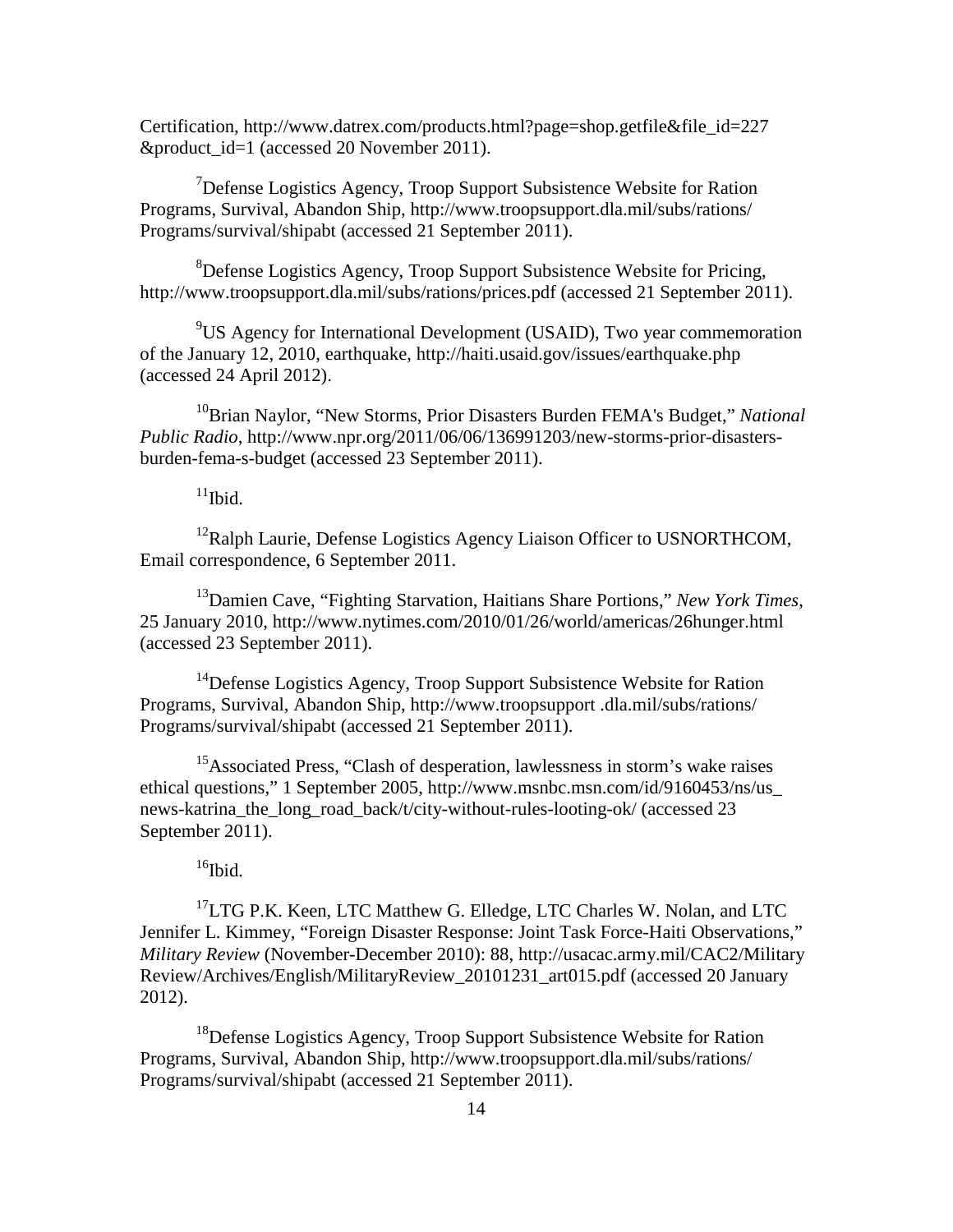Certification, http://www.datrex.com/products.html?page=shop.getfile&file_id=227 &product_id=1 (accessed 20 November 2011).

[7]Defense Logistics Agency, Troop Support Subsistence Website for Ration Programs, Survival, Abandon Ship, http://www.troopsupport.dla.mil/subs/rations/ Programs/survival/shipabt (accessed 21 September 2011).

[8]Defense Logistics Agency, Troop Support Subsistence Website for Pricing, http://www.troopsupport.dla.mil/subs/rations/prices.pdf (accessed 21 September 2011).

[9]US Agency for International Development (USAID), Two year commemoration of the January 12, 2010, earthquake, http://haiti.usaid.gov/issues/earthquake.php (accessed 24 April 2012).

[10]Brian Naylor, "New Storms, Prior Disasters Burden FEMA's Budget," *National Public Radio*, http://www.npr.org/2011/06/06/136991203/new-storms-prior-disasters-burden-fema-s-budget (accessed 23 September 2011).

[11]Ibid.

[12]Ralph Laurie, Defense Logistics Agency Liaison Officer to USNORTHCOM, Email correspondence, 6 September 2011.

[13]Damien Cave, "Fighting Starvation, Haitians Share Portions," *New York Times*, 25 January 2010, http://www.nytimes.com/2010/01/26/world/americas/26hunger.html (accessed 23 September 2011).

[14]Defense Logistics Agency, Troop Support Subsistence Website for Ration Programs, Survival, Abandon Ship, http://www.troopsupport .dla.mil/subs/rations/ Programs/survival/shipabt (accessed 21 September 2011).

[15]Associated Press, "Clash of desperation, lawlessness in storm's wake raises ethical questions," 1 September 2005, http://www.msnbc.msn.com/id/9160453/ns/us_ news-katrina_the_long_road_back/t/city-without-rules-looting-ok/ (accessed 23 September 2011).

[16]Ibid.

[17]LTG P.K. Keen, LTC Matthew G. Elledge, LTC Charles W. Nolan, and LTC Jennifer L. Kimmey, "Foreign Disaster Response: Joint Task Force-Haiti Observations," *Military Review* (November-December 2010): 88, http://usacac.army.mil/CAC2/Military Review/Archives/English/MilitaryReview_20101231_art015.pdf (accessed 20 January 2012).

[18]Defense Logistics Agency, Troop Support Subsistence Website for Ration Programs, Survival, Abandon Ship, http://www.troopsupport.dla.mil/subs/rations/ Programs/survival/shipabt (accessed 21 September 2011).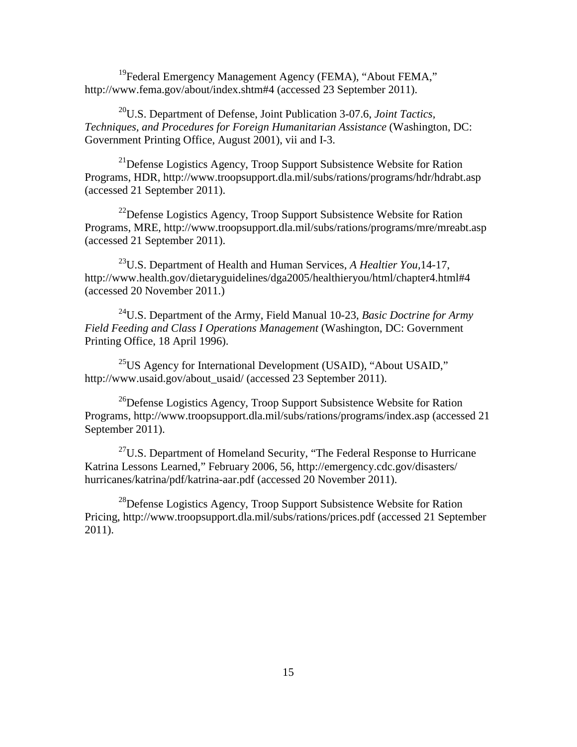[19]Federal Emergency Management Agency (FEMA), "About FEMA," http://www.fema.gov/about/index.shtm#4 (accessed 23 September 2011).

[20]U.S. Department of Defense, Joint Publication 3-07.6, *Joint Tactics, Techniques, and Procedures for Foreign Humanitarian Assistance* (Washington, DC: Government Printing Office, August 2001), vii and I-3.

[21]Defense Logistics Agency, Troop Support Subsistence Website for Ration Programs, HDR, http://www.troopsupport.dla.mil/subs/rations/programs/hdr/hdrabt.asp (accessed 21 September 2011).

[22]Defense Logistics Agency, Troop Support Subsistence Website for Ration Programs, MRE, http://www.troopsupport.dla.mil/subs/rations/programs/mre/mreabt.asp (accessed 21 September 2011).

[23]U.S. Department of Health and Human Services, *A Healtier You*,14-17, http://www.health.gov/dietaryguidelines/dga2005/healthieryou/html/chapter4.html#4 (accessed 20 November 2011.)

[24]U.S. Department of the Army, Field Manual 10-23, *Basic Doctrine for Army Field Feeding and Class I Operations Management* (Washington, DC: Government Printing Office, 18 April 1996).

[25]US Agency for International Development (USAID), "About USAID," http://www.usaid.gov/about_usaid/ (accessed 23 September 2011).

[26]Defense Logistics Agency, Troop Support Subsistence Website for Ration Programs, http://www.troopsupport.dla.mil/subs/rations/programs/index.asp (accessed 21 September 2011).

[27]U.S. Department of Homeland Security, "The Federal Response to Hurricane Katrina Lessons Learned," February 2006, 56, http://emergency.cdc.gov/disasters/hurricanes/katrina/pdf/katrina-aar.pdf (accessed 20 November 2011).

[28]Defense Logistics Agency, Troop Support Subsistence Website for Ration Pricing, http://www.troopsupport.dla.mil/subs/rations/prices.pdf (accessed 21 September 2011).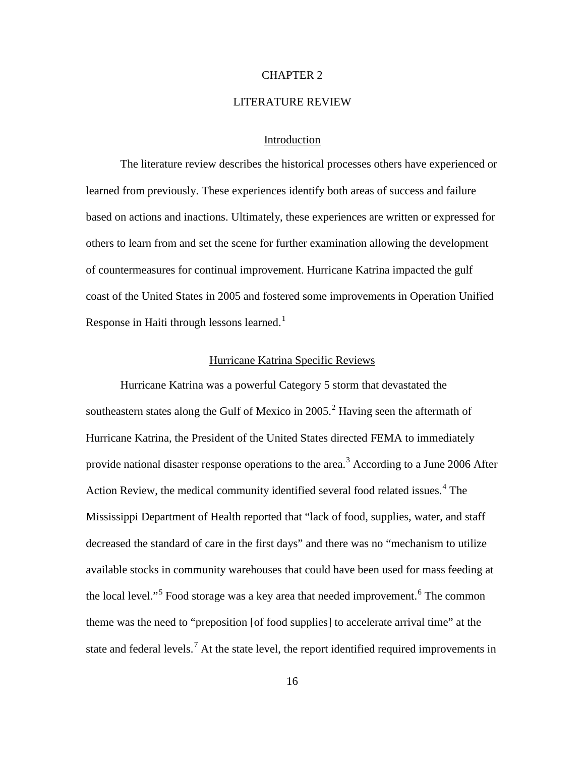# CHAPTER 2

# LITERATURE REVIEW

## Introduction

The literature review describes the historical processes others have experienced or learned from previously. These experiences identify both areas of success and failure based on actions and inactions. Ultimately, these experiences are written or expressed for others to learn from and set the scene for further examination allowing the development of countermeasures for continual improvement. Hurricane Katrina impacted the gulf coast of the United States in 2005 and fostered some improvements in Operation Unified Response in Haiti through lessons learned.[1]

## Hurricane Katrina Specific Reviews

Hurricane Katrina was a powerful Category 5 storm that devastated the southeastern states along the Gulf of Mexico in 2005.[2] Having seen the aftermath of Hurricane Katrina, the President of the United States directed FEMA to immediately provide national disaster response operations to the area.[3] According to a June 2006 After Action Review, the medical community identified several food related issues.[4] The Mississippi Department of Health reported that "lack of food, supplies, water, and staff decreased the standard of care in the first days" and there was no "mechanism to utilize available stocks in community warehouses that could have been used for mass feeding at the local level."[5] Food storage was a key area that needed improvement.[6] The common theme was the need to "preposition [of food supplies] to accelerate arrival time" at the state and federal levels.[7] At the state level, the report identified required improvements in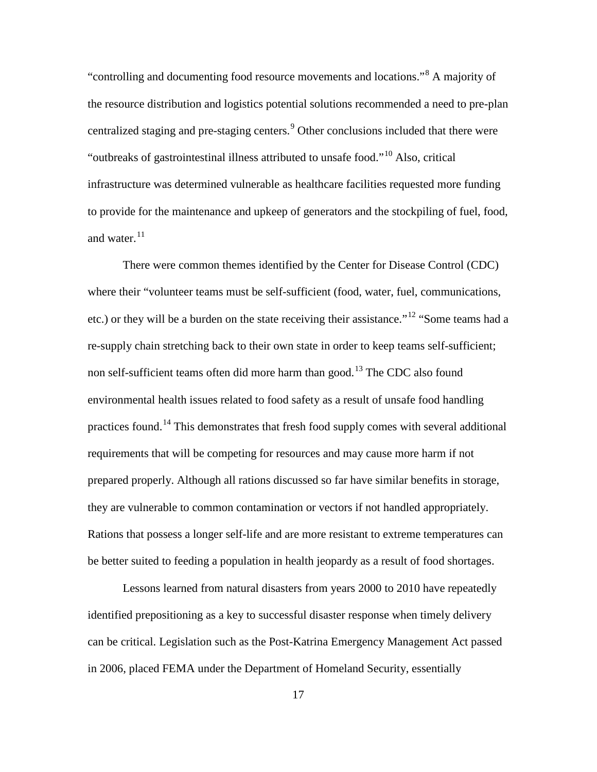"controlling and documenting food resource movements and locations."[8] A majority of the resource distribution and logistics potential solutions recommended a need to pre-plan centralized staging and pre-staging centers.[9] Other conclusions included that there were "outbreaks of gastrointestinal illness attributed to unsafe food."[10] Also, critical infrastructure was determined vulnerable as healthcare facilities requested more funding to provide for the maintenance and upkeep of generators and the stockpiling of fuel, food, and water.[11]

There were common themes identified by the Center for Disease Control (CDC) where their "volunteer teams must be self-sufficient (food, water, fuel, communications, etc.) or they will be a burden on the state receiving their assistance."[12] "Some teams had a re-supply chain stretching back to their own state in order to keep teams self-sufficient; non self-sufficient teams often did more harm than good.[13] The CDC also found environmental health issues related to food safety as a result of unsafe food handling practices found.[14] This demonstrates that fresh food supply comes with several additional requirements that will be competing for resources and may cause more harm if not prepared properly. Although all rations discussed so far have similar benefits in storage, they are vulnerable to common contamination or vectors if not handled appropriately. Rations that possess a longer self-life and are more resistant to extreme temperatures can be better suited to feeding a population in health jeopardy as a result of food shortages.

Lessons learned from natural disasters from years 2000 to 2010 have repeatedly identified prepositioning as a key to successful disaster response when timely delivery can be critical. Legislation such as the Post-Katrina Emergency Management Act passed in 2006, placed FEMA under the Department of Homeland Security, essentially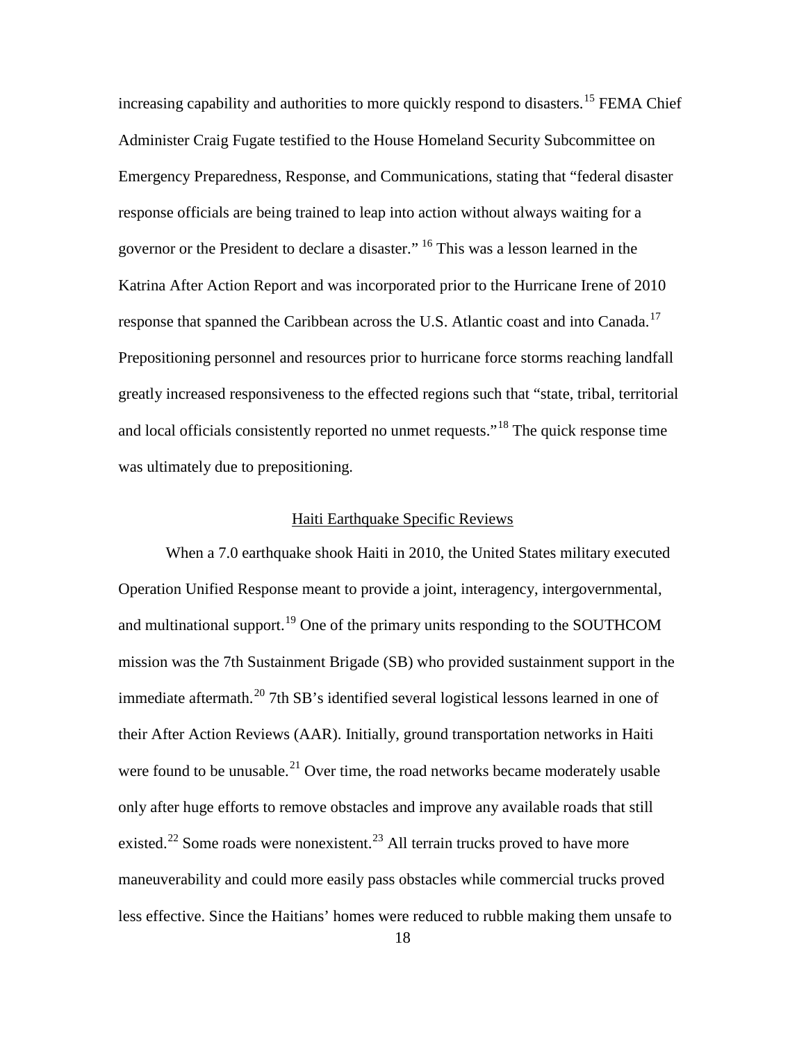increasing capability and authorities to more quickly respond to disasters.[15] FEMA Chief Administer Craig Fugate testified to the House Homeland Security Subcommittee on Emergency Preparedness, Response, and Communications, stating that "federal disaster response officials are being trained to leap into action without always waiting for a governor or the President to declare a disaster." [16] This was a lesson learned in the Katrina After Action Report and was incorporated prior to the Hurricane Irene of 2010 response that spanned the Caribbean across the U.S. Atlantic coast and into Canada.[17] Prepositioning personnel and resources prior to hurricane force storms reaching landfall greatly increased responsiveness to the effected regions such that "state, tribal, territorial and local officials consistently reported no unmet requests."[18] The quick response time was ultimately due to prepositioning.

## Haiti Earthquake Specific Reviews

When a 7.0 earthquake shook Haiti in 2010, the United States military executed Operation Unified Response meant to provide a joint, interagency, intergovernmental, and multinational support.[19] One of the primary units responding to the SOUTHCOM mission was the 7th Sustainment Brigade (SB) who provided sustainment support in the immediate aftermath.[20] 7th SB's identified several logistical lessons learned in one of their After Action Reviews (AAR). Initially, ground transportation networks in Haiti were found to be unusable.[21] Over time, the road networks became moderately usable only after huge efforts to remove obstacles and improve any available roads that still existed.[22] Some roads were nonexistent.[23] All terrain trucks proved to have more maneuverability and could more easily pass obstacles while commercial trucks proved less effective. Since the Haitians' homes were reduced to rubble making them unsafe to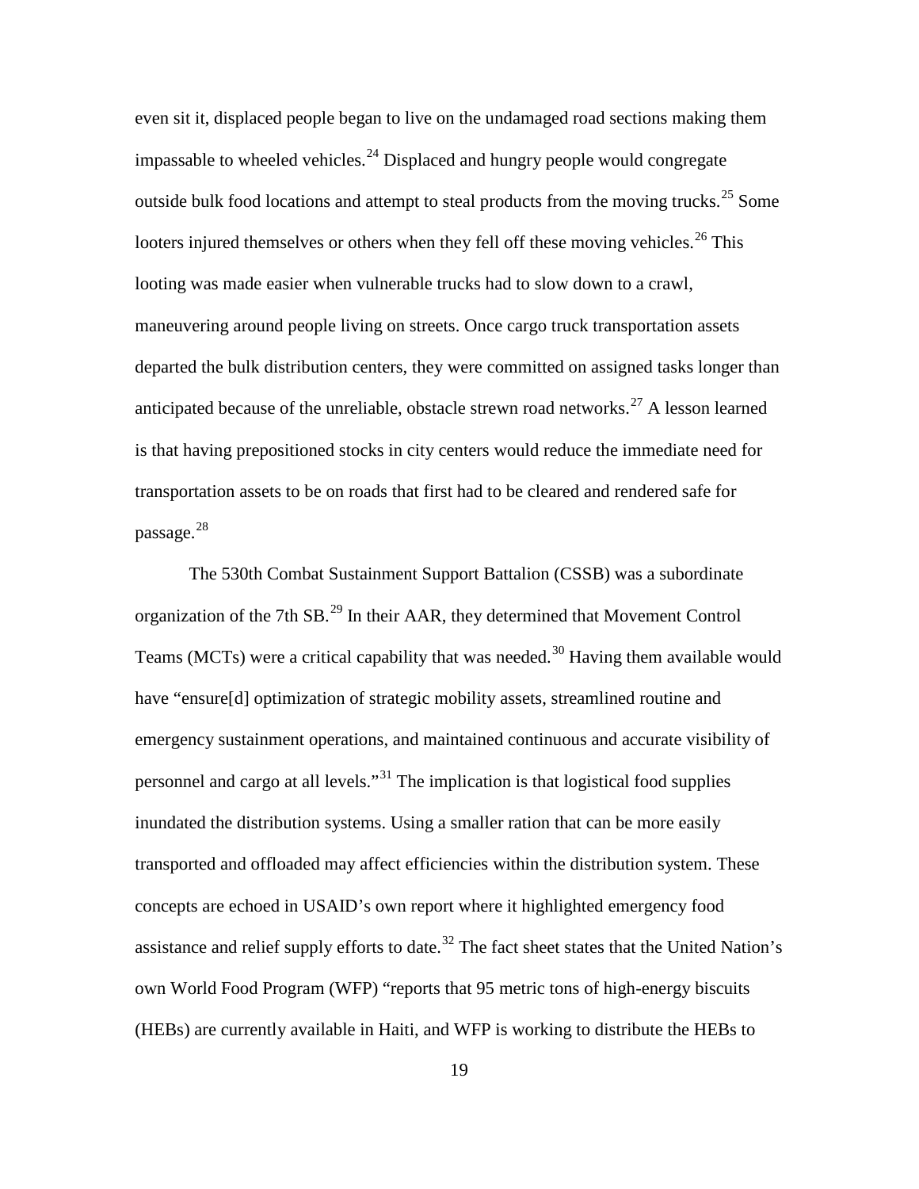even sit it, displaced people began to live on the undamaged road sections making them impassable to wheeled vehicles.[24] Displaced and hungry people would congregate outside bulk food locations and attempt to steal products from the moving trucks.[25] Some looters injured themselves or others when they fell off these moving vehicles.[26] This looting was made easier when vulnerable trucks had to slow down to a crawl, maneuvering around people living on streets. Once cargo truck transportation assets departed the bulk distribution centers, they were committed on assigned tasks longer than anticipated because of the unreliable, obstacle strewn road networks.[27] A lesson learned is that having prepositioned stocks in city centers would reduce the immediate need for transportation assets to be on roads that first had to be cleared and rendered safe for passage.[28]

The 530th Combat Sustainment Support Battalion (CSSB) was a subordinate organization of the 7th SB.[29] In their AAR, they determined that Movement Control Teams (MCTs) were a critical capability that was needed.[30] Having them available would have "ensure[d] optimization of strategic mobility assets, streamlined routine and emergency sustainment operations, and maintained continuous and accurate visibility of personnel and cargo at all levels."[31] The implication is that logistical food supplies inundated the distribution systems. Using a smaller ration that can be more easily transported and offloaded may affect efficiencies within the distribution system. These concepts are echoed in USAID's own report where it highlighted emergency food assistance and relief supply efforts to date.[32] The fact sheet states that the United Nation's own World Food Program (WFP) "reports that 95 metric tons of high-energy biscuits (HEBs) are currently available in Haiti, and WFP is working to distribute the HEBs to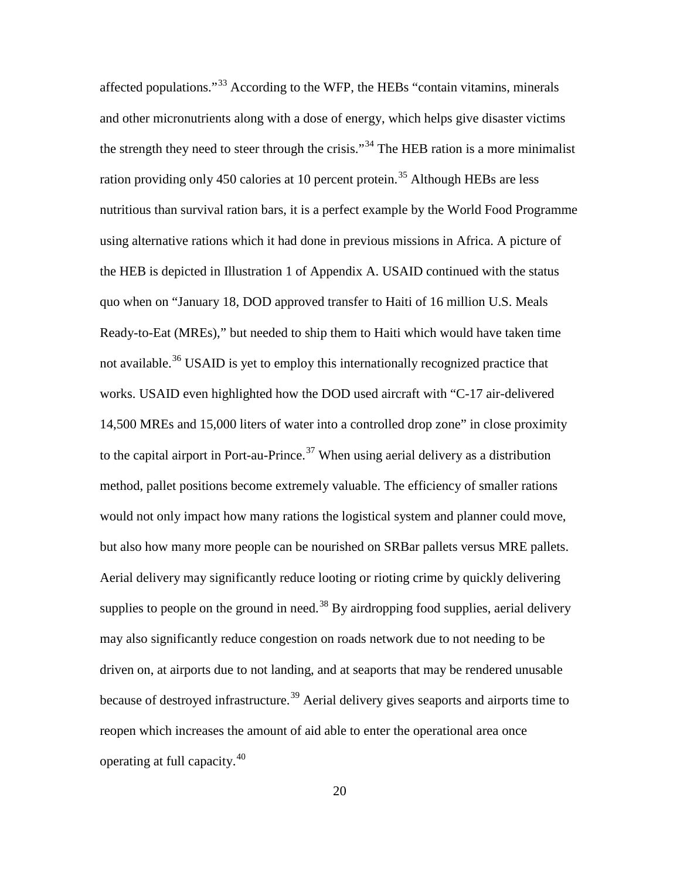affected populations."[33] According to the WFP, the HEBs "contain vitamins, minerals and other micronutrients along with a dose of energy, which helps give disaster victims the strength they need to steer through the crisis."[34] The HEB ration is a more minimalist ration providing only 450 calories at 10 percent protein.[35] Although HEBs are less nutritious than survival ration bars, it is a perfect example by the World Food Programme using alternative rations which it had done in previous missions in Africa. A picture of the HEB is depicted in Illustration 1 of Appendix A. USAID continued with the status quo when on "January 18, DOD approved transfer to Haiti of 16 million U.S. Meals Ready-to-Eat (MREs)," but needed to ship them to Haiti which would have taken time not available.[36] USAID is yet to employ this internationally recognized practice that works. USAID even highlighted how the DOD used aircraft with "C-17 air-delivered 14,500 MREs and 15,000 liters of water into a controlled drop zone" in close proximity to the capital airport in Port-au-Prince.[37] When using aerial delivery as a distribution method, pallet positions become extremely valuable. The efficiency of smaller rations would not only impact how many rations the logistical system and planner could move, but also how many more people can be nourished on SRBar pallets versus MRE pallets. Aerial delivery may significantly reduce looting or rioting crime by quickly delivering supplies to people on the ground in need.[38] By airdropping food supplies, aerial delivery may also significantly reduce congestion on roads network due to not needing to be driven on, at airports due to not landing, and at seaports that may be rendered unusable because of destroyed infrastructure.[39] Aerial delivery gives seaports and airports time to reopen which increases the amount of aid able to enter the operational area once operating at full capacity.[40]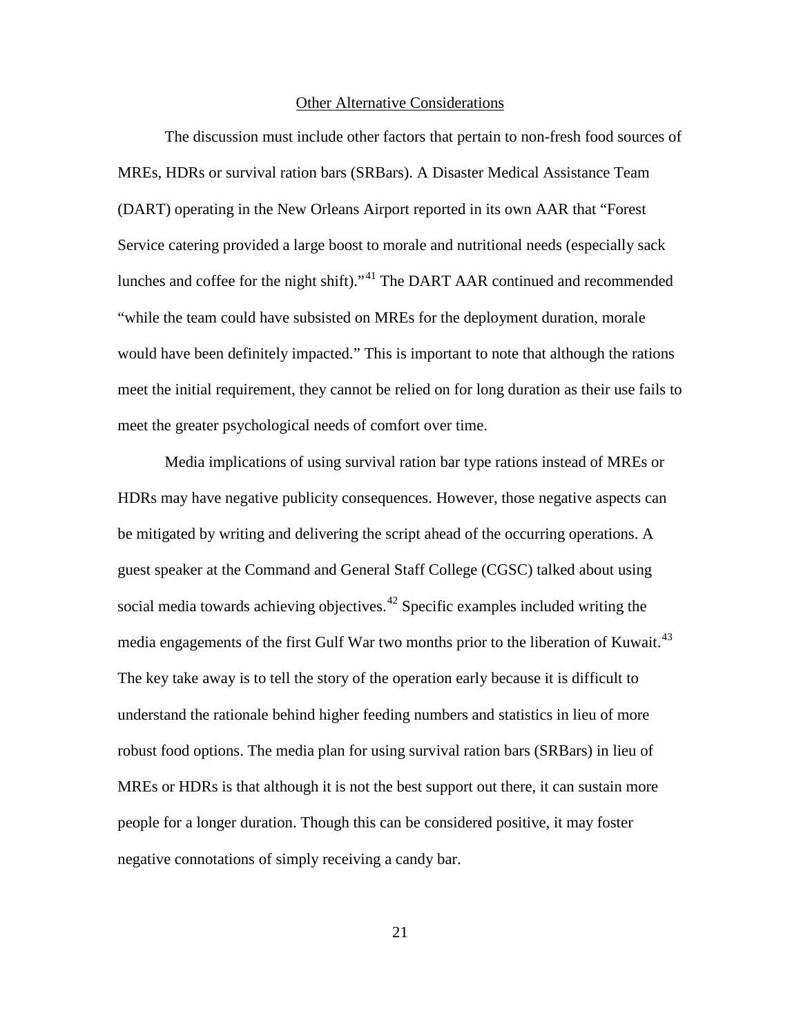## Other Alternative Considerations

The discussion must include other factors that pertain to non-fresh food sources of MREs, HDRs or survival ration bars (SRBars). A Disaster Medical Assistance Team (DART) operating in the New Orleans Airport reported in its own AAR that "Forest Service catering provided a large boost to morale and nutritional needs (especially sack lunches and coffee for the night shift)."[41] The DART AAR continued and recommended "while the team could have subsisted on MREs for the deployment duration, morale would have been definitely impacted." This is important to note that although the rations meet the initial requirement, they cannot be relied on for long duration as their use fails to meet the greater psychological needs of comfort over time.

Media implications of using survival ration bar type rations instead of MREs or HDRs may have negative publicity consequences. However, those negative aspects can be mitigated by writing and delivering the script ahead of the occurring operations. A guest speaker at the Command and General Staff College (CGSC) talked about using social media towards achieving objectives.[42] Specific examples included writing the media engagements of the first Gulf War two months prior to the liberation of Kuwait.[43] The key take away is to tell the story of the operation early because it is difficult to understand the rationale behind higher feeding numbers and statistics in lieu of more robust food options. The media plan for using survival ration bars (SRBars) in lieu of MREs or HDRs is that although it is not the best support out there, it can sustain more people for a longer duration. Though this can be considered positive, it may foster negative connotations of simply receiving a candy bar.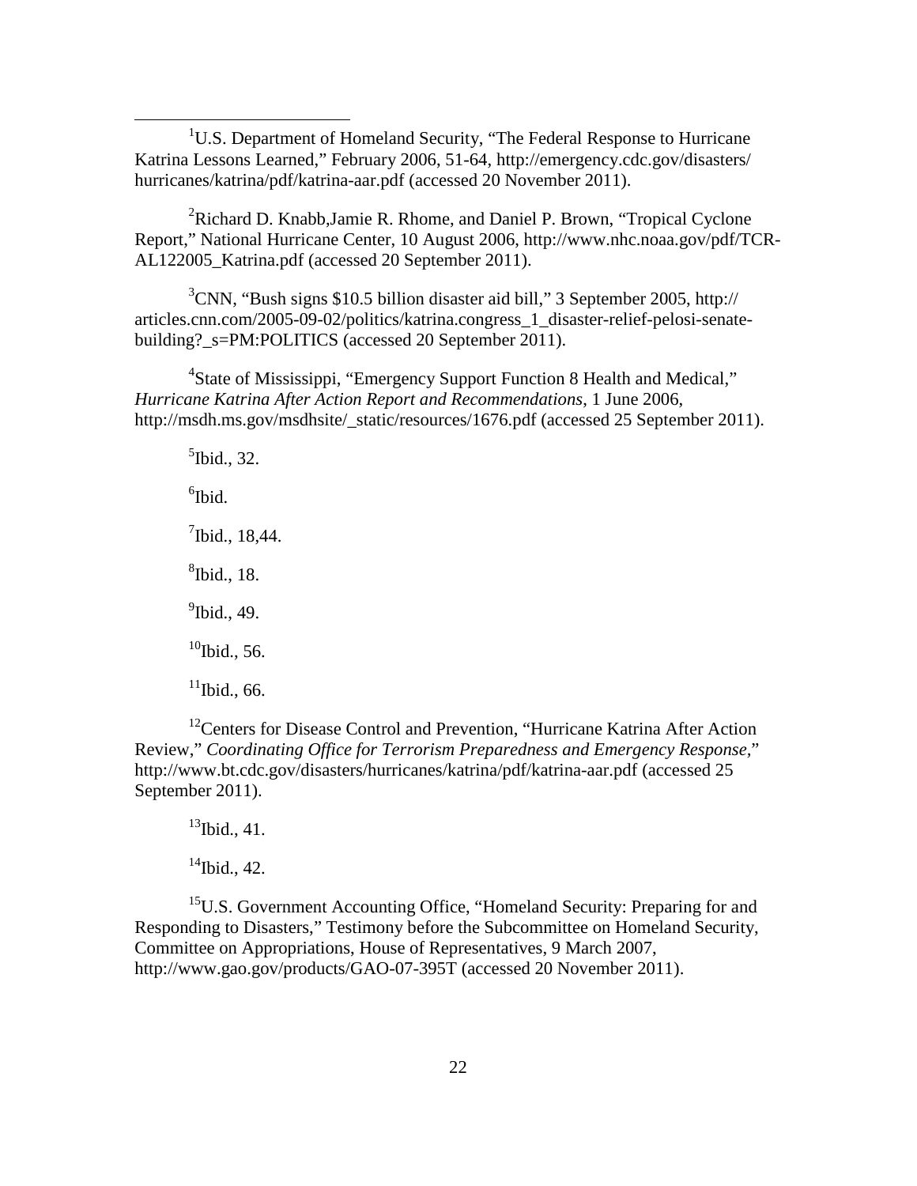[1]U.S. Department of Homeland Security, "The Federal Response to Hurricane Katrina Lessons Learned," February 2006, 51-64, http://emergency.cdc.gov/disasters/hurricanes/katrina/pdf/katrina-aar.pdf (accessed 20 November 2011).

[2]Richard D. Knabb,Jamie R. Rhome, and Daniel P. Brown, "Tropical Cyclone Report," National Hurricane Center, 10 August 2006, http://www.nhc.noaa.gov/pdf/TCR-AL122005_Katrina.pdf (accessed 20 September 2011).

[3]CNN, "Bush signs $10.5 billion disaster aid bill," 3 September 2005, http://articles.cnn.com/2005-09-02/politics/katrina.congress_1_disaster-relief-pelosi-senate-building?_s=PM:POLITICS (accessed 20 September 2011).

[4]State of Mississippi, "Emergency Support Function 8 Health and Medical," *Hurricane Katrina After Action Report and Recommendations*, 1 June 2006, http://msdh.ms.gov/msdhsite/_static/resources/1676.pdf (accessed 25 September 2011).

[5]Ibid., 32.

[6]Ibid.

[7]Ibid., 18,44.

[8]Ibid., 18.

[9]Ibid., 49.

[10]Ibid., 56.

[11]Ibid., 66.

[12]Centers for Disease Control and Prevention, "Hurricane Katrina After Action Review," *Coordinating Office for Terrorism Preparedness and Emergency Response*," http://www.bt.cdc.gov/disasters/hurricanes/katrina/pdf/katrina-aar.pdf (accessed 25 September 2011).

[13]Ibid., 41.

[14]Ibid., 42.

[15]U.S. Government Accounting Office, "Homeland Security: Preparing for and Responding to Disasters," Testimony before the Subcommittee on Homeland Security, Committee on Appropriations, House of Representatives, 9 March 2007, http://www.gao.gov/products/GAO-07-395T (accessed 20 November 2011).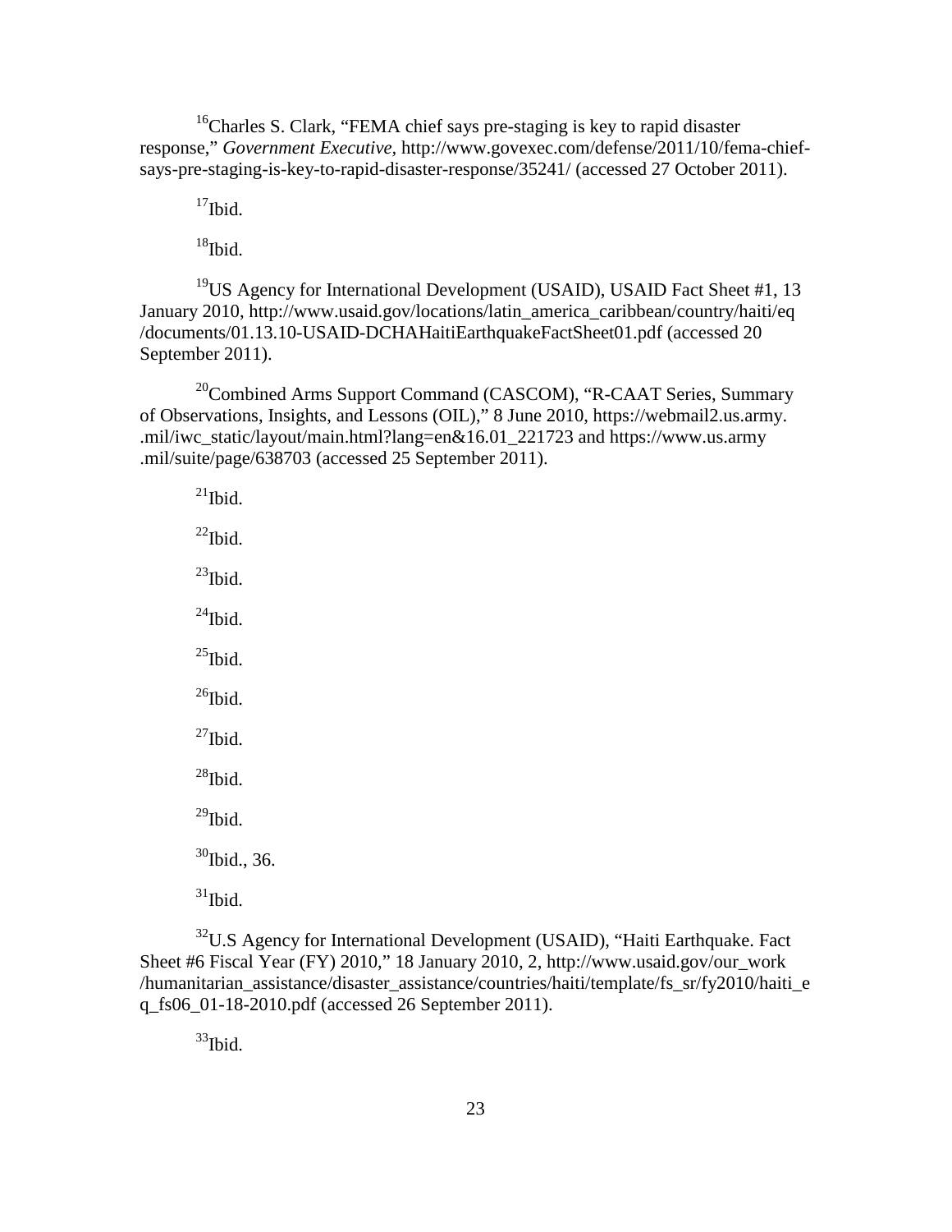[16]Charles S. Clark, "FEMA chief says pre-staging is key to rapid disaster response," *Government Executive*, http://www.govexec.com/defense/2011/10/fema-chief-says-pre-staging-is-key-to-rapid-disaster-response/35241/ (accessed 27 October 2011).

[17]Ibid.

[18]Ibid.

[19]US Agency for International Development (USAID), USAID Fact Sheet #1, 13 January 2010, http://www.usaid.gov/locations/latin_america_caribbean/country/haiti/eq/documents/01.13.10-USAID-DCHAHaitiEarthquakeFactSheet01.pdf (accessed 20 September 2011).

[20]Combined Arms Support Command (CASCOM), "R-CAAT Series, Summary of Observations, Insights, and Lessons (OIL)," 8 June 2010, https://webmail2.us.army..mil/iwc_static/layout/main.html?lang=en&16.01_221723 and https://www.us.army.mil/suite/page/638703 (accessed 25 September 2011).

[21]Ibid.

[22]Ibid.

[23]Ibid.

[24]Ibid.

[25]Ibid.

[26]Ibid.

[27]Ibid.

[28]Ibid.

[29]Ibid.

[30]Ibid., 36.

[31]Ibid.

[32]U.S Agency for International Development (USAID), "Haiti Earthquake. Fact Sheet #6 Fiscal Year (FY) 2010," 18 January 2010, 2, http://www.usaid.gov/our_work/humanitarian_assistance/disaster_assistance/countries/haiti/template/fs_sr/fy2010/haiti_eq_fs06_01-18-2010.pdf (accessed 26 September 2011).

[33]Ibid.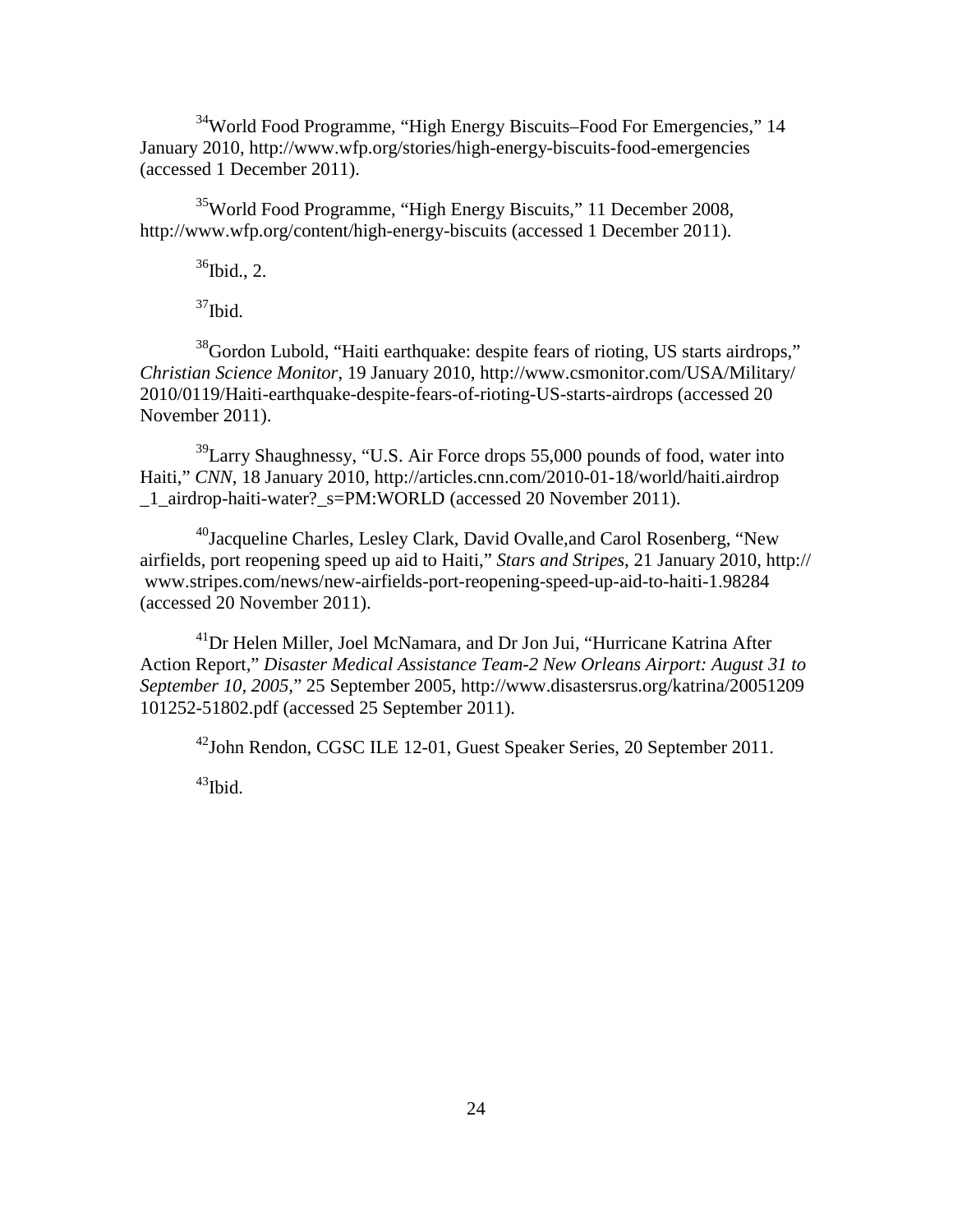[34]World Food Programme, "High Energy Biscuits–Food For Emergencies," 14 January 2010, http://www.wfp.org/stories/high-energy-biscuits-food-emergencies (accessed 1 December 2011).

[35]World Food Programme, "High Energy Biscuits," 11 December 2008, http://www.wfp.org/content/high-energy-biscuits (accessed 1 December 2011).

[36]Ibid., 2.

[37]Ibid.

[38]Gordon Lubold, "Haiti earthquake: despite fears of rioting, US starts airdrops," *Christian Science Monitor*, 19 January 2010, http://www.csmonitor.com/USA/Military/2010/0119/Haiti-earthquake-despite-fears-of-rioting-US-starts-airdrops (accessed 20 November 2011).

[39]Larry Shaughnessy, "U.S. Air Force drops 55,000 pounds of food, water into Haiti," *CNN*, 18 January 2010, http://articles.cnn.com/2010-01-18/world/haiti.airdrop_1_airdrop-haiti-water?_s=PM:WORLD (accessed 20 November 2011).

[40]Jacqueline Charles, Lesley Clark, David Ovalle,and Carol Rosenberg, "New airfields, port reopening speed up aid to Haiti," *Stars and Stripes*, 21 January 2010, http:// www.stripes.com/news/new-airfields-port-reopening-speed-up-aid-to-haiti-1.98284 (accessed 20 November 2011).

[41]Dr Helen Miller, Joel McNamara, and Dr Jon Jui, "Hurricane Katrina After Action Report," *Disaster Medical Assistance Team-2 New Orleans Airport: August 31 to September 10, 2005*," 25 September 2005, http://www.disastersrus.org/katrina/20051209 101252-51802.pdf (accessed 25 September 2011).

[42]John Rendon, CGSC ILE 12-01, Guest Speaker Series, 20 September 2011.

[43]Ibid.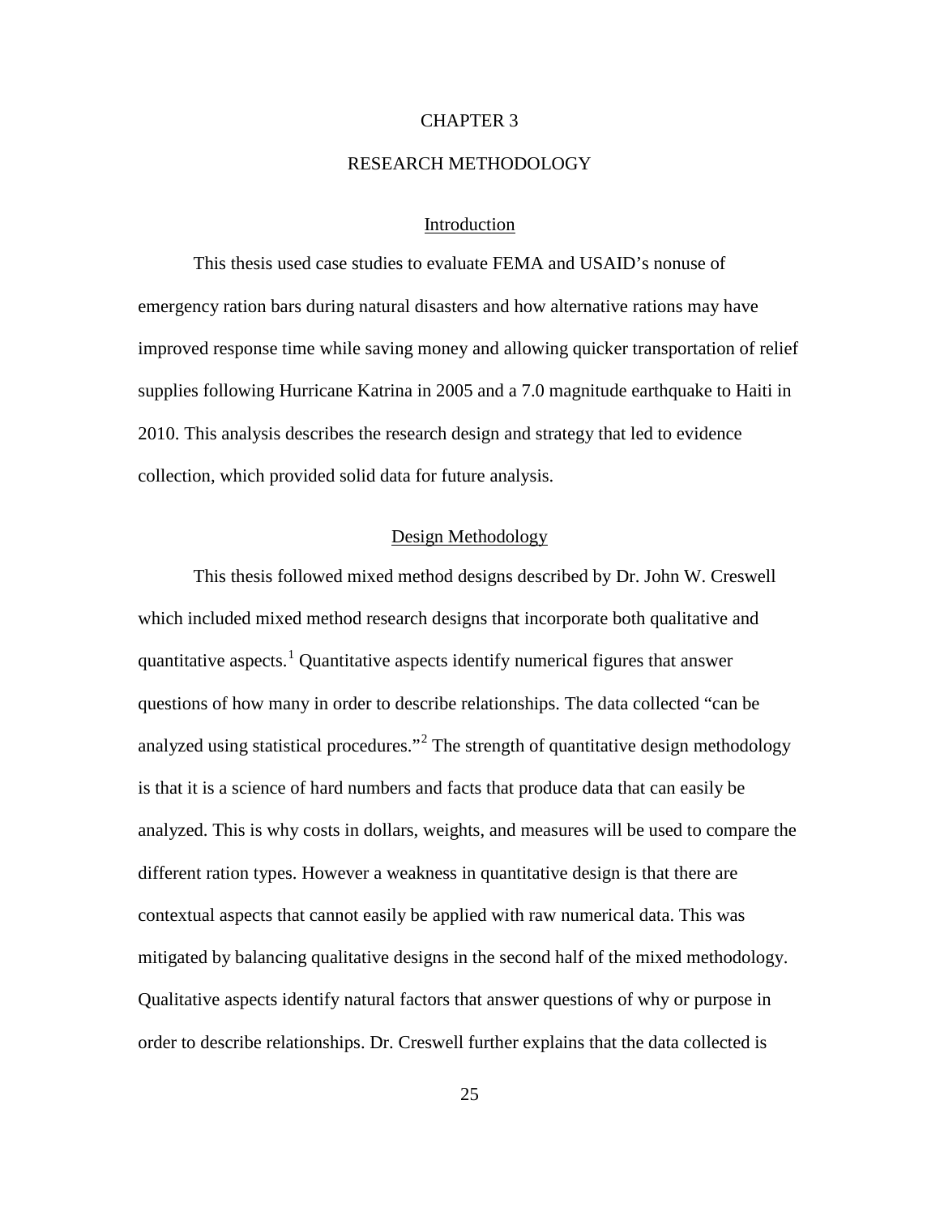# CHAPTER 3

# RESEARCH METHODOLOGY

## Introduction

This thesis used case studies to evaluate FEMA and USAID's nonuse of emergency ration bars during natural disasters and how alternative rations may have improved response time while saving money and allowing quicker transportation of relief supplies following Hurricane Katrina in 2005 and a 7.0 magnitude earthquake to Haiti in 2010. This analysis describes the research design and strategy that led to evidence collection, which provided solid data for future analysis.

## Design Methodology

This thesis followed mixed method designs described by Dr. John W. Creswell which included mixed method research designs that incorporate both qualitative and quantitative aspects.[1] Quantitative aspects identify numerical figures that answer questions of how many in order to describe relationships. The data collected "can be analyzed using statistical procedures."[2] The strength of quantitative design methodology is that it is a science of hard numbers and facts that produce data that can easily be analyzed. This is why costs in dollars, weights, and measures will be used to compare the different ration types. However a weakness in quantitative design is that there are contextual aspects that cannot easily be applied with raw numerical data. This was mitigated by balancing qualitative designs in the second half of the mixed methodology. Qualitative aspects identify natural factors that answer questions of why or purpose in order to describe relationships. Dr. Creswell further explains that the data collected is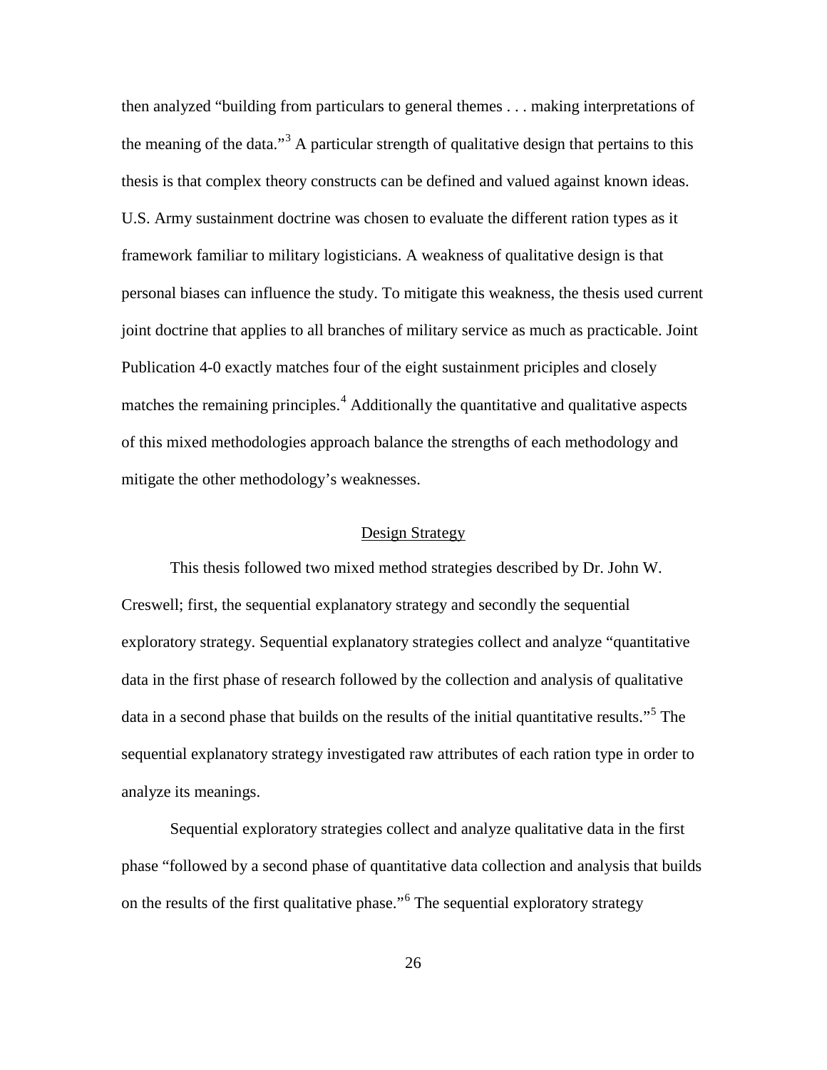then analyzed "building from particulars to general themes . . . making interpretations of the meaning of the data."[3] A particular strength of qualitative design that pertains to this thesis is that complex theory constructs can be defined and valued against known ideas. U.S. Army sustainment doctrine was chosen to evaluate the different ration types as it framework familiar to military logisticians. A weakness of qualitative design is that personal biases can influence the study. To mitigate this weakness, the thesis used current joint doctrine that applies to all branches of military service as much as practicable. Joint Publication 4-0 exactly matches four of the eight sustainment priciples and closely matches the remaining principles.[4] Additionally the quantitative and qualitative aspects of this mixed methodologies approach balance the strengths of each methodology and mitigate the other methodology's weaknesses.

## Design Strategy

This thesis followed two mixed method strategies described by Dr. John W. Creswell; first, the sequential explanatory strategy and secondly the sequential exploratory strategy. Sequential explanatory strategies collect and analyze "quantitative data in the first phase of research followed by the collection and analysis of qualitative data in a second phase that builds on the results of the initial quantitative results."[5] The sequential explanatory strategy investigated raw attributes of each ration type in order to analyze its meanings.

Sequential exploratory strategies collect and analyze qualitative data in the first phase "followed by a second phase of quantitative data collection and analysis that builds on the results of the first qualitative phase."[6] The sequential exploratory strategy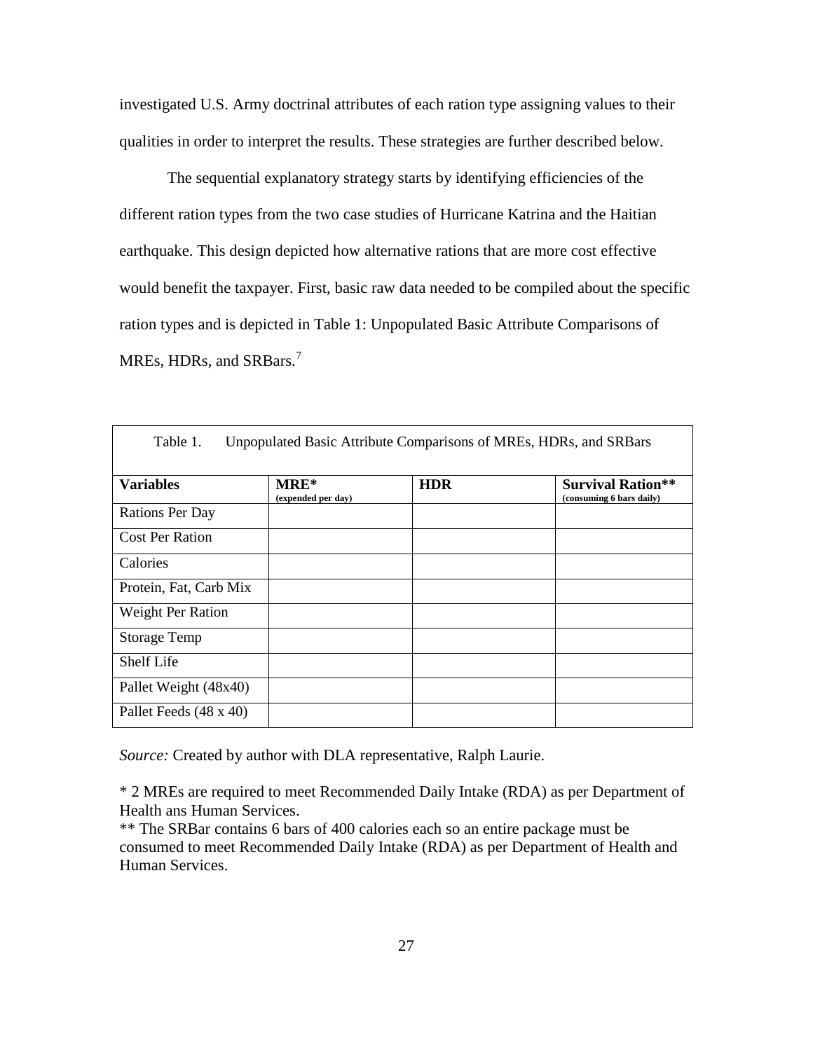investigated U.S. Army doctrinal attributes of each ration type assigning values to their qualities in order to interpret the results. These strategies are further described below.

The sequential explanatory strategy starts by identifying efficiencies of the different ration types from the two case studies of Hurricane Katrina and the Haitian earthquake. This design depicted how alternative rations that are more cost effective would benefit the taxpayer. First, basic raw data needed to be compiled about the specific ration types and is depicted in Table 1: Unpopulated Basic Attribute Comparisons of MREs, HDRs, and SRBars.[7]

Table 1. Unpopulated Basic Attribute Comparisons of MREs, HDRs, and SRBars

| **Variables** | **MRE*** (expended per day) | **HDR** | **Survival Ration**** (consuming 6 bars daily) |
|---|---|---|---|
| Rations Per Day | | | |
| Cost Per Ration | | | |
| Calories | | | |
| Protein, Fat, Carb Mix | | | |
| Weight Per Ration | | | |
| Storage Temp | | | |
| Shelf Life | | | |
| Pallet Weight (48x40) | | | |
| Pallet Feeds (48 x 40) | | | |

*Source:* Created by author with DLA representative, Ralph Laurie.

* 2 MREs are required to meet Recommended Daily Intake (RDA) as per Department of Health ans Human Services.

** The SRBar contains 6 bars of 400 calories each so an entire package must be consumed to meet Recommended Daily Intake (RDA) as per Department of Health and Human Services.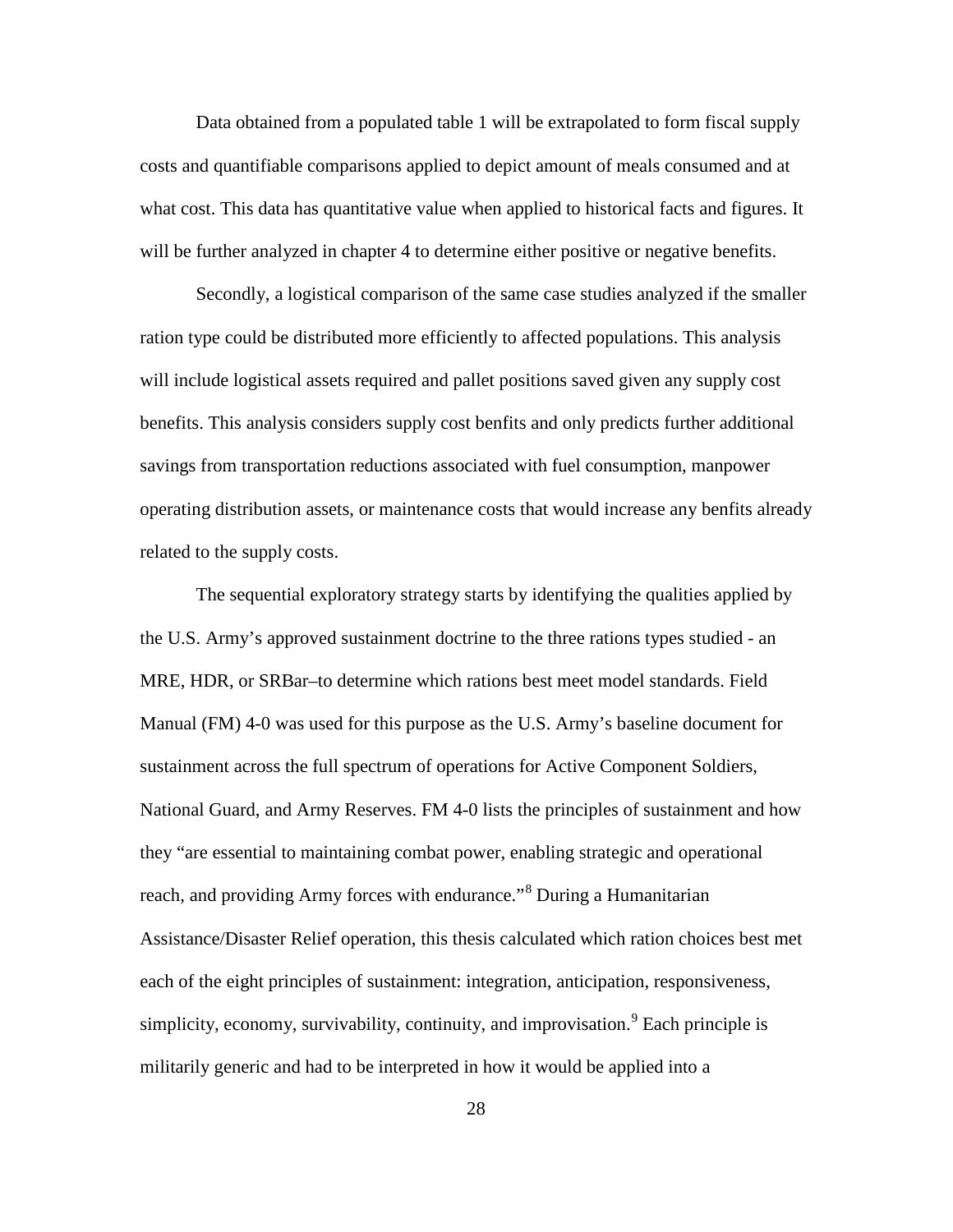Data obtained from a populated table 1 will be extrapolated to form fiscal supply costs and quantifiable comparisons applied to depict amount of meals consumed and at what cost. This data has quantitative value when applied to historical facts and figures. It will be further analyzed in chapter 4 to determine either positive or negative benefits.

Secondly, a logistical comparison of the same case studies analyzed if the smaller ration type could be distributed more efficiently to affected populations. This analysis will include logistical assets required and pallet positions saved given any supply cost benefits. This analysis considers supply cost benfits and only predicts further additional savings from transportation reductions associated with fuel consumption, manpower operating distribution assets, or maintenance costs that would increase any benfits already related to the supply costs.

The sequential exploratory strategy starts by identifying the qualities applied by the U.S. Army's approved sustainment doctrine to the three rations types studied - an MRE, HDR, or SRBar–to determine which rations best meet model standards. Field Manual (FM) 4-0 was used for this purpose as the U.S. Army's baseline document for sustainment across the full spectrum of operations for Active Component Soldiers, National Guard, and Army Reserves. FM 4-0 lists the principles of sustainment and how they "are essential to maintaining combat power, enabling strategic and operational reach, and providing Army forces with endurance."[8] During a Humanitarian Assistance/Disaster Relief operation, this thesis calculated which ration choices best met each of the eight principles of sustainment: integration, anticipation, responsiveness, simplicity, economy, survivability, continuity, and improvisation.[9] Each principle is militarily generic and had to be interpreted in how it would be applied into a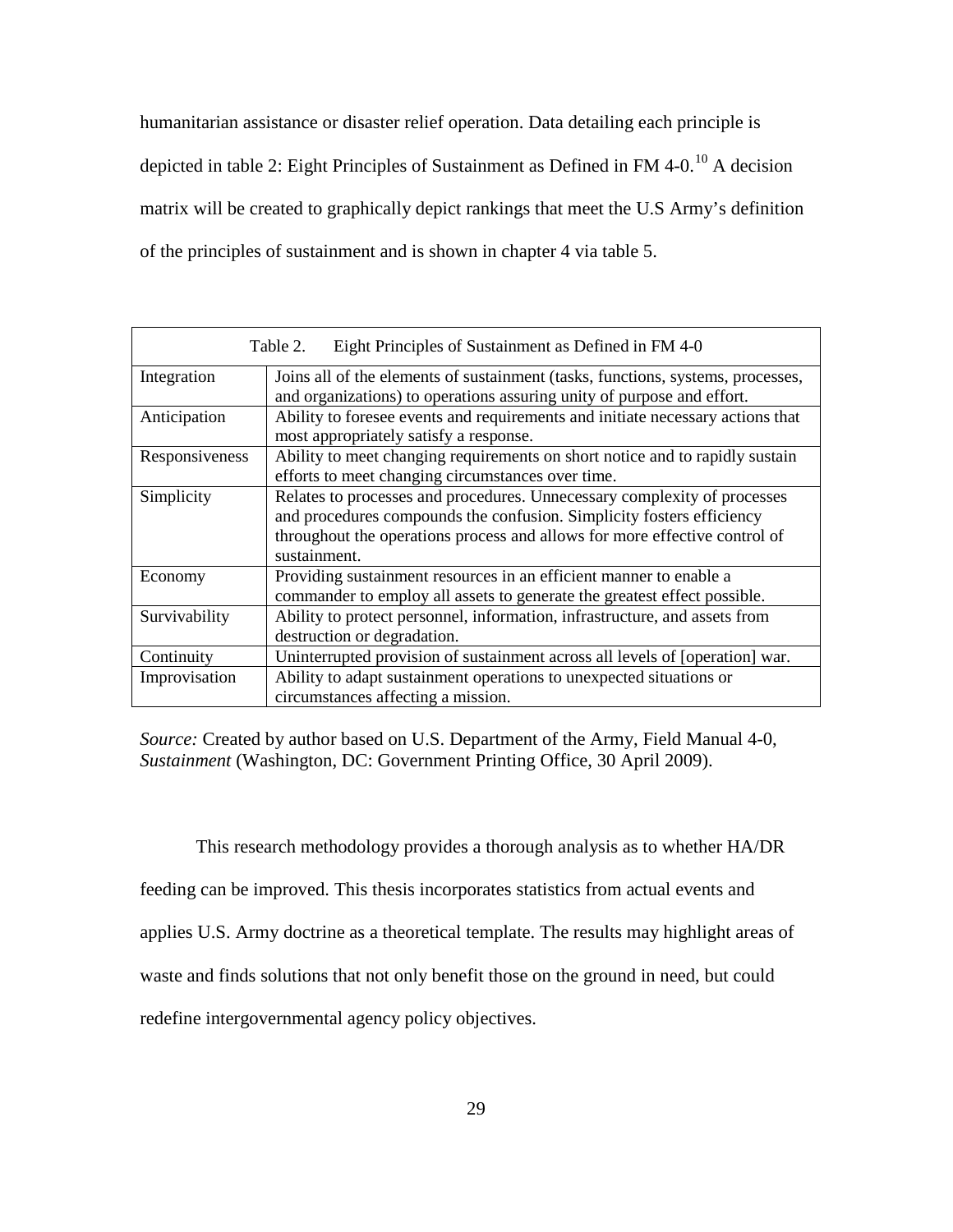humanitarian assistance or disaster relief operation. Data detailing each principle is depicted in table 2: Eight Principles of Sustainment as Defined in FM 4-0.[10] A decision matrix will be created to graphically depict rankings that meet the U.S Army's definition of the principles of sustainment and is shown in chapter 4 via table 5.

Table 2. Eight Principles of Sustainment as Defined in FM 4-0

| Principle | Definition |
|---|---|
| Integration | Joins all of the elements of sustainment (tasks, functions, systems, processes, and organizations) to operations assuring unity of purpose and effort. |
| Anticipation | Ability to foresee events and requirements and initiate necessary actions that most appropriately satisfy a response. |
| Responsiveness | Ability to meet changing requirements on short notice and to rapidly sustain efforts to meet changing circumstances over time. |
| Simplicity | Relates to processes and procedures. Unnecessary complexity of processes and procedures compounds the confusion. Simplicity fosters efficiency throughout the operations process and allows for more effective control of sustainment. |
| Economy | Providing sustainment resources in an efficient manner to enable a commander to employ all assets to generate the greatest effect possible. |
| Survivability | Ability to protect personnel, information, infrastructure, and assets from destruction or degradation. |
| Continuity | Uninterrupted provision of sustainment across all levels of [operation] war. |
| Improvisation | Ability to adapt sustainment operations to unexpected situations or circumstances affecting a mission. |

*Source:* Created by author based on U.S. Department of the Army, Field Manual 4-0, *Sustainment* (Washington, DC: Government Printing Office, 30 April 2009).

This research methodology provides a thorough analysis as to whether HA/DR feeding can be improved. This thesis incorporates statistics from actual events and applies U.S. Army doctrine as a theoretical template. The results may highlight areas of waste and finds solutions that not only benefit those on the ground in need, but could redefine intergovernmental agency policy objectives.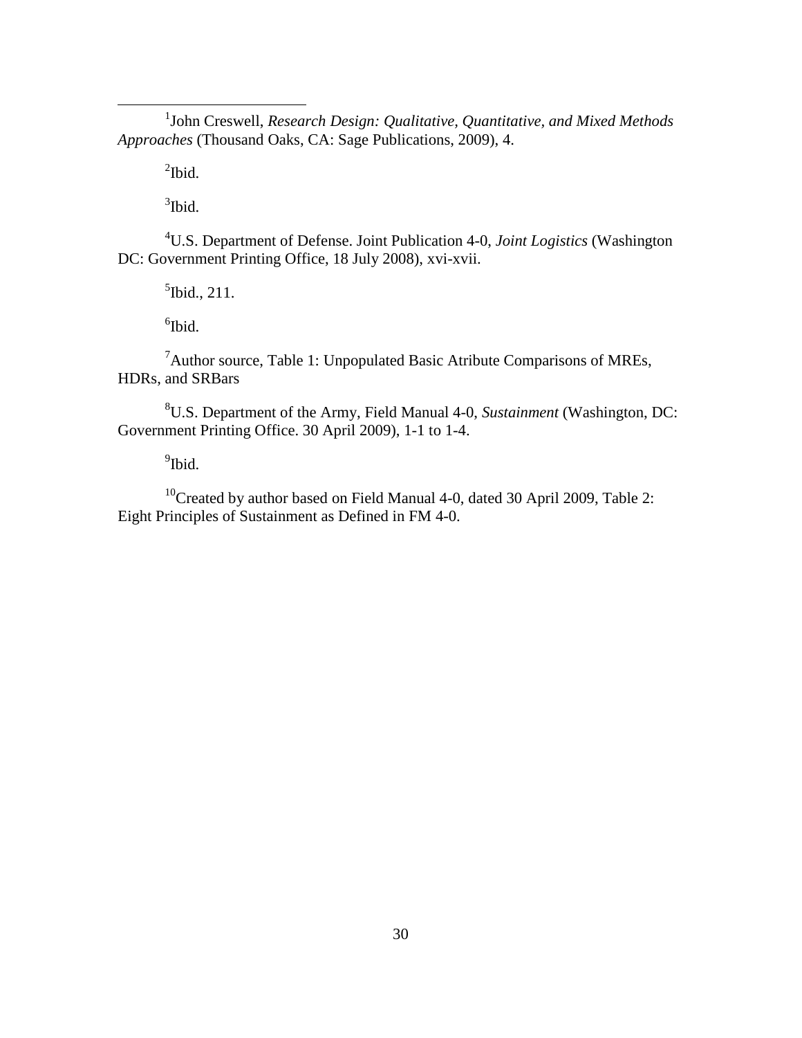[1]John Creswell, *Research Design: Qualitative, Quantitative, and Mixed Methods Approaches* (Thousand Oaks, CA: Sage Publications, 2009), 4.

[2]Ibid.

[3]Ibid.

[4]U.S. Department of Defense. Joint Publication 4-0, *Joint Logistics* (Washington DC: Government Printing Office, 18 July 2008), xvi-xvii.

[5]Ibid., 211.

[6]Ibid.

[7]Author source, Table 1: Unpopulated Basic Atribute Comparisons of MREs, HDRs, and SRBars

[8]U.S. Department of the Army, Field Manual 4-0, *Sustainment* (Washington, DC: Government Printing Office. 30 April 2009), 1-1 to 1-4.

[9]Ibid.

[10]Created by author based on Field Manual 4-0, dated 30 April 2009, Table 2: Eight Principles of Sustainment as Defined in FM 4-0.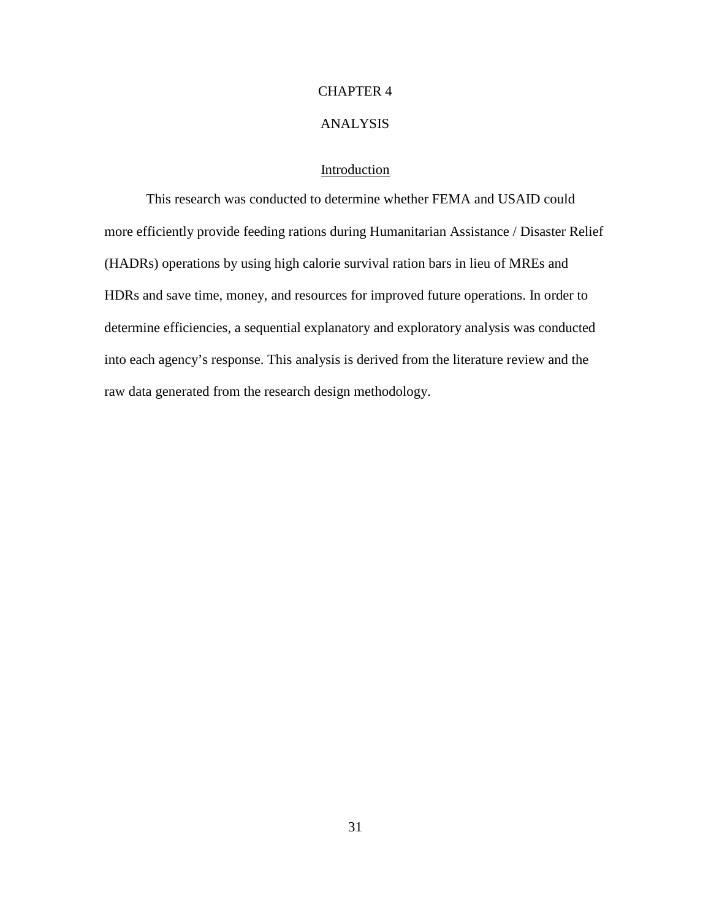# CHAPTER 4

# ANALYSIS

## Introduction

This research was conducted to determine whether FEMA and USAID could more efficiently provide feeding rations during Humanitarian Assistance / Disaster Relief (HADRs) operations by using high calorie survival ration bars in lieu of MREs and HDRs and save time, money, and resources for improved future operations. In order to determine efficiencies, a sequential explanatory and exploratory analysis was conducted into each agency's response. This analysis is derived from the literature review and the raw data generated from the research design methodology.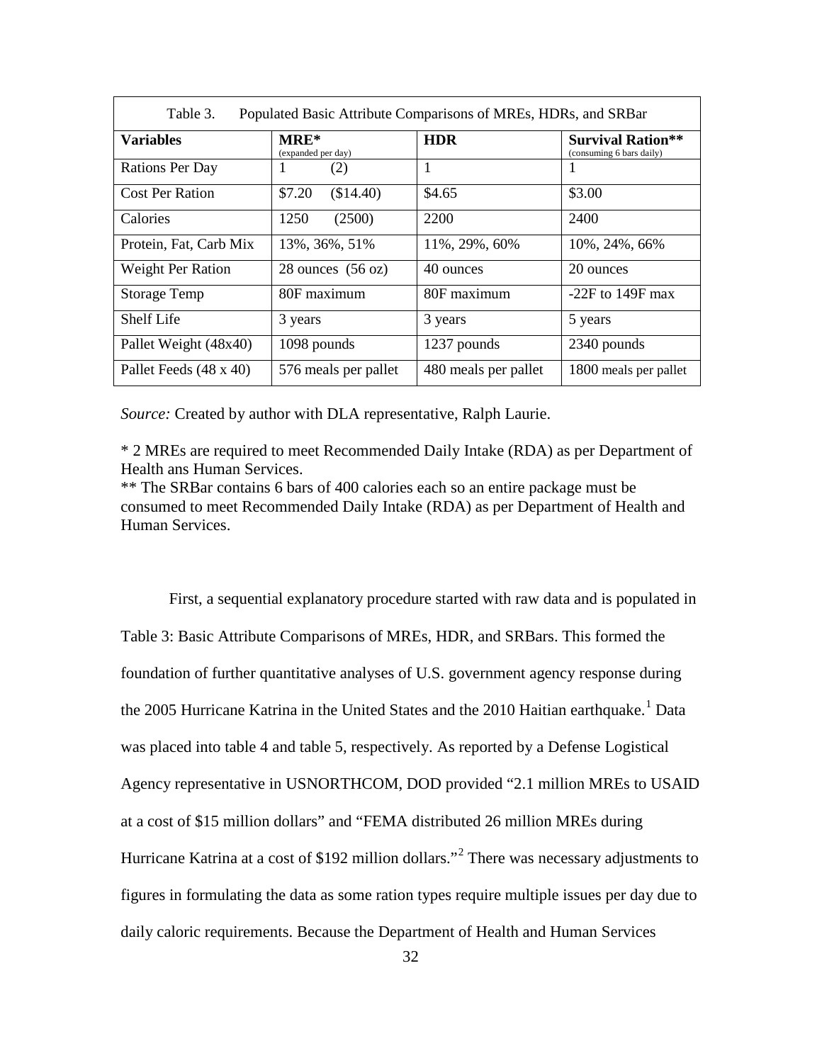Table 3. Populated Basic Attribute Comparisons of MREs, HDRs, and SRBar

| **Variables** | **MRE*** (expanded per day) | **HDR** | **Survival Ration**** (consuming 6 bars daily) |
|---|---|---|---|
| Rations Per Day | 1 (2) | 1 | 1 |
| Cost Per Ration | $7.20 ($14.40) | $4.65 | $3.00 |
| Calories | 1250 (2500) | 2200 | 2400 |
| Protein, Fat, Carb Mix | 13%, 36%, 51% | 11%, 29%, 60% | 10%, 24%, 66% |
| Weight Per Ration | 28 ounces (56 oz) | 40 ounces | 20 ounces |
| Storage Temp | 80F maximum | 80F maximum | -22F to 149F max |
| Shelf Life | 3 years | 3 years | 5 years |
| Pallet Weight (48x40) | 1098 pounds | 1237 pounds | 2340 pounds |
| Pallet Feeds (48 x 40) | 576 meals per pallet | 480 meals per pallet | 1800 meals per pallet |

*Source:* Created by author with DLA representative, Ralph Laurie.

* 2 MREs are required to meet Recommended Daily Intake (RDA) as per Department of Health ans Human Services.
** The SRBar contains 6 bars of 400 calories each so an entire package must be consumed to meet Recommended Daily Intake (RDA) as per Department of Health and Human Services.

First, a sequential explanatory procedure started with raw data and is populated in Table 3: Basic Attribute Comparisons of MREs, HDR, and SRBars. This formed the foundation of further quantitative analyses of U.S. government agency response during the 2005 Hurricane Katrina in the United States and the 2010 Haitian earthquake.[1] Data was placed into table 4 and table 5, respectively. As reported by a Defense Logistical Agency representative in USNORTHCOM, DOD provided "2.1 million MREs to USAID at a cost of $15 million dollars" and "FEMA distributed 26 million MREs during Hurricane Katrina at a cost of $192 million dollars."[2] There was necessary adjustments to figures in formulating the data as some ration types require multiple issues per day due to daily caloric requirements. Because the Department of Health and Human Services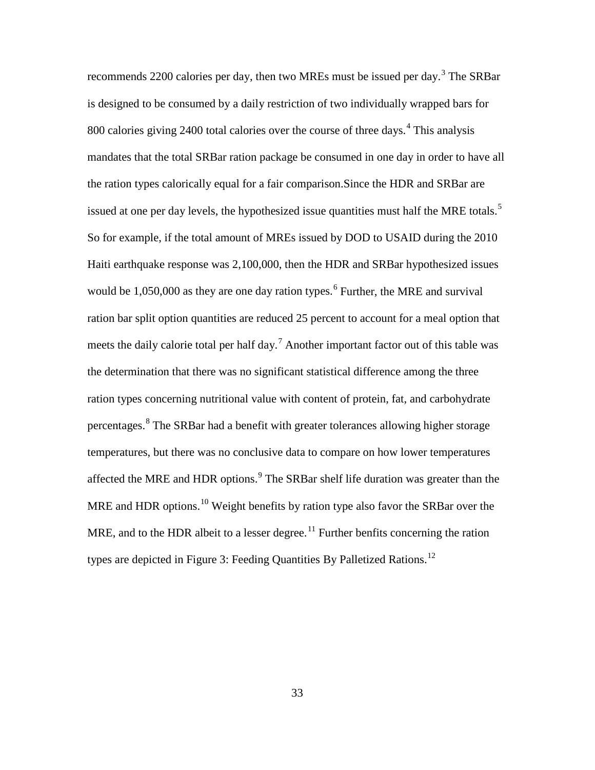recommends 2200 calories per day, then two MREs must be issued per day.[3] The SRBar is designed to be consumed by a daily restriction of two individually wrapped bars for 800 calories giving 2400 total calories over the course of three days.[4] This analysis mandates that the total SRBar ration package be consumed in one day in order to have all the ration types calorically equal for a fair comparison.Since the HDR and SRBar are issued at one per day levels, the hypothesized issue quantities must half the MRE totals.[5] So for example, if the total amount of MREs issued by DOD to USAID during the 2010 Haiti earthquake response was 2,100,000, then the HDR and SRBar hypothesized issues would be 1,050,000 as they are one day ration types.[6] Further, the MRE and survival ration bar split option quantities are reduced 25 percent to account for a meal option that meets the daily calorie total per half day.[7] Another important factor out of this table was the determination that there was no significant statistical difference among the three ration types concerning nutritional value with content of protein, fat, and carbohydrate percentages.[8] The SRBar had a benefit with greater tolerances allowing higher storage temperatures, but there was no conclusive data to compare on how lower temperatures affected the MRE and HDR options.[9] The SRBar shelf life duration was greater than the MRE and HDR options.[10] Weight benefits by ration type also favor the SRBar over the MRE, and to the HDR albeit to a lesser degree.[11] Further benfits concerning the ration types are depicted in Figure 3: Feeding Quantities By Palletized Rations.[12]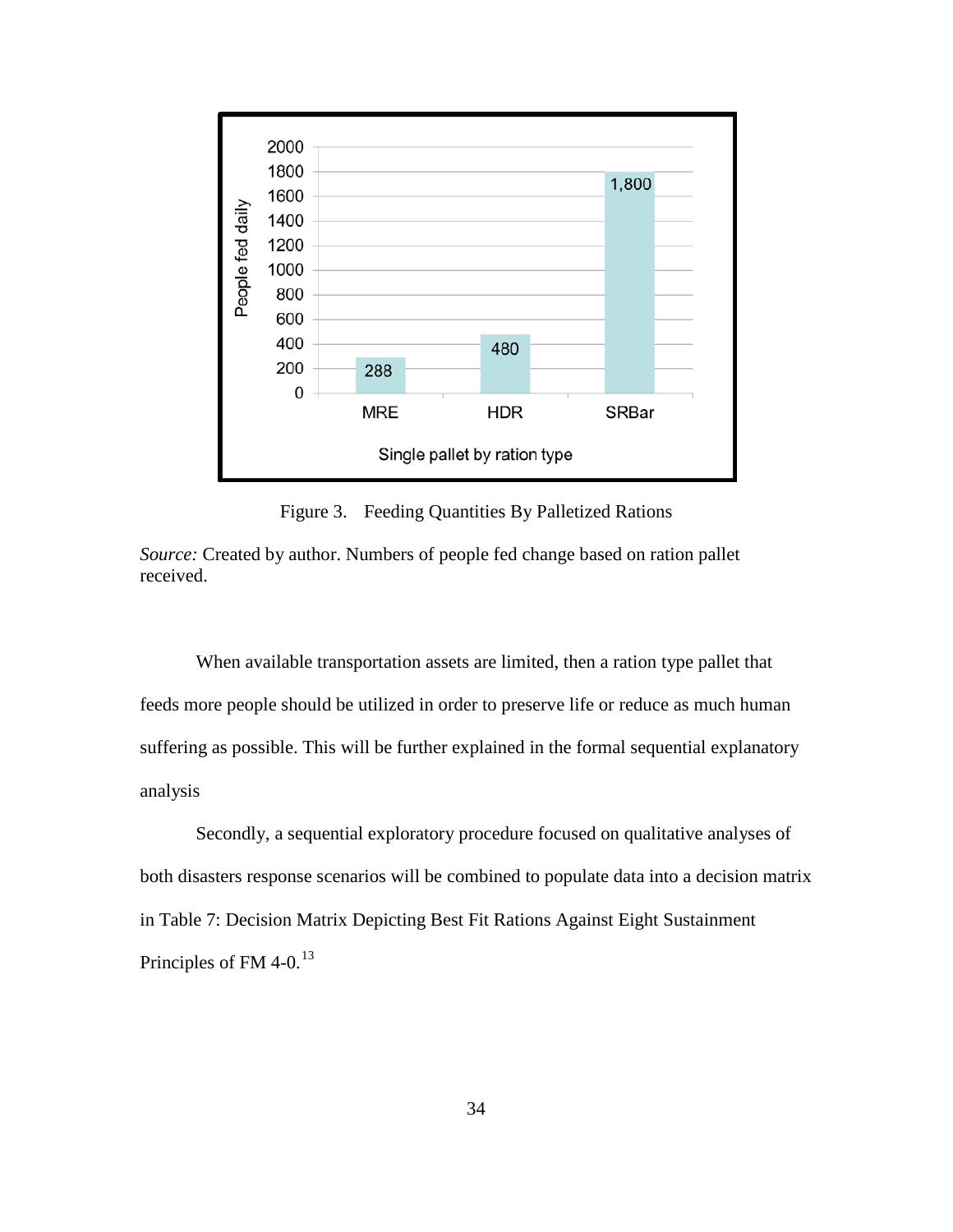Figure 3. Feeding Quantities By Palletized Rations

*Source:* Created by author. Numbers of people fed change based on ration pallet received.

When available transportation assets are limited, then a ration type pallet that feeds more people should be utilized in order to preserve life or reduce as much human suffering as possible. This will be further explained in the formal sequential explanatory analysis

Secondly, a sequential exploratory procedure focused on qualitative analyses of both disasters response scenarios will be combined to populate data into a decision matrix in Table 7: Decision Matrix Depicting Best Fit Rations Against Eight Sustainment Principles of FM 4-0.[13]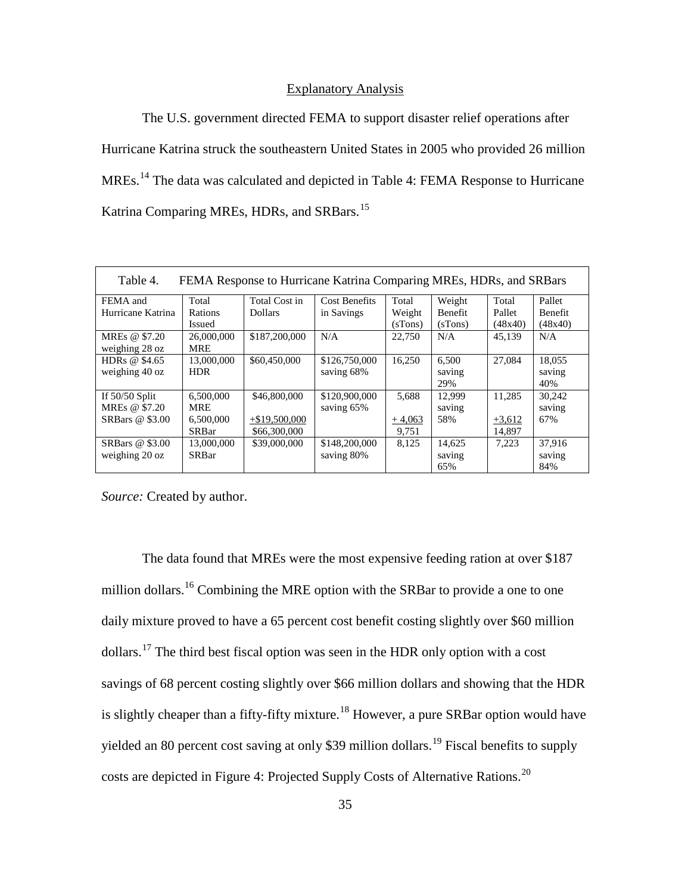## Explanatory Analysis

The U.S. government directed FEMA to support disaster relief operations after Hurricane Katrina struck the southeastern United States in 2005 who provided 26 million MREs.[14] The data was calculated and depicted in Table 4: FEMA Response to Hurricane Katrina Comparing MREs, HDRs, and SRBars.[15]

Table 4. FEMA Response to Hurricane Katrina Comparing MREs, HDRs, and SRBars

| FEMA and Hurricane Katrina | Total Rations Issued | Total Cost in Dollars | Cost Benefits in Savings | Total Weight (sTons) | Weight Benefit (sTons) | Total Pallet (48x40) | Pallet Benefit (48x40) |
|---|---|---|---|---|---|---|---|
| MREs @ $7.20 weighing 28 oz | 26,000,000 MRE | $187,200,000 | N/A | 22,750 | N/A | 45,139 | N/A |
| HDRs @ $4.65 weighing 40 oz | 13,000,000 HDR | $60,450,000 | $126,750,000 saving 68% | 16,250 | 6,500 saving 29% | 27,084 | 18,055 saving 40% |
| If 50/50 Split MREs @ $7.20 SRBars @ $3.00 | 6,500,000 MRE 6,500,000 SRBar | $46,800,000 +$19,500,000 $66,300,000 | $120,900,000 saving 65% | 5,688 + 4,063 9,751 | 12,999 saving 58% | 11,285 +3,612 14,897 | 30,242 saving 67% |
| SRBars @ $3.00 weighing 20 oz | 13,000,000 SRBar | $39,000,000 | $148,200,000 saving 80% | 8,125 | 14,625 saving 65% | 7,223 | 37,916 saving 84% |

*Source:* Created by author.

The data found that MREs were the most expensive feeding ration at over $187 million dollars.[16] Combining the MRE option with the SRBar to provide a one to one daily mixture proved to have a 65 percent cost benefit costing slightly over $60 million dollars.[17] The third best fiscal option was seen in the HDR only option with a cost savings of 68 percent costing slightly over $66 million dollars and showing that the HDR is slightly cheaper than a fifty-fifty mixture.[18] However, a pure SRBar option would have yielded an 80 percent cost saving at only $39 million dollars.[19] Fiscal benefits to supply costs are depicted in Figure 4: Projected Supply Costs of Alternative Rations.[20]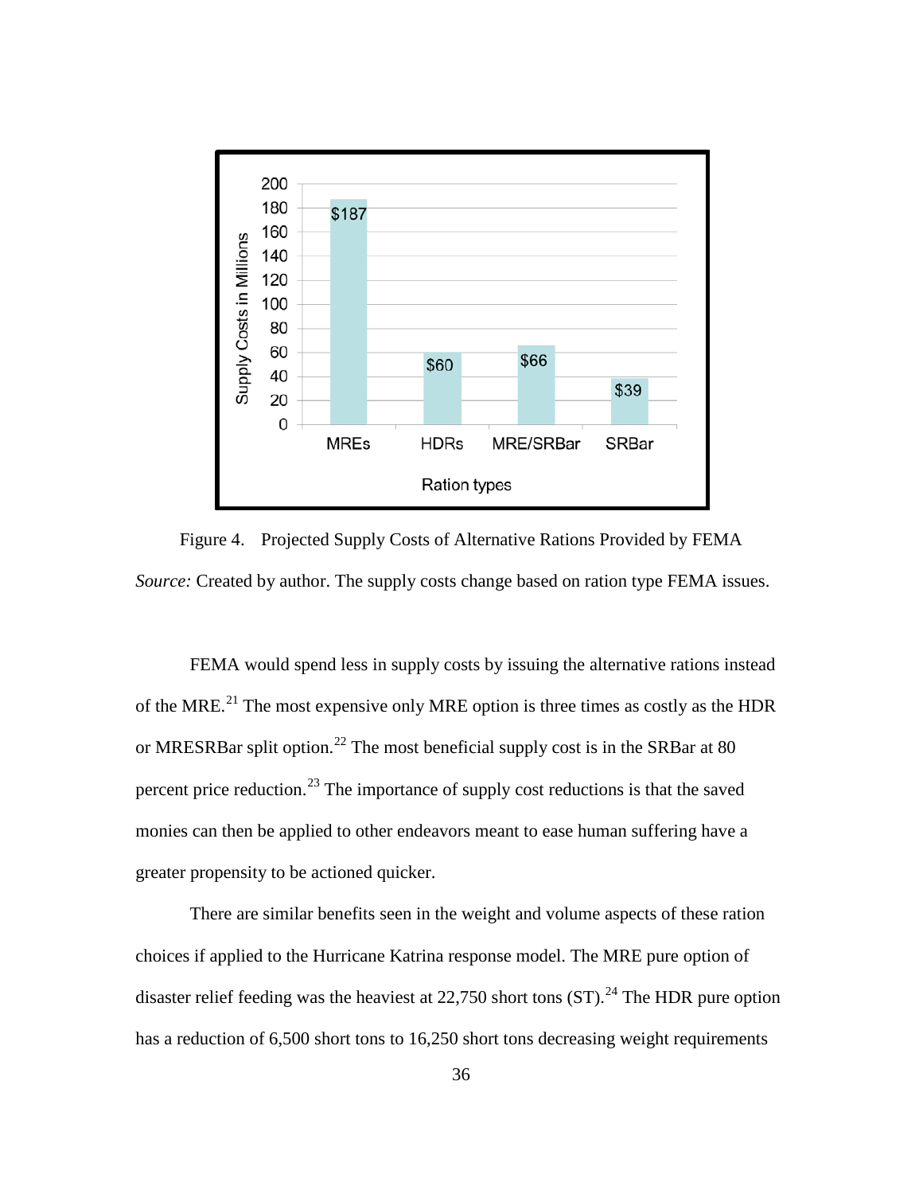Figure 4. Projected Supply Costs of Alternative Rations Provided by FEMA

*Source:* Created by author. The supply costs change based on ration type FEMA issues.

FEMA would spend less in supply costs by issuing the alternative rations instead of the MRE.[21] The most expensive only MRE option is three times as costly as the HDR or MRESRBar split option.[22] The most beneficial supply cost is in the SRBar at 80 percent price reduction.[23] The importance of supply cost reductions is that the saved monies can then be applied to other endeavors meant to ease human suffering have a greater propensity to be actioned quicker.

There are similar benefits seen in the weight and volume aspects of these ration choices if applied to the Hurricane Katrina response model. The MRE pure option of disaster relief feeding was the heaviest at 22,750 short tons (ST).[24] The HDR pure option has a reduction of 6,500 short tons to 16,250 short tons decreasing weight requirements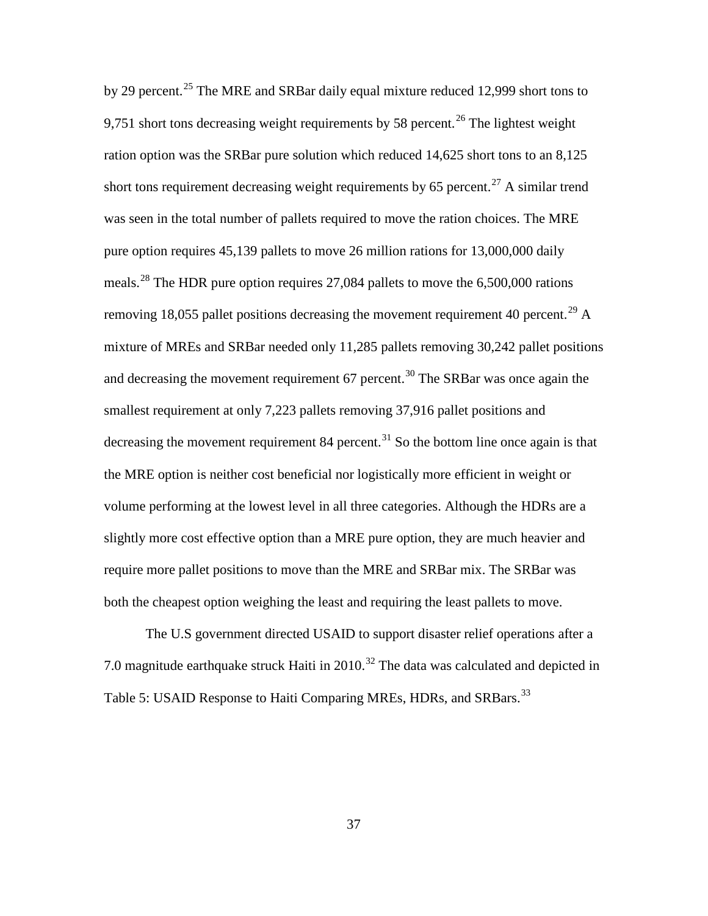by 29 percent.[25] The MRE and SRBar daily equal mixture reduced 12,999 short tons to 9,751 short tons decreasing weight requirements by 58 percent.[26] The lightest weight ration option was the SRBar pure solution which reduced 14,625 short tons to an 8,125 short tons requirement decreasing weight requirements by 65 percent.[27] A similar trend was seen in the total number of pallets required to move the ration choices. The MRE pure option requires 45,139 pallets to move 26 million rations for 13,000,000 daily meals.[28] The HDR pure option requires 27,084 pallets to move the 6,500,000 rations removing 18,055 pallet positions decreasing the movement requirement 40 percent.[29] A mixture of MREs and SRBar needed only 11,285 pallets removing 30,242 pallet positions and decreasing the movement requirement 67 percent.[30] The SRBar was once again the smallest requirement at only 7,223 pallets removing 37,916 pallet positions and decreasing the movement requirement 84 percent.[31] So the bottom line once again is that the MRE option is neither cost beneficial nor logistically more efficient in weight or volume performing at the lowest level in all three categories. Although the HDRs are a slightly more cost effective option than a MRE pure option, they are much heavier and require more pallet positions to move than the MRE and SRBar mix. The SRBar was both the cheapest option weighing the least and requiring the least pallets to move.

The U.S government directed USAID to support disaster relief operations after a 7.0 magnitude earthquake struck Haiti in 2010.[32] The data was calculated and depicted in Table 5: USAID Response to Haiti Comparing MREs, HDRs, and SRBars.[33]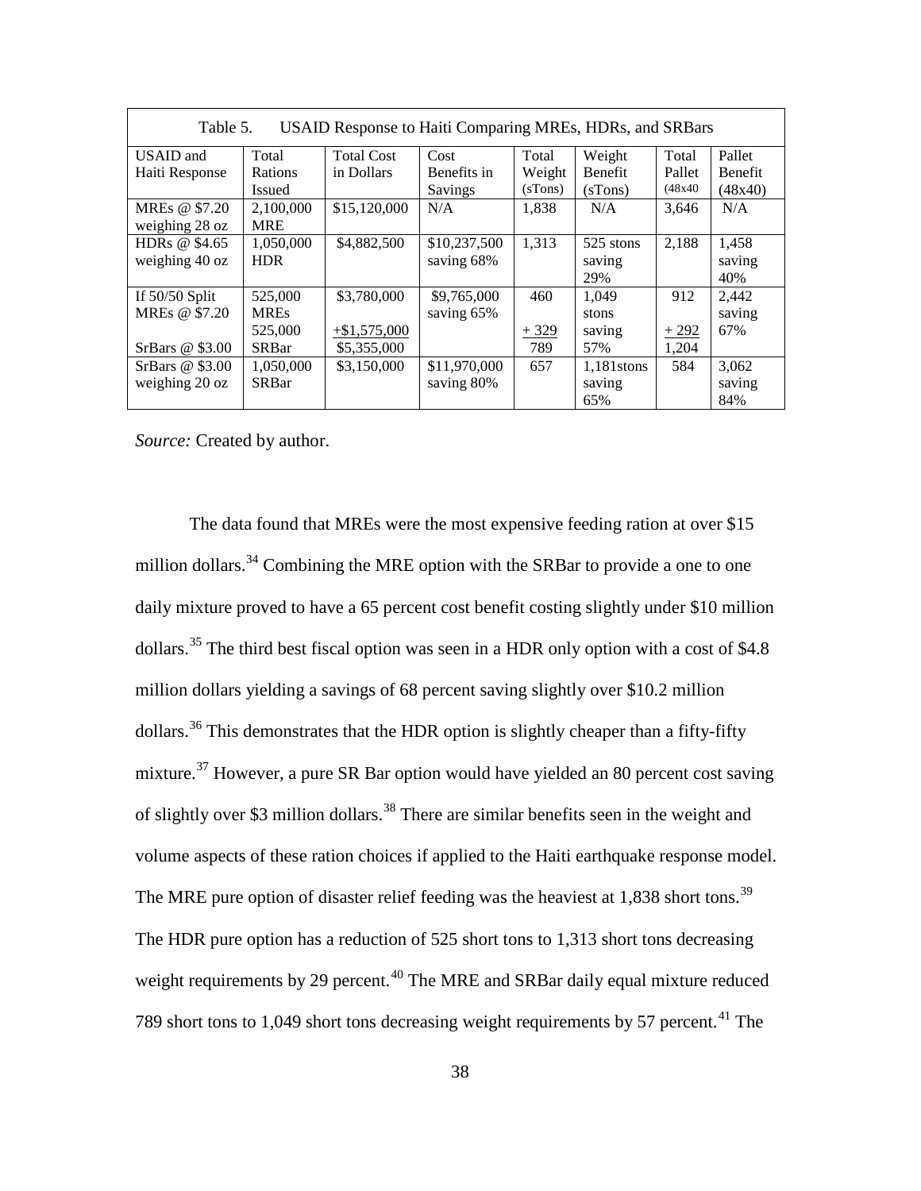Table 5. USAID Response to Haiti Comparing MREs, HDRs, and SRBars

| USAID and Haiti Response | Total Rations Issued | Total Cost in Dollars | Cost Benefits in Savings | Total Weight (sTons) | Weight Benefit (sTons) | Total Pallet (48x40 | Pallet Benefit (48x40) |
|---|---|---|---|---|---|---|---|
| MREs @ $7.20 weighing 28 oz | 2,100,000 MRE | $15,120,000 | N/A | 1,838 | N/A | 3,646 | N/A |
| HDRs @ $4.65 weighing 40 oz | 1,050,000 HDR | $4,882,500 | $10,237,500 saving 68% | 1,313 | 525 stons saving 29% | 2,188 | 1,458 saving 40% |
| If 50/50 Split MREs @ $7.20 SrBars @ $3.00 | 525,000 MREs 525,000 SRBar | $3,780,000 +$1,575,000 $5,355,000 | $9,765,000 saving 65% | 460 + 329 789 | 1,049 stons saving 57% | 912 + 292 1,204 | 2,442 saving 67% |
| SrBars @ $3.00 weighing 20 oz | 1,050,000 SRBar | $3,150,000 | $11,970,000 saving 80% | 657 | 1,181stons saving 65% | 584 | 3,062 saving 84% |

*Source:* Created by author.

The data found that MREs were the most expensive feeding ration at over $15 million dollars.[34] Combining the MRE option with the SRBar to provide a one to one daily mixture proved to have a 65 percent cost benefit costing slightly under $10 million dollars.[35] The third best fiscal option was seen in a HDR only option with a cost of $4.8 million dollars yielding a savings of 68 percent saving slightly over $10.2 million dollars.[36] This demonstrates that the HDR option is slightly cheaper than a fifty-fifty mixture.[37] However, a pure SR Bar option would have yielded an 80 percent cost saving of slightly over $3 million dollars.[38] There are similar benefits seen in the weight and volume aspects of these ration choices if applied to the Haiti earthquake response model. The MRE pure option of disaster relief feeding was the heaviest at 1,838 short tons.[39] The HDR pure option has a reduction of 525 short tons to 1,313 short tons decreasing weight requirements by 29 percent.[40] The MRE and SRBar daily equal mixture reduced 789 short tons to 1,049 short tons decreasing weight requirements by 57 percent.[41] The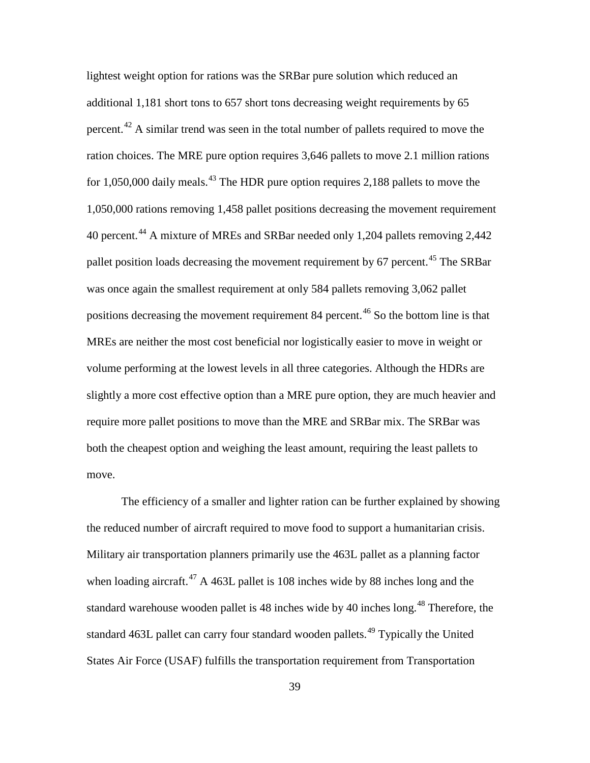lightest weight option for rations was the SRBar pure solution which reduced an additional 1,181 short tons to 657 short tons decreasing weight requirements by 65 percent.[42] A similar trend was seen in the total number of pallets required to move the ration choices. The MRE pure option requires 3,646 pallets to move 2.1 million rations for 1,050,000 daily meals.[43] The HDR pure option requires 2,188 pallets to move the 1,050,000 rations removing 1,458 pallet positions decreasing the movement requirement 40 percent.[44] A mixture of MREs and SRBar needed only 1,204 pallets removing 2,442 pallet position loads decreasing the movement requirement by 67 percent.[45] The SRBar was once again the smallest requirement at only 584 pallets removing 3,062 pallet positions decreasing the movement requirement 84 percent.[46] So the bottom line is that MREs are neither the most cost beneficial nor logistically easier to move in weight or volume performing at the lowest levels in all three categories. Although the HDRs are slightly a more cost effective option than a MRE pure option, they are much heavier and require more pallet positions to move than the MRE and SRBar mix. The SRBar was both the cheapest option and weighing the least amount, requiring the least pallets to move.

The efficiency of a smaller and lighter ration can be further explained by showing the reduced number of aircraft required to move food to support a humanitarian crisis. Military air transportation planners primarily use the 463L pallet as a planning factor when loading aircraft.[47] A 463L pallet is 108 inches wide by 88 inches long and the standard warehouse wooden pallet is 48 inches wide by 40 inches long.[48] Therefore, the standard 463L pallet can carry four standard wooden pallets.[49] Typically the United States Air Force (USAF) fulfills the transportation requirement from Transportation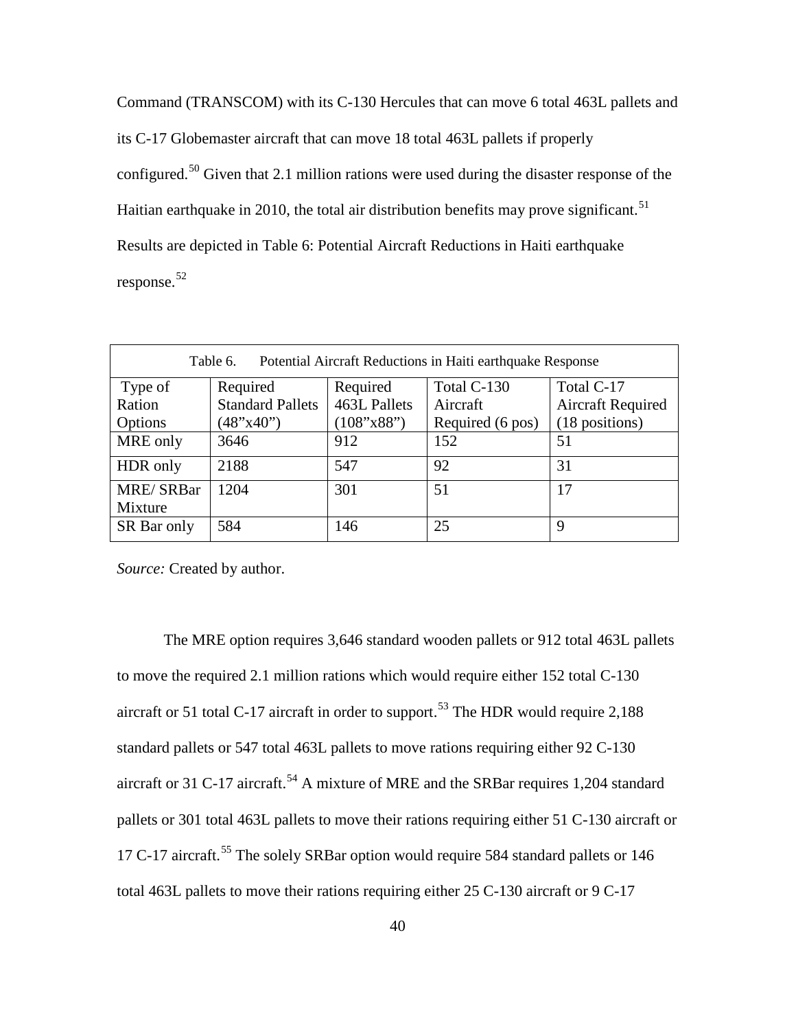Command (TRANSCOM) with its C-130 Hercules that can move 6 total 463L pallets and its C-17 Globemaster aircraft that can move 18 total 463L pallets if properly configured.[50] Given that 2.1 million rations were used during the disaster response of the Haitian earthquake in 2010, the total air distribution benefits may prove significant.[51] Results are depicted in Table 6: Potential Aircraft Reductions in Haiti earthquake response.[52]

Table 6. Potential Aircraft Reductions in Haiti earthquake Response

| Type of Ration Options | Required Standard Pallets (48"x40") | Required 463L Pallets (108"x88") | Total C-130 Aircraft Required (6 pos) | Total C-17 Aircraft Required (18 positions) |
|---|---|---|---|---|
| MRE only | 3646 | 912 | 152 | 51 |
| HDR only | 2188 | 547 | 92 | 31 |
| MRE/ SRBar Mixture | 1204 | 301 | 51 | 17 |
| SR Bar only | 584 | 146 | 25 | 9 |

*Source:* Created by author.

The MRE option requires 3,646 standard wooden pallets or 912 total 463L pallets to move the required 2.1 million rations which would require either 152 total C-130 aircraft or 51 total C-17 aircraft in order to support.[53] The HDR would require 2,188 standard pallets or 547 total 463L pallets to move rations requiring either 92 C-130 aircraft or 31 C-17 aircraft.[54] A mixture of MRE and the SRBar requires 1,204 standard pallets or 301 total 463L pallets to move their rations requiring either 51 C-130 aircraft or 17 C-17 aircraft.[55] The solely SRBar option would require 584 standard pallets or 146 total 463L pallets to move their rations requiring either 25 C-130 aircraft or 9 C-17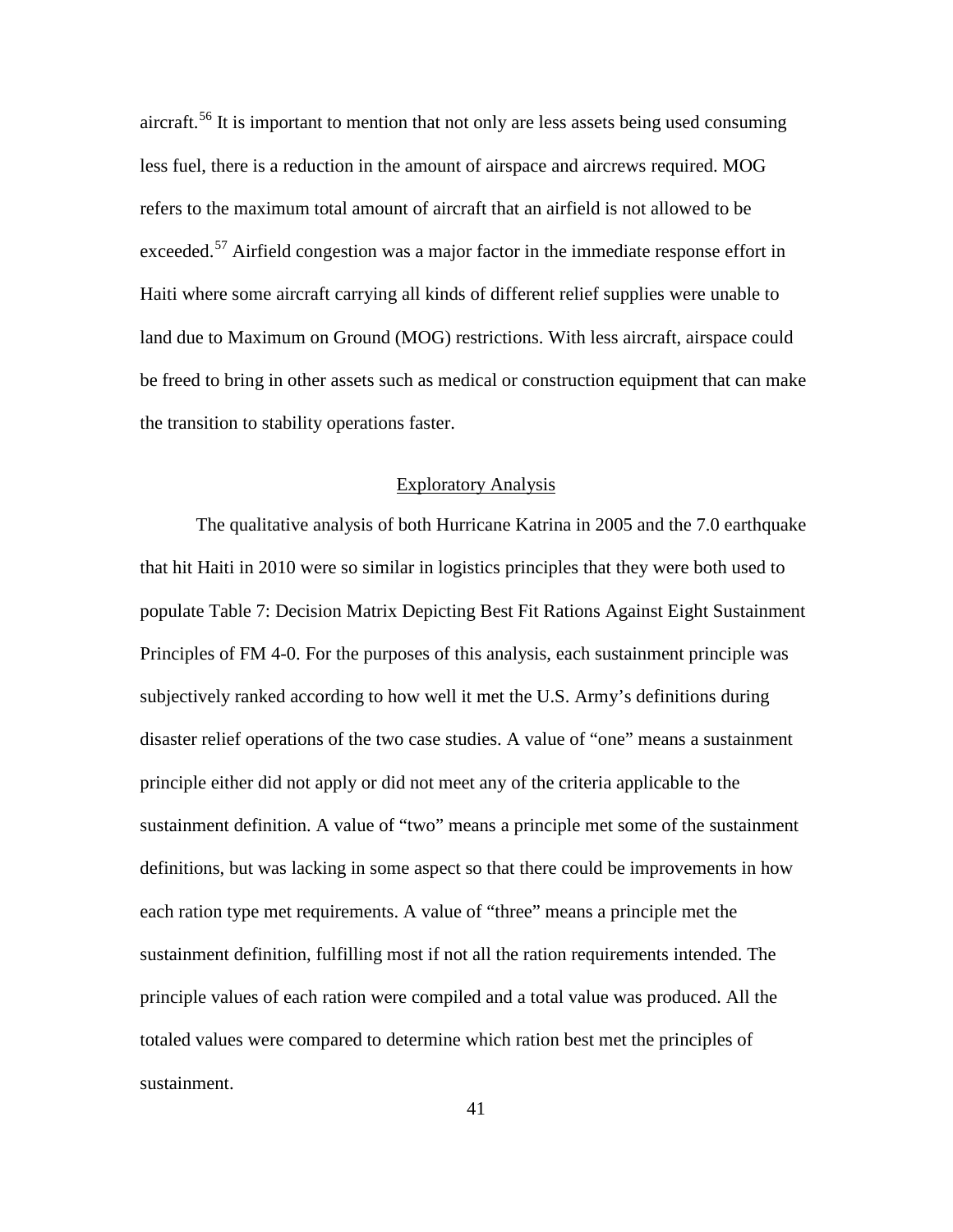aircraft.[56] It is important to mention that not only are less assets being used consuming less fuel, there is a reduction in the amount of airspace and aircrews required. MOG refers to the maximum total amount of aircraft that an airfield is not allowed to be exceeded.[57] Airfield congestion was a major factor in the immediate response effort in Haiti where some aircraft carrying all kinds of different relief supplies were unable to land due to Maximum on Ground (MOG) restrictions. With less aircraft, airspace could be freed to bring in other assets such as medical or construction equipment that can make the transition to stability operations faster.

## Exploratory Analysis

The qualitative analysis of both Hurricane Katrina in 2005 and the 7.0 earthquake that hit Haiti in 2010 were so similar in logistics principles that they were both used to populate Table 7: Decision Matrix Depicting Best Fit Rations Against Eight Sustainment Principles of FM 4-0. For the purposes of this analysis, each sustainment principle was subjectively ranked according to how well it met the U.S. Army's definitions during disaster relief operations of the two case studies. A value of "one" means a sustainment principle either did not apply or did not meet any of the criteria applicable to the sustainment definition. A value of "two" means a principle met some of the sustainment definitions, but was lacking in some aspect so that there could be improvements in how each ration type met requirements. A value of "three" means a principle met the sustainment definition, fulfilling most if not all the ration requirements intended. The principle values of each ration were compiled and a total value was produced. All the totaled values were compared to determine which ration best met the principles of sustainment.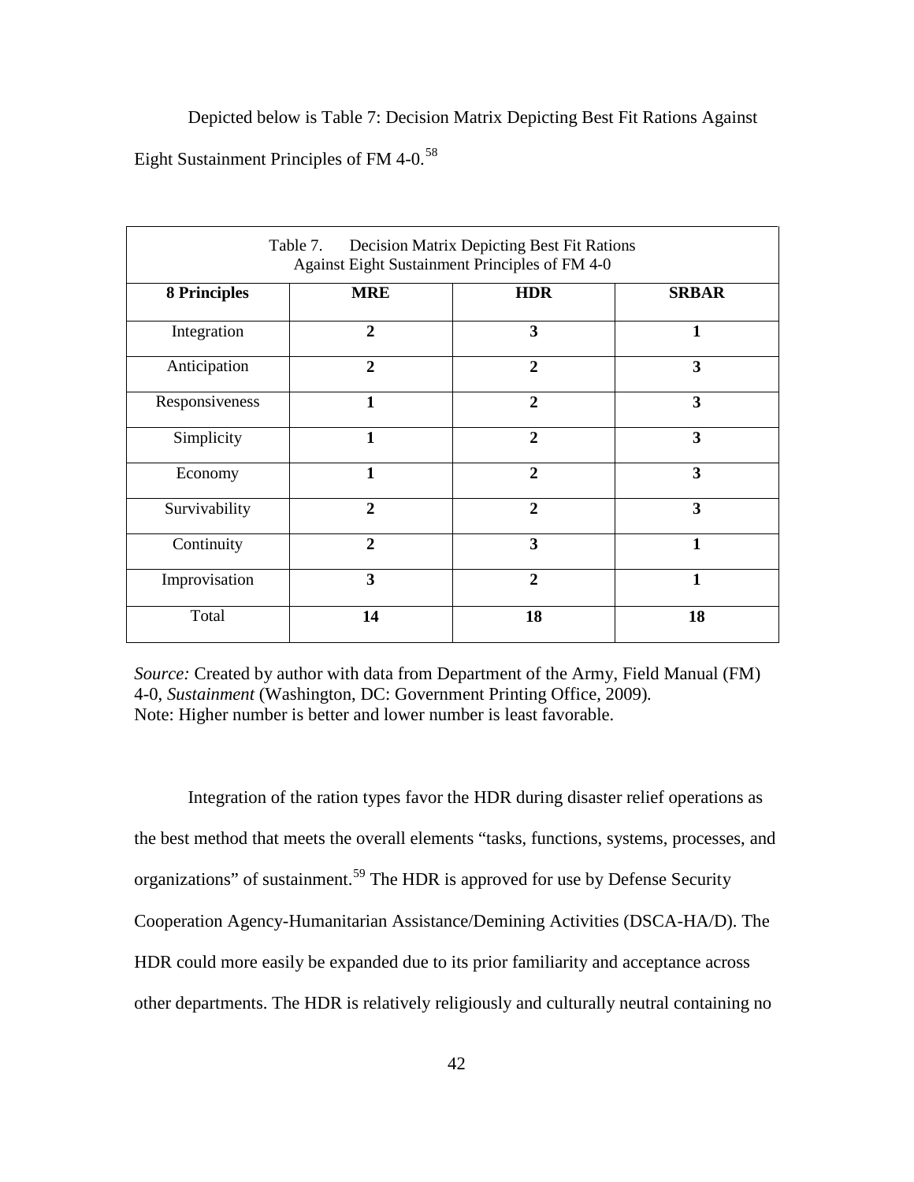Depicted below is Table 7: Decision Matrix Depicting Best Fit Rations Against Eight Sustainment Principles of FM 4-0.[58]

Table 7. Decision Matrix Depicting Best Fit Rations Against Eight Sustainment Principles of FM 4-0

| 8 Principles | MRE | HDR | SRBAR |
|---|---|---|---|
| Integration | **2** | **3** | **1** |
| Anticipation | **2** | **2** | **3** |
| Responsiveness | **1** | **2** | **3** |
| Simplicity | **1** | **2** | **3** |
| Economy | **1** | **2** | **3** |
| Survivability | **2** | **2** | **3** |
| Continuity | **2** | **3** | **1** |
| Improvisation | **3** | **2** | **1** |
| Total | **14** | **18** | **18** |

*Source:* Created by author with data from Department of the Army, Field Manual (FM) 4-0, *Sustainment* (Washington, DC: Government Printing Office, 2009).
Note: Higher number is better and lower number is least favorable.

Integration of the ration types favor the HDR during disaster relief operations as the best method that meets the overall elements "tasks, functions, systems, processes, and organizations" of sustainment.[59] The HDR is approved for use by Defense Security Cooperation Agency-Humanitarian Assistance/Demining Activities (DSCA-HA/D). The HDR could more easily be expanded due to its prior familiarity and acceptance across other departments. The HDR is relatively religiously and culturally neutral containing no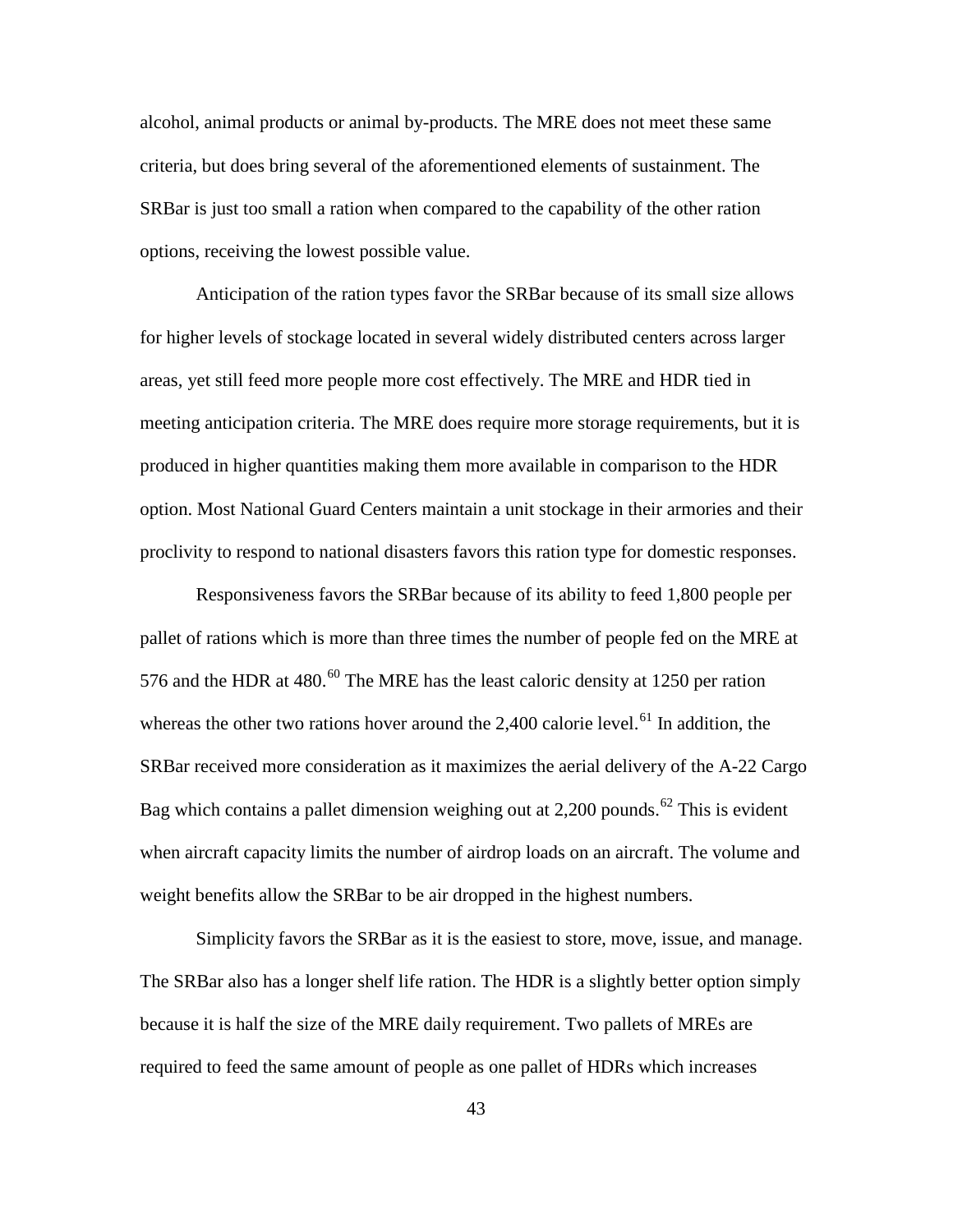alcohol, animal products or animal by-products. The MRE does not meet these same criteria, but does bring several of the aforementioned elements of sustainment. The SRBar is just too small a ration when compared to the capability of the other ration options, receiving the lowest possible value.

Anticipation of the ration types favor the SRBar because of its small size allows for higher levels of stockage located in several widely distributed centers across larger areas, yet still feed more people more cost effectively. The MRE and HDR tied in meeting anticipation criteria. The MRE does require more storage requirements, but it is produced in higher quantities making them more available in comparison to the HDR option. Most National Guard Centers maintain a unit stockage in their armories and their proclivity to respond to national disasters favors this ration type for domestic responses.

Responsiveness favors the SRBar because of its ability to feed 1,800 people per pallet of rations which is more than three times the number of people fed on the MRE at 576 and the HDR at 480.[60] The MRE has the least caloric density at 1250 per ration whereas the other two rations hover around the 2,400 calorie level.[61] In addition, the SRBar received more consideration as it maximizes the aerial delivery of the A-22 Cargo Bag which contains a pallet dimension weighing out at 2,200 pounds.[62] This is evident when aircraft capacity limits the number of airdrop loads on an aircraft. The volume and weight benefits allow the SRBar to be air dropped in the highest numbers.

Simplicity favors the SRBar as it is the easiest to store, move, issue, and manage. The SRBar also has a longer shelf life ration. The HDR is a slightly better option simply because it is half the size of the MRE daily requirement. Two pallets of MREs are required to feed the same amount of people as one pallet of HDRs which increases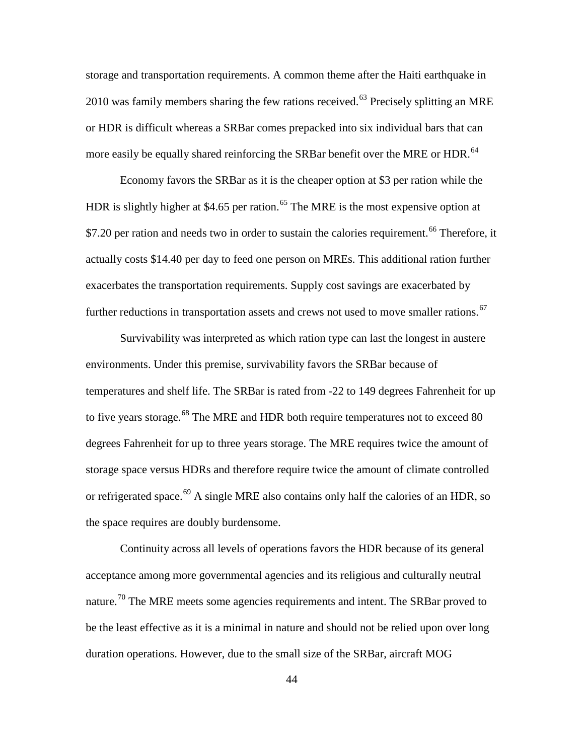storage and transportation requirements. A common theme after the Haiti earthquake in 2010 was family members sharing the few rations received.[63] Precisely splitting an MRE or HDR is difficult whereas a SRBar comes prepacked into six individual bars that can more easily be equally shared reinforcing the SRBar benefit over the MRE or HDR.[64]

Economy favors the SRBar as it is the cheaper option at $3 per ration while the HDR is slightly higher at $4.65 per ration.[65] The MRE is the most expensive option at $7.20 per ration and needs two in order to sustain the calories requirement.[66] Therefore, it actually costs $14.40 per day to feed one person on MREs. This additional ration further exacerbates the transportation requirements. Supply cost savings are exacerbated by further reductions in transportation assets and crews not used to move smaller rations.[67]

Survivability was interpreted as which ration type can last the longest in austere environments. Under this premise, survivability favors the SRBar because of temperatures and shelf life. The SRBar is rated from -22 to 149 degrees Fahrenheit for up to five years storage.[68] The MRE and HDR both require temperatures not to exceed 80 degrees Fahrenheit for up to three years storage. The MRE requires twice the amount of storage space versus HDRs and therefore require twice the amount of climate controlled or refrigerated space.[69] A single MRE also contains only half the calories of an HDR, so the space requires are doubly burdensome.

Continuity across all levels of operations favors the HDR because of its general acceptance among more governmental agencies and its religious and culturally neutral nature.[70] The MRE meets some agencies requirements and intent. The SRBar proved to be the least effective as it is a minimal in nature and should not be relied upon over long duration operations. However, due to the small size of the SRBar, aircraft MOG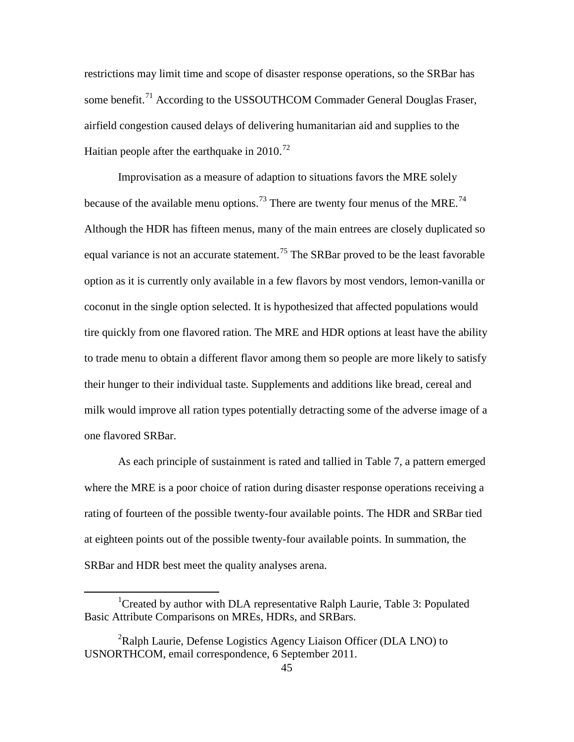restrictions may limit time and scope of disaster response operations, so the SRBar has some benefit.[71] According to the USSOUTHCOM Commader General Douglas Fraser, airfield congestion caused delays of delivering humanitarian aid and supplies to the Haitian people after the earthquake in 2010.[72]

Improvisation as a measure of adaption to situations favors the MRE solely because of the available menu options.[73] There are twenty four menus of the MRE.[74] Although the HDR has fifteen menus, many of the main entrees are closely duplicated so equal variance is not an accurate statement.[75] The SRBar proved to be the least favorable option as it is currently only available in a few flavors by most vendors, lemon-vanilla or coconut in the single option selected. It is hypothesized that affected populations would tire quickly from one flavored ration. The MRE and HDR options at least have the ability to trade menu to obtain a different flavor among them so people are more likely to satisfy their hunger to their individual taste. Supplements and additions like bread, cereal and milk would improve all ration types potentially detracting some of the adverse image of a one flavored SRBar.

As each principle of sustainment is rated and tallied in Table 7, a pattern emerged where the MRE is a poor choice of ration during disaster response operations receiving a rating of fourteen of the possible twenty-four available points. The HDR and SRBar tied at eighteen points out of the possible twenty-four available points. In summation, the SRBar and HDR best meet the quality analyses arena.

---

[1]Created by author with DLA representative Ralph Laurie, Table 3: Populated Basic Attribute Comparisons on MREs, HDRs, and SRBars.

[2]Ralph Laurie, Defense Logistics Agency Liaison Officer (DLA LNO) to USNORTHCOM, email correspondence, 6 September 2011.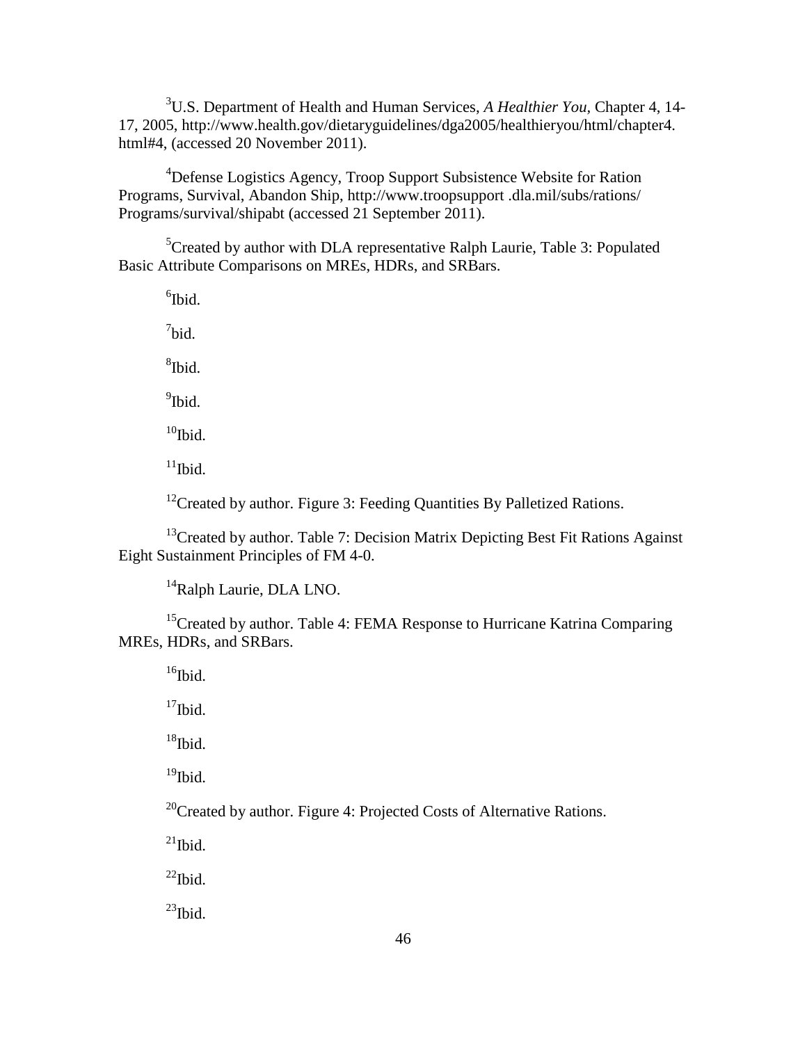[3]U.S. Department of Health and Human Services, *A Healthier You*, Chapter 4, 14-17, 2005, http://www.health.gov/dietaryguidelines/dga2005/healthieryou/html/chapter4.html#4, (accessed 20 November 2011).

[4]Defense Logistics Agency, Troop Support Subsistence Website for Ration Programs, Survival, Abandon Ship, http://www.troopsupport .dla.mil/subs/rations/Programs/survival/shipabt (accessed 21 September 2011).

[5]Created by author with DLA representative Ralph Laurie, Table 3: Populated Basic Attribute Comparisons on MREs, HDRs, and SRBars.

[6]Ibid.

[7]bid.

[8]Ibid.

[9]Ibid.

[10]Ibid.

[11]Ibid.

[12]Created by author. Figure 3: Feeding Quantities By Palletized Rations.

[13]Created by author. Table 7: Decision Matrix Depicting Best Fit Rations Against Eight Sustainment Principles of FM 4-0.

[14]Ralph Laurie, DLA LNO.

[15]Created by author. Table 4: FEMA Response to Hurricane Katrina Comparing MREs, HDRs, and SRBars.

[16]Ibid.

[17]Ibid.

[18]Ibid.

[19]Ibid.

[20]Created by author. Figure 4: Projected Costs of Alternative Rations.

[21]Ibid.

[22]Ibid.

[23]Ibid.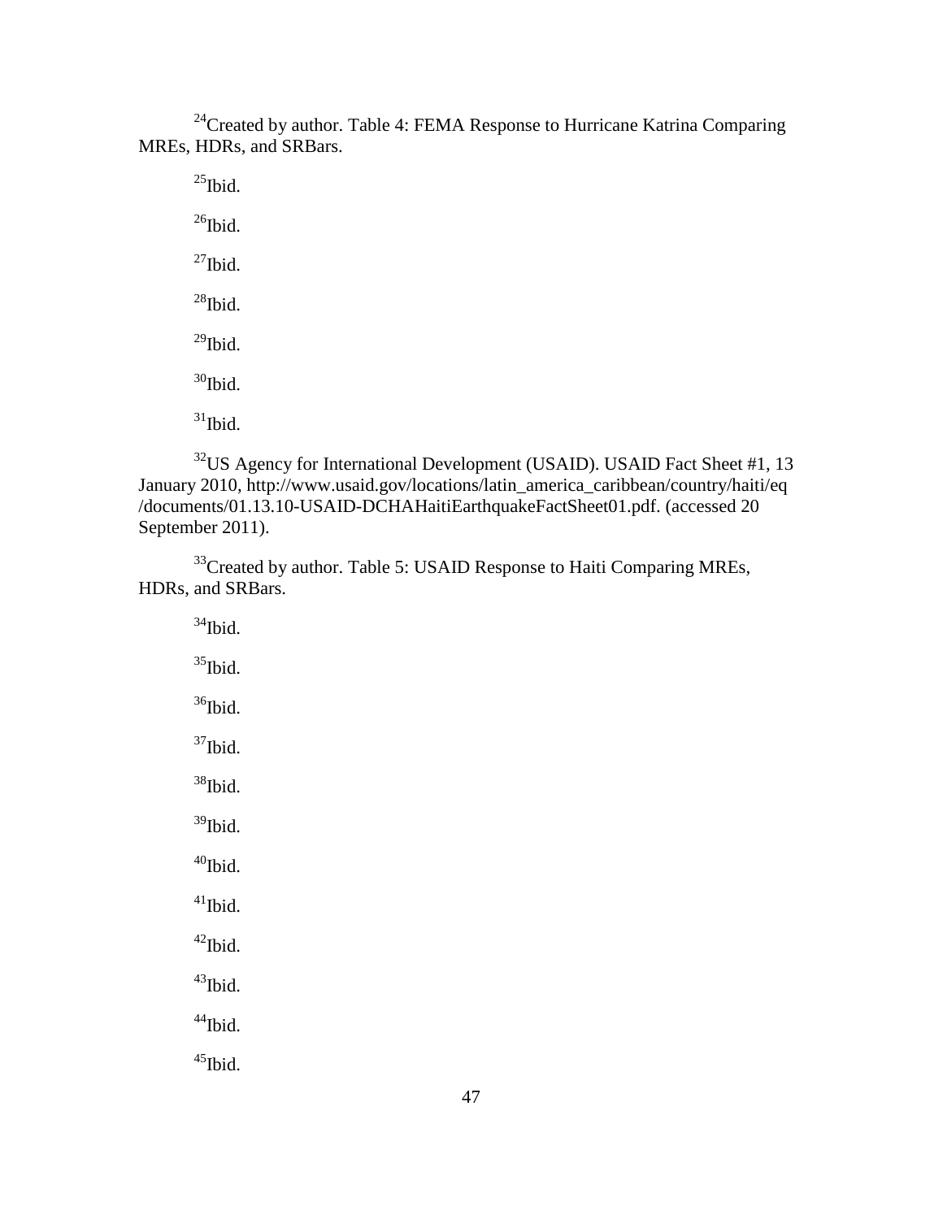[24]Created by author. Table 4: FEMA Response to Hurricane Katrina Comparing MREs, HDRs, and SRBars.

[25]Ibid.

[26]Ibid.

[27]Ibid.

[28]Ibid.

[29]Ibid.

[30]Ibid.

[31]Ibid.

[32]US Agency for International Development (USAID). USAID Fact Sheet #1, 13 January 2010, http://www.usaid.gov/locations/latin_america_caribbean/country/haiti/eq/documents/01.13.10-USAID-DCHAHaitiEarthquakeFactSheet01.pdf. (accessed 20 September 2011).

[33]Created by author. Table 5: USAID Response to Haiti Comparing MREs, HDRs, and SRBars.

[34]Ibid.

[35]Ibid.

[36]Ibid.

[37]Ibid.

[38]Ibid.

[39]Ibid.

[40]Ibid.

[41]Ibid.

[42]Ibid.

[43]Ibid.

[44]Ibid.

[45]Ibid.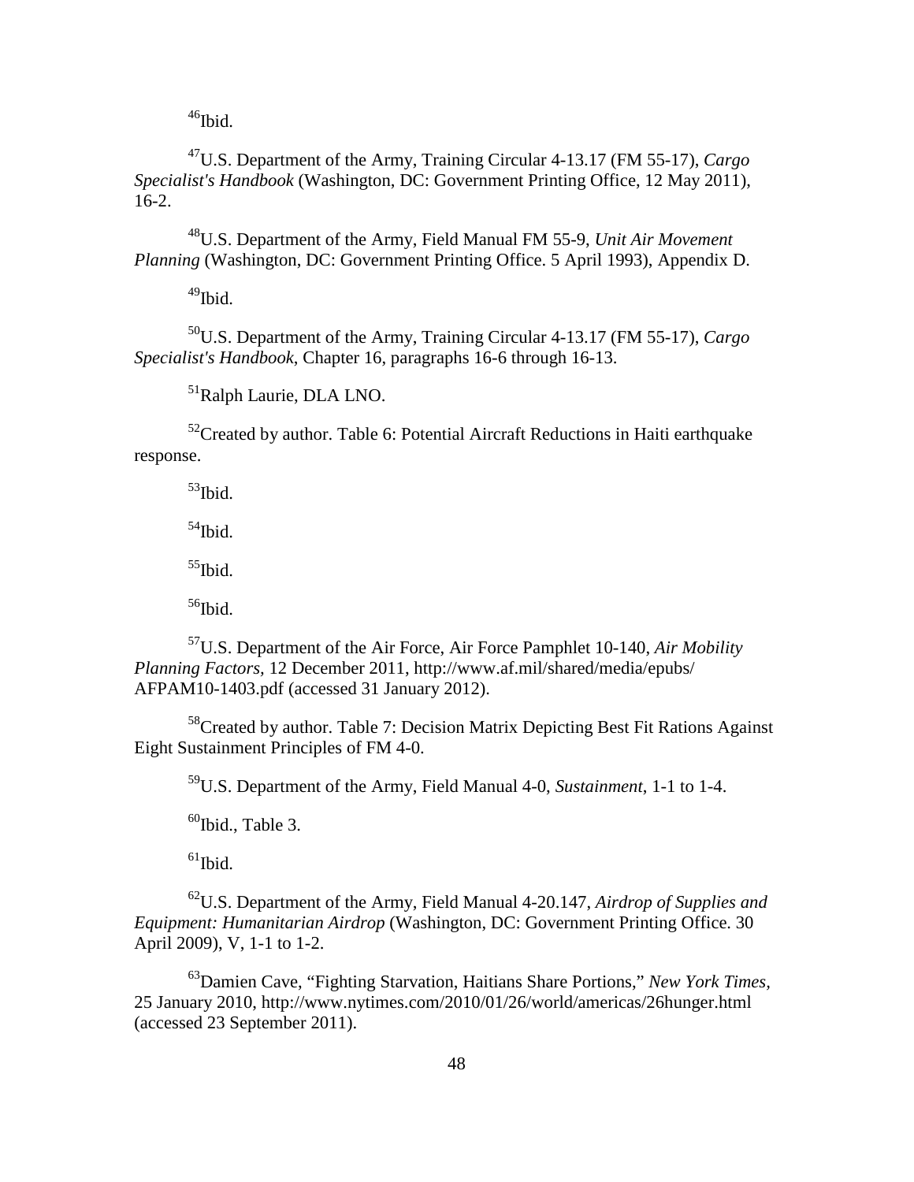[46]Ibid.

[47]U.S. Department of the Army, Training Circular 4-13.17 (FM 55-17), *Cargo Specialist's Handbook* (Washington, DC: Government Printing Office, 12 May 2011), 16-2.

[48]U.S. Department of the Army, Field Manual FM 55-9, *Unit Air Movement Planning* (Washington, DC: Government Printing Office. 5 April 1993), Appendix D.

[49]Ibid.

[50]U.S. Department of the Army, Training Circular 4-13.17 (FM 55-17), *Cargo Specialist's Handbook*, Chapter 16, paragraphs 16-6 through 16-13.

[51]Ralph Laurie, DLA LNO.

[52]Created by author. Table 6: Potential Aircraft Reductions in Haiti earthquake response.

[53]Ibid.

[54]Ibid.

[55]Ibid.

[56]Ibid.

[57]U.S. Department of the Air Force, Air Force Pamphlet 10-140, *Air Mobility Planning Factors,* 12 December 2011, http://www.af.mil/shared/media/epubs/AFPAM10-1403.pdf (accessed 31 January 2012).

[58]Created by author. Table 7: Decision Matrix Depicting Best Fit Rations Against Eight Sustainment Principles of FM 4-0.

[59]U.S. Department of the Army, Field Manual 4-0, *Sustainment*, 1-1 to 1-4.

[60]Ibid., Table 3.

[61]Ibid.

[62]U.S. Department of the Army, Field Manual 4-20.147, *Airdrop of Supplies and Equipment: Humanitarian Airdrop* (Washington, DC: Government Printing Office. 30 April 2009), V, 1-1 to 1-2.

[63]Damien Cave, "Fighting Starvation, Haitians Share Portions," *New York Times*, 25 January 2010, http://www.nytimes.com/2010/01/26/world/americas/26hunger.html (accessed 23 September 2011).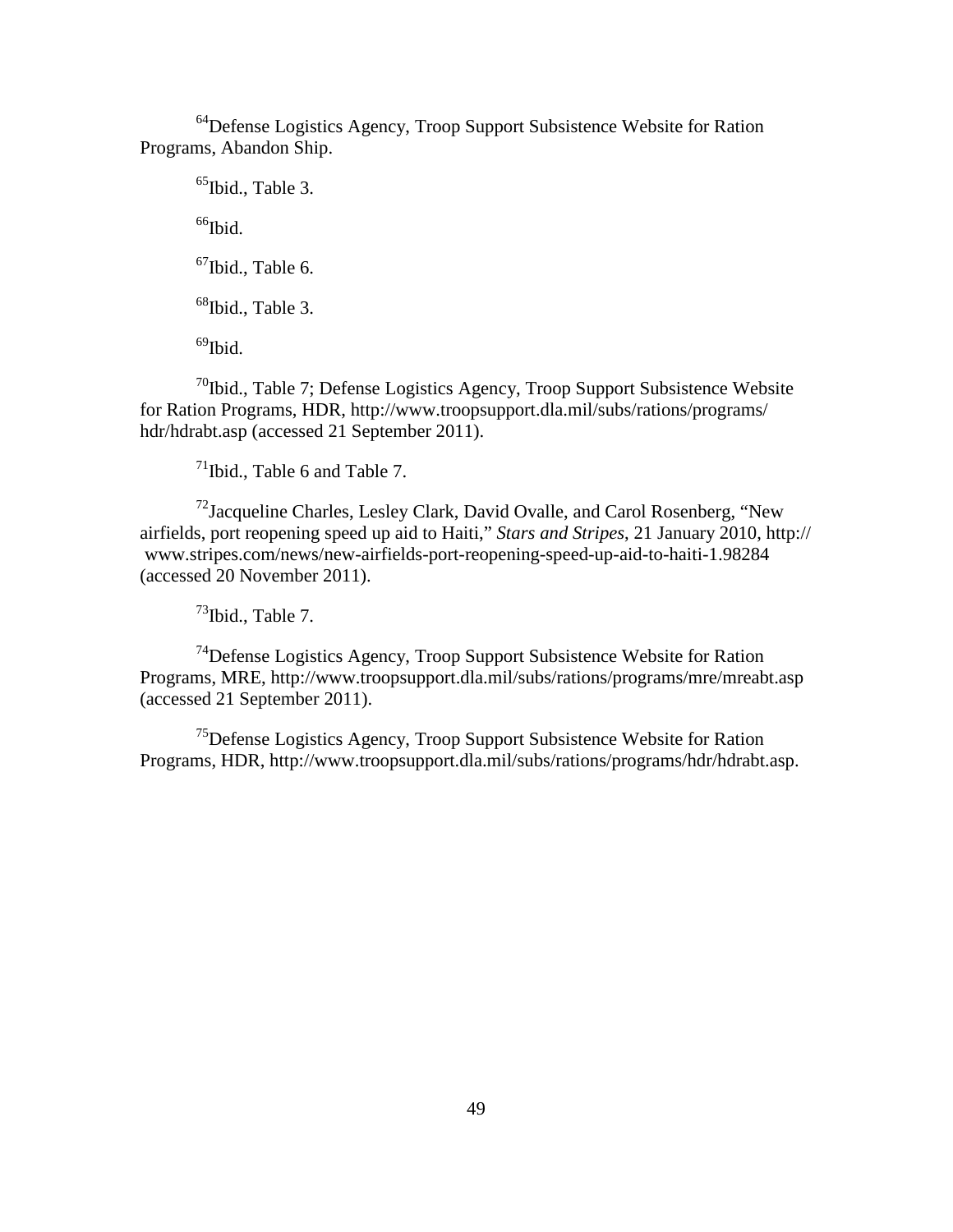[64]Defense Logistics Agency, Troop Support Subsistence Website for Ration Programs, Abandon Ship.

[65]Ibid., Table 3.

[66]Ibid.

[67]Ibid., Table 6.

[68]Ibid., Table 3.

[69]Ibid.

[70]Ibid., Table 7; Defense Logistics Agency, Troop Support Subsistence Website for Ration Programs, HDR, http://www.troopsupport.dla.mil/subs/rations/programs/hdr/hdrabt.asp (accessed 21 September 2011).

[71]Ibid., Table 6 and Table 7.

[72]Jacqueline Charles, Lesley Clark, David Ovalle, and Carol Rosenberg, "New airfields, port reopening speed up aid to Haiti," *Stars and Stripes*, 21 January 2010, http://www.stripes.com/news/new-airfields-port-reopening-speed-up-aid-to-haiti-1.98284 (accessed 20 November 2011).

[73]Ibid., Table 7.

[74]Defense Logistics Agency, Troop Support Subsistence Website for Ration Programs, MRE, http://www.troopsupport.dla.mil/subs/rations/programs/mre/mreabt.asp (accessed 21 September 2011).

[75]Defense Logistics Agency, Troop Support Subsistence Website for Ration Programs, HDR, http://www.troopsupport.dla.mil/subs/rations/programs/hdr/hdrabt.asp.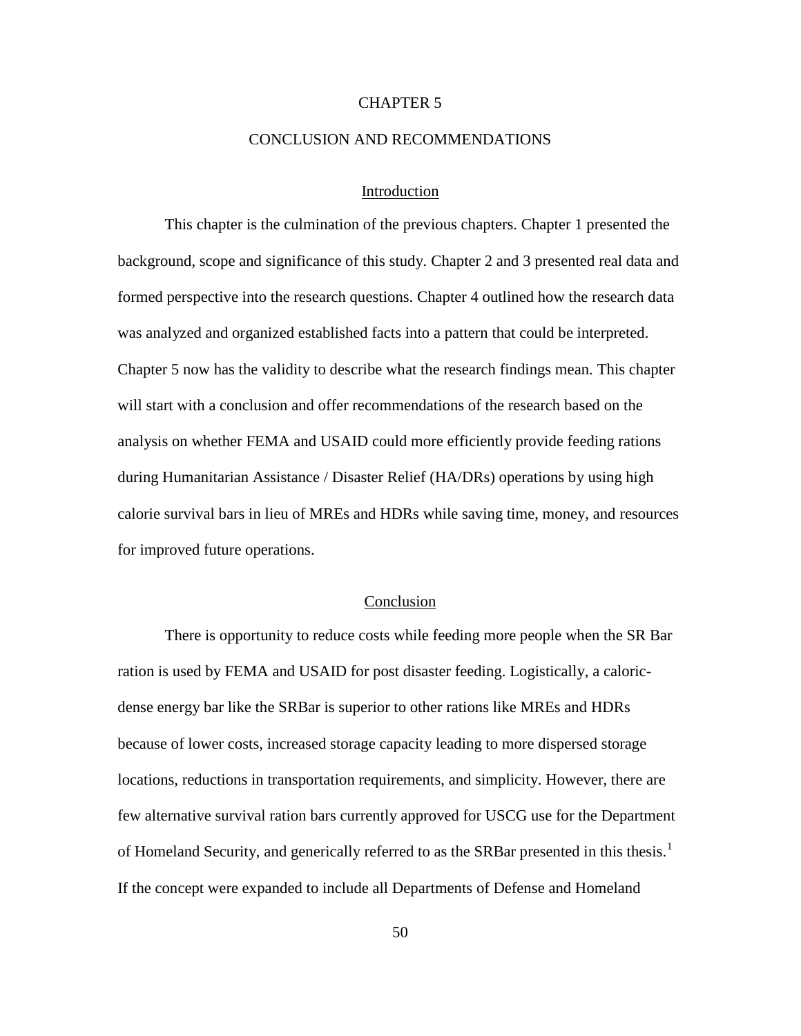# CHAPTER 5

# CONCLUSION AND RECOMMENDATIONS

## Introduction

This chapter is the culmination of the previous chapters. Chapter 1 presented the background, scope and significance of this study. Chapter 2 and 3 presented real data and formed perspective into the research questions. Chapter 4 outlined how the research data was analyzed and organized established facts into a pattern that could be interpreted. Chapter 5 now has the validity to describe what the research findings mean. This chapter will start with a conclusion and offer recommendations of the research based on the analysis on whether FEMA and USAID could more efficiently provide feeding rations during Humanitarian Assistance / Disaster Relief (HA/DRs) operations by using high calorie survival bars in lieu of MREs and HDRs while saving time, money, and resources for improved future operations.

## Conclusion

There is opportunity to reduce costs while feeding more people when the SR Bar ration is used by FEMA and USAID for post disaster feeding. Logistically, a caloric-dense energy bar like the SRBar is superior to other rations like MREs and HDRs because of lower costs, increased storage capacity leading to more dispersed storage locations, reductions in transportation requirements, and simplicity. However, there are few alternative survival ration bars currently approved for USCG use for the Department of Homeland Security, and generically referred to as the SRBar presented in this thesis.[1] If the concept were expanded to include all Departments of Defense and Homeland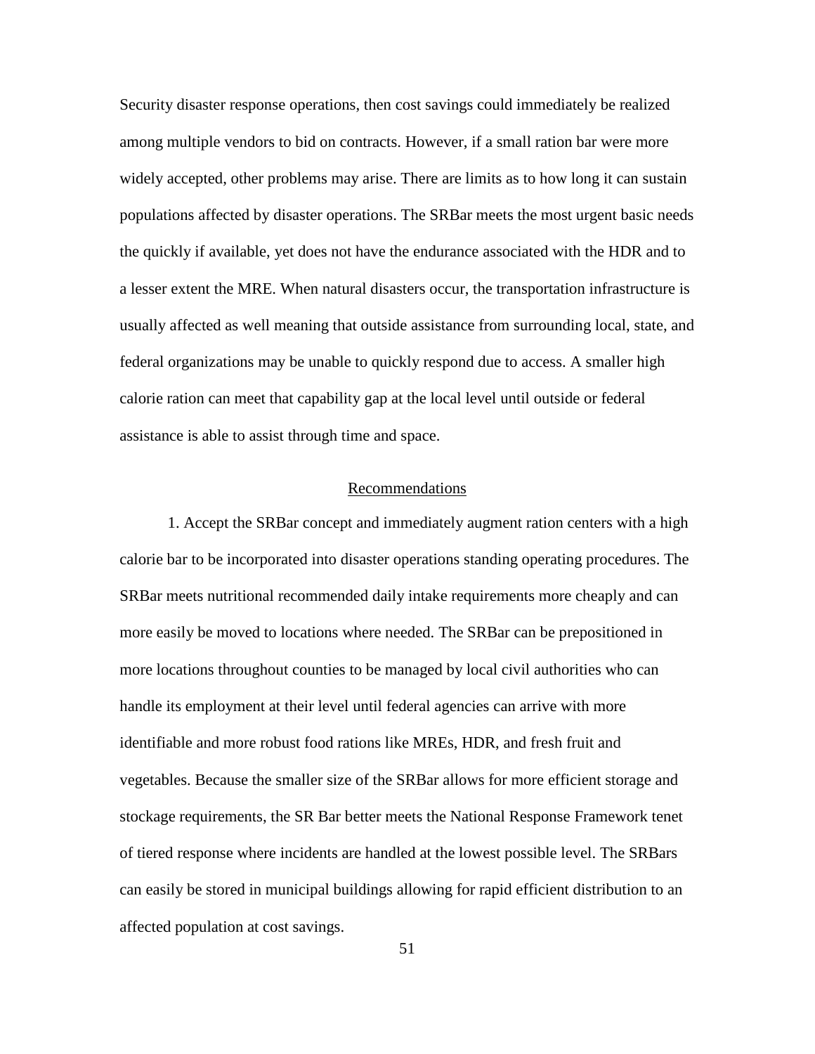Security disaster response operations, then cost savings could immediately be realized among multiple vendors to bid on contracts. However, if a small ration bar were more widely accepted, other problems may arise. There are limits as to how long it can sustain populations affected by disaster operations. The SRBar meets the most urgent basic needs the quickly if available, yet does not have the endurance associated with the HDR and to a lesser extent the MRE. When natural disasters occur, the transportation infrastructure is usually affected as well meaning that outside assistance from surrounding local, state, and federal organizations may be unable to quickly respond due to access. A smaller high calorie ration can meet that capability gap at the local level until outside or federal assistance is able to assist through time and space.

## Recommendations

1. Accept the SRBar concept and immediately augment ration centers with a high calorie bar to be incorporated into disaster operations standing operating procedures. The SRBar meets nutritional recommended daily intake requirements more cheaply and can more easily be moved to locations where needed. The SRBar can be prepositioned in more locations throughout counties to be managed by local civil authorities who can handle its employment at their level until federal agencies can arrive with more identifiable and more robust food rations like MREs, HDR, and fresh fruit and vegetables. Because the smaller size of the SRBar allows for more efficient storage and stockage requirements, the SR Bar better meets the National Response Framework tenet of tiered response where incidents are handled at the lowest possible level. The SRBars can easily be stored in municipal buildings allowing for rapid efficient distribution to an affected population at cost savings.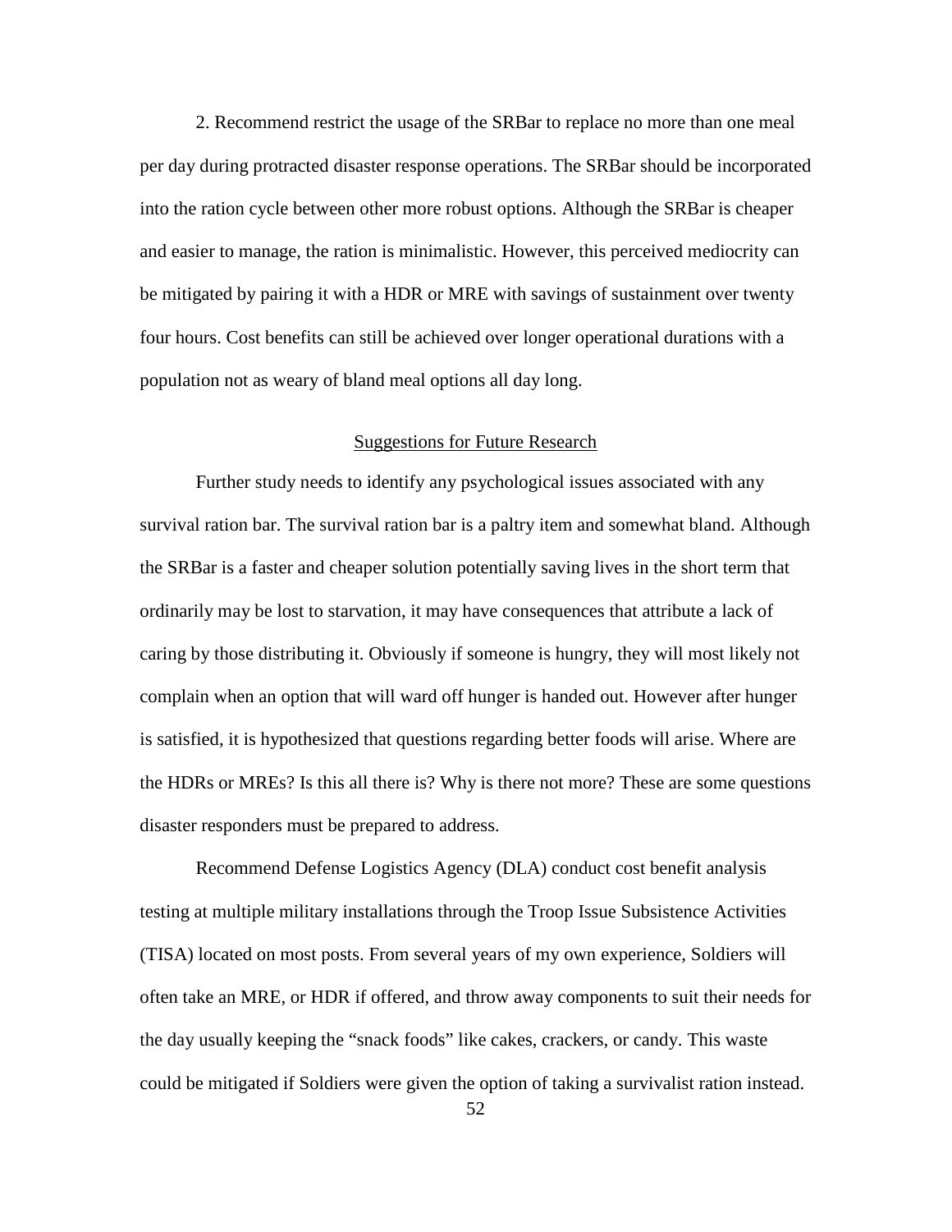2. Recommend restrict the usage of the SRBar to replace no more than one meal per day during protracted disaster response operations. The SRBar should be incorporated into the ration cycle between other more robust options. Although the SRBar is cheaper and easier to manage, the ration is minimalistic. However, this perceived mediocrity can be mitigated by pairing it with a HDR or MRE with savings of sustainment over twenty four hours. Cost benefits can still be achieved over longer operational durations with a population not as weary of bland meal options all day long.

## Suggestions for Future Research

Further study needs to identify any psychological issues associated with any survival ration bar. The survival ration bar is a paltry item and somewhat bland. Although the SRBar is a faster and cheaper solution potentially saving lives in the short term that ordinarily may be lost to starvation, it may have consequences that attribute a lack of caring by those distributing it. Obviously if someone is hungry, they will most likely not complain when an option that will ward off hunger is handed out. However after hunger is satisfied, it is hypothesized that questions regarding better foods will arise. Where are the HDRs or MREs? Is this all there is? Why is there not more? These are some questions disaster responders must be prepared to address.

Recommend Defense Logistics Agency (DLA) conduct cost benefit analysis testing at multiple military installations through the Troop Issue Subsistence Activities (TISA) located on most posts. From several years of my own experience, Soldiers will often take an MRE, or HDR if offered, and throw away components to suit their needs for the day usually keeping the "snack foods" like cakes, crackers, or candy. This waste could be mitigated if Soldiers were given the option of taking a survivalist ration instead.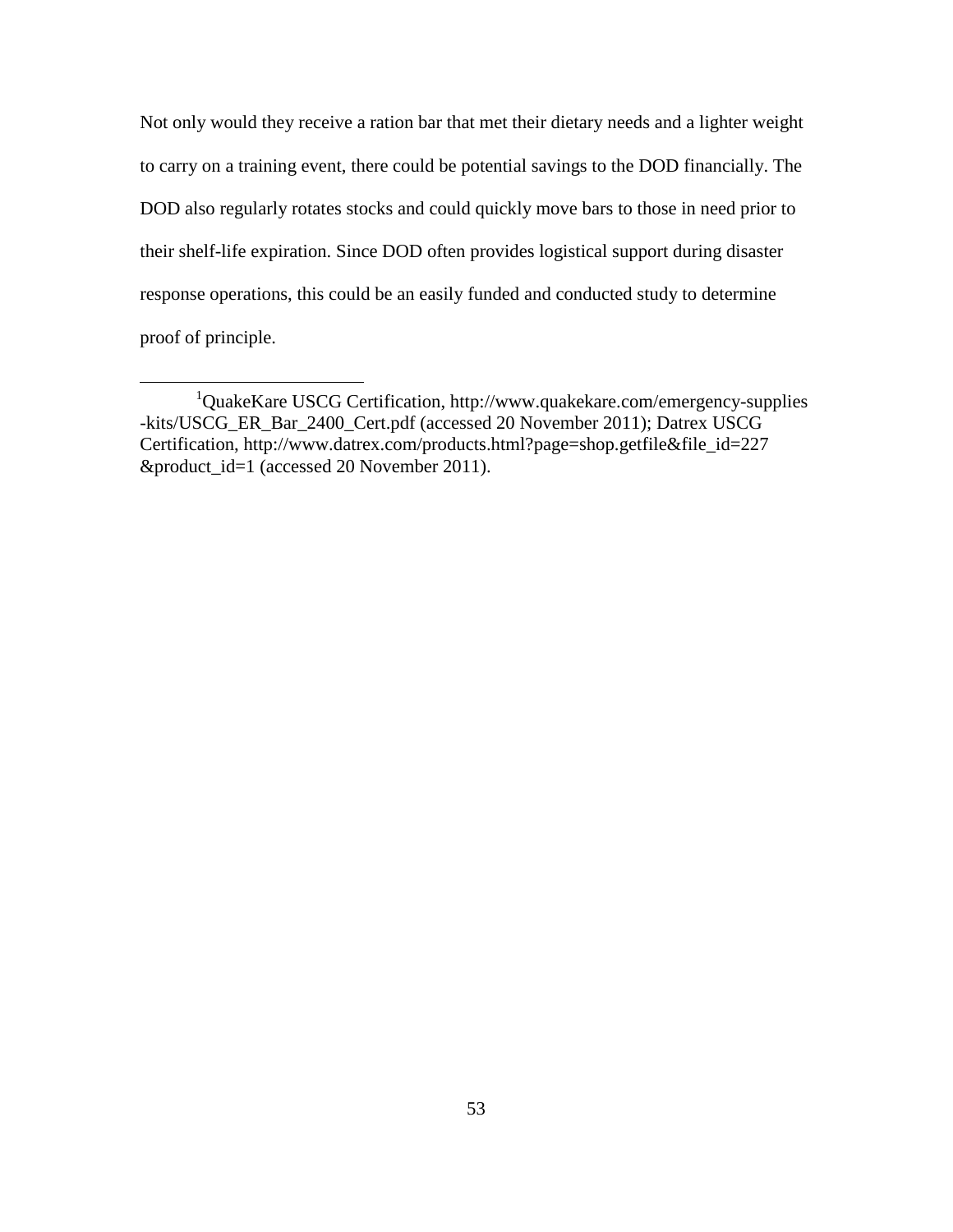Not only would they receive a ration bar that met their dietary needs and a lighter weight to carry on a training event, there could be potential savings to the DOD financially. The DOD also regularly rotates stocks and could quickly move bars to those in need prior to their shelf-life expiration. Since DOD often provides logistical support during disaster response operations, this could be an easily funded and conducted study to determine proof of principle.

---

[1]QuakeKare USCG Certification, http://www.quakekare.com/emergency-supplies-kits/USCG_ER_Bar_2400_Cert.pdf (accessed 20 November 2011); Datrex USCG Certification, http://www.datrex.com/products.html?page=shop.getfile&file_id=227&product_id=1 (accessed 20 November 2011).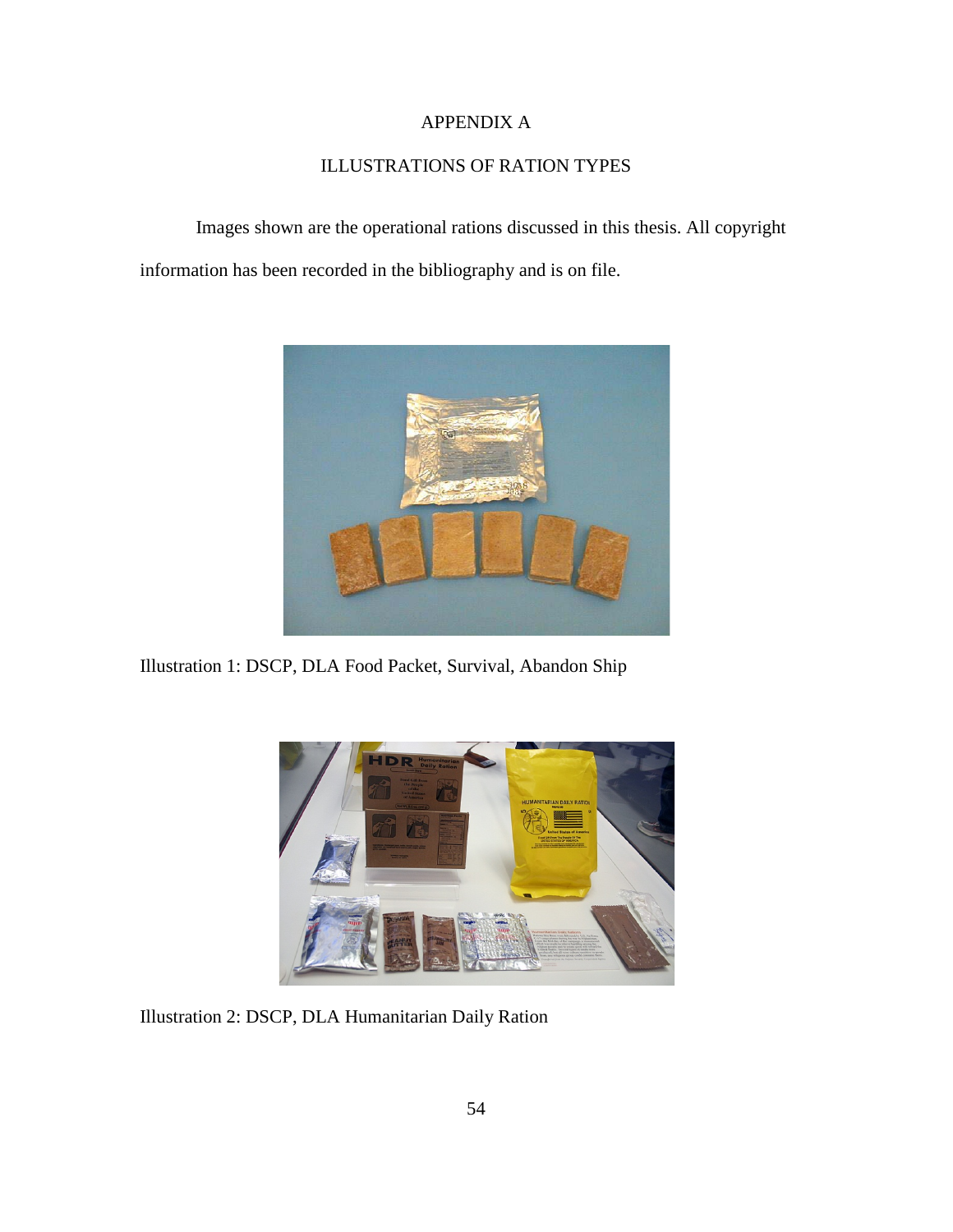# APPENDIX A

## ILLUSTRATIONS OF RATION TYPES

Images shown are the operational rations discussed in this thesis. All copyright information has been recorded in the bibliography and is on file.

Illustration 1: DSCP, DLA Food Packet, Survival, Abandon Ship

Illustration 2: DSCP, DLA Humanitarian Daily Ration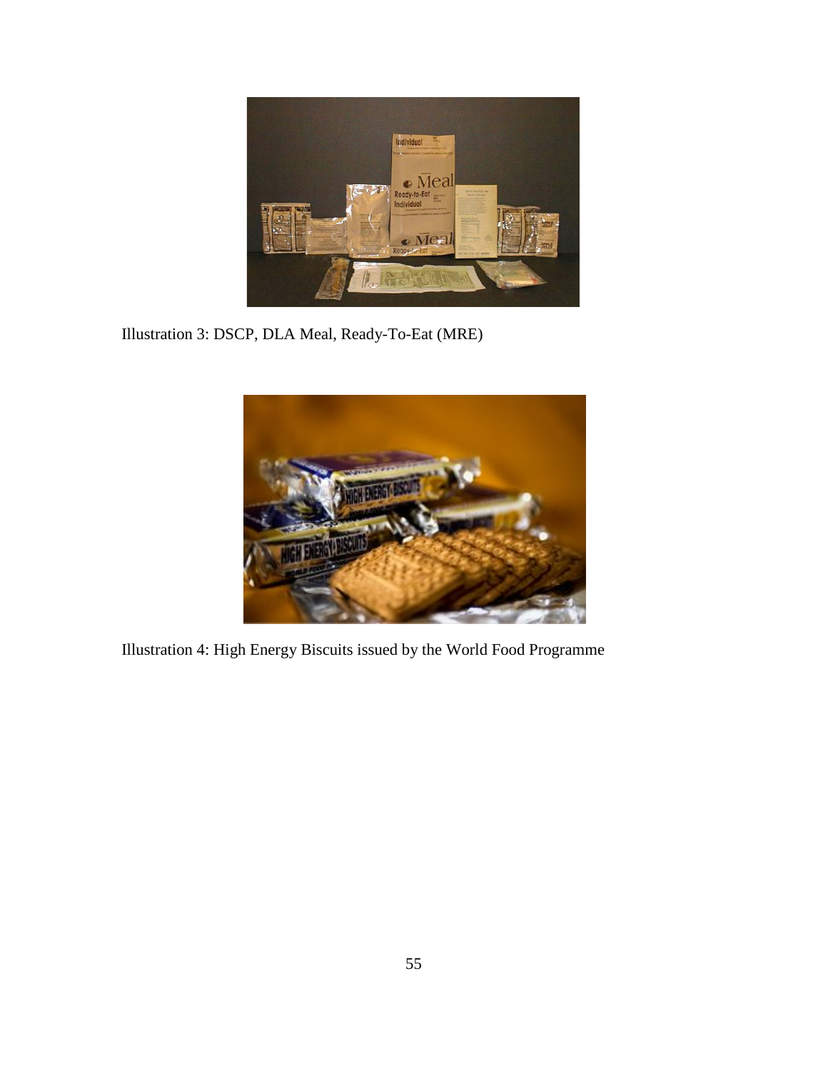Illustration 3: DSCP, DLA Meal, Ready-To-Eat (MRE)

Illustration 4: High Energy Biscuits issued by the World Food Programme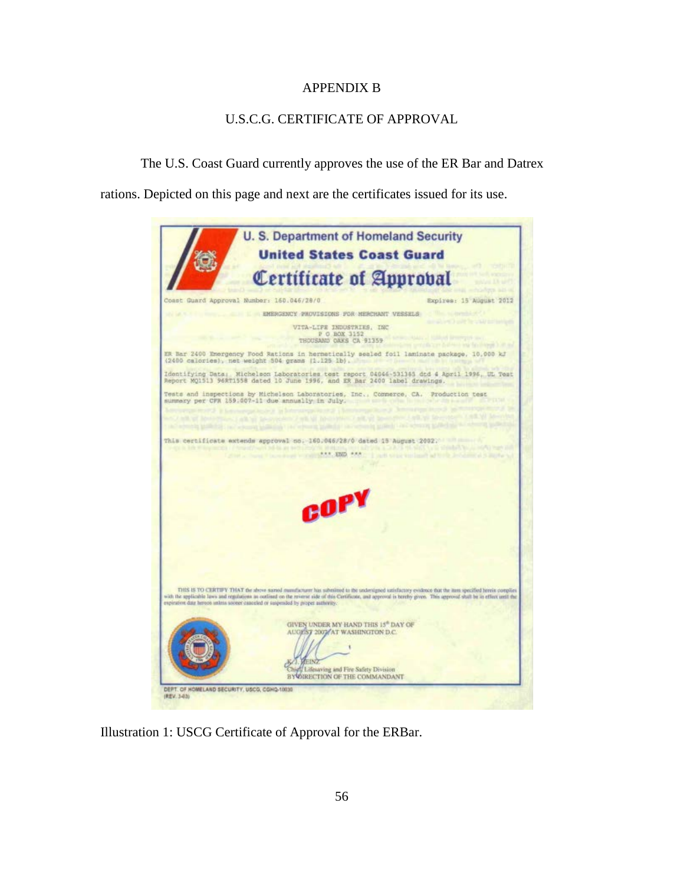# APPENDIX B

## U.S.C.G. CERTIFICATE OF APPROVAL

The U.S. Coast Guard currently approves the use of the ER Bar and Datrex rations. Depicted on this page and next are the certificates issued for its use.

U. S. Department of Homeland Security

United States Coast Guard

Certificate of Approval

Coast Guard Approval Number: 160.046/28/0 Expires: 15 August 2012

EMERGENCY PROVISIONS FOR MERCHANT VESSELS

VITA-LIFE INDUSTRIES, INC
P O BOX 3152
THOUSAND OAKS CA 91359

ER Bar 2400 Emergency Food Rations in hermetically sealed foil laminate package, 10,000 kJ (2400 calories), net weight 504 grams (1.125 lb).

Identifying Data: Michelson Laboratories test report 04046-531365 dtd 4 April 1996, UL Test Report MQ1513 96RT1558 dated 10 June 1996, and ER Bar 2400 label drawings.

Tests and inspections by Michelson Laboratories, Inc., Commerce, CA. Production test summary per CFR 159.007-11 due annually in July.

This certificate extends approval no. 160.046/28/0 dated 15 August 2002.

\*\*\* END \*\*\*

COPY

THIS IS TO CERTIFY THAT the above named manufacturer has submitted to the undersigned satisfactory evidence that the item specified herein complies with the applicable laws and regulations as outlined on the reverse side of this Certificate, and approval is hereby given. This approval shall be in effect until the expiration date hereon unless sooner canceled or suspended by proper authority.

GIVEN UNDER MY HAND THIS 15th DAY OF AUGUST 2007 AT WASHINGTON D.C.

K. J. HEINZ
Chief, Lifesaving and Fire Safety Division
BY DIRECTION OF THE COMMANDANT

DEPT. OF HOMELAND SECURITY, USCG, CGHQ-10030 (REV. 3-03)

Illustration 1: USCG Certificate of Approval for the ERBar.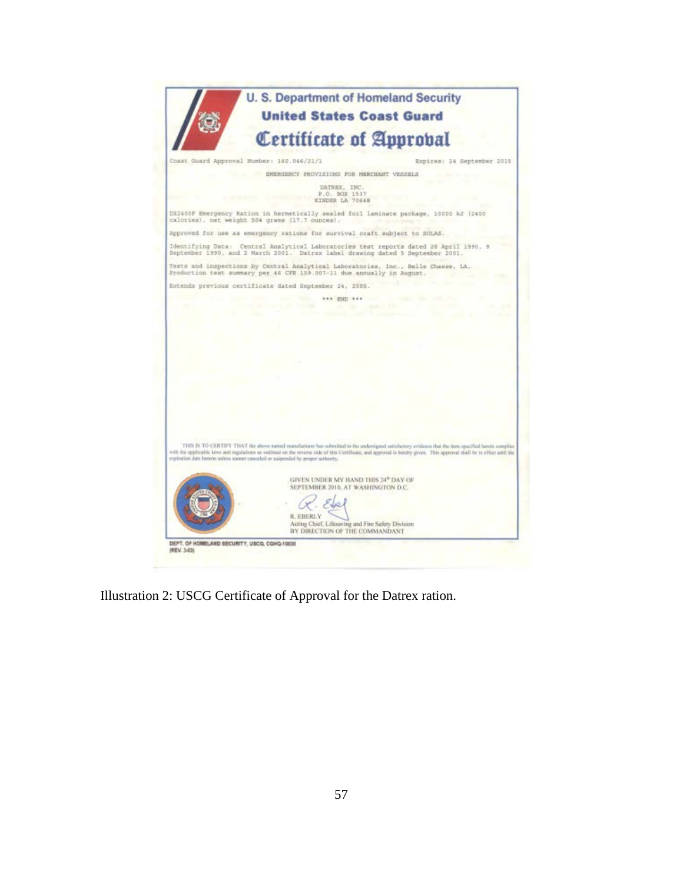U. S. Department of Homeland Security

**United States Coast Guard**

# Certificate of Approval

Coast Guard Approval Number: 160.046/21/1 Expires: 24 September 2015

EMERGENCY PROVISIONS FOR MERCHANT VESSELS

DATREX, INC.
P.O. BOX 1537
KINDER LA 70648

DX2400F Emergency Ration in hermetically sealed foil laminate package, 10000 kJ (2400 calories), net weight 504 grams (17.7 ounces).

Approved for use as emergency rations for survival craft subject to SOLAS.

Identifying Data: Central Analytical Laboratories test reports dated 26 April 1990, 9 September 1990, and 2 March 2001. Datrex label drawing dated 5 September 2001.

Tests and inspections by Central Analytical Laboratories, Inc., Belle Chasse, LA. Production test summary per 46 CFR 159.007-11 due annually in August.

Extends previous certificate dated September 24, 2005.

\*\*\* END \*\*\*

THIS IS TO CERTIFY THAT the above named manufacturer has submitted to the undersigned satisfactory evidence that the item specified herein complies with the applicable laws and regulations as outlined on the reverse side of this Certificate, and approval is hereby given. This approval shall be in effect until the expiration date hereon unless sooner canceled or suspended by proper authority.

GIVEN UNDER MY HAND THIS 24th DAY OF SEPTEMBER 2010, AT WASHINGTON D.C.

R. EBERLY
Acting Chief, Lifesaving and Fire Safety Division
BY DIRECTION OF THE COMMANDANT

DEPT. OF HOMELAND SECURITY, USCG, CGHQ-10030
(REV. 3-03)

Illustration 2: USCG Certificate of Approval for the Datrex ration.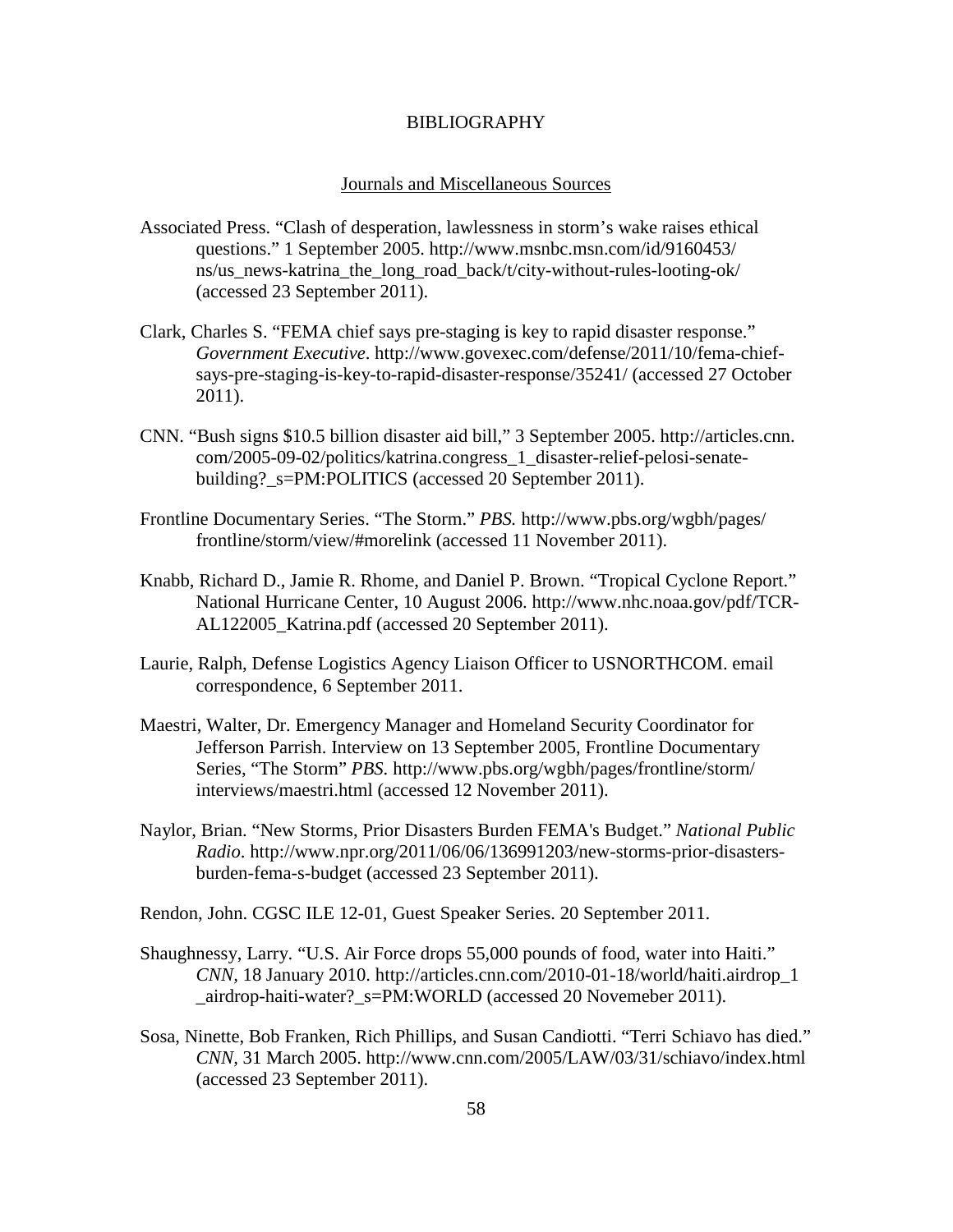# BIBLIOGRAPHY

## Journals and Miscellaneous Sources

Associated Press. "Clash of desperation, lawlessness in storm's wake raises ethical questions." 1 September 2005. http://www.msnbc.msn.com/id/9160453/ns/us_news-katrina_the_long_road_back/t/city-without-rules-looting-ok/ (accessed 23 September 2011).

Clark, Charles S. "FEMA chief says pre-staging is key to rapid disaster response." *Government Executive*. http://www.govexec.com/defense/2011/10/fema-chief-says-pre-staging-is-key-to-rapid-disaster-response/35241/ (accessed 27 October 2011).

CNN. "Bush signs $10.5 billion disaster aid bill," 3 September 2005. http://articles.cnn.com/2005-09-02/politics/katrina.congress_1_disaster-relief-pelosi-senate-building?_s=PM:POLITICS (accessed 20 September 2011).

Frontline Documentary Series. "The Storm." *PBS.* http://www.pbs.org/wgbh/pages/frontline/storm/view/#morelink (accessed 11 November 2011).

Knabb, Richard D., Jamie R. Rhome, and Daniel P. Brown. "Tropical Cyclone Report." National Hurricane Center, 10 August 2006. http://www.nhc.noaa.gov/pdf/TCR-AL122005_Katrina.pdf (accessed 20 September 2011).

Laurie, Ralph, Defense Logistics Agency Liaison Officer to USNORTHCOM. email correspondence, 6 September 2011.

Maestri, Walter, Dr. Emergency Manager and Homeland Security Coordinator for Jefferson Parrish. Interview on 13 September 2005, Frontline Documentary Series, "The Storm" *PBS*. http://www.pbs.org/wgbh/pages/frontline/storm/interviews/maestri.html (accessed 12 November 2011).

Naylor, Brian. "New Storms, Prior Disasters Burden FEMA's Budget." *National Public Radio*. http://www.npr.org/2011/06/06/136991203/new-storms-prior-disasters-burden-fema-s-budget (accessed 23 September 2011).

Rendon, John. CGSC ILE 12-01, Guest Speaker Series. 20 September 2011.

Shaughnessy, Larry. "U.S. Air Force drops 55,000 pounds of food, water into Haiti." *CNN,* 18 January 2010. http://articles.cnn.com/2010-01-18/world/haiti.airdrop_1_airdrop-haiti-water?_s=PM:WORLD (accessed 20 Novemeber 2011).

Sosa, Ninette, Bob Franken, Rich Phillips, and Susan Candiotti. "Terri Schiavo has died." *CNN,* 31 March 2005. http://www.cnn.com/2005/LAW/03/31/schiavo/index.html (accessed 23 September 2011).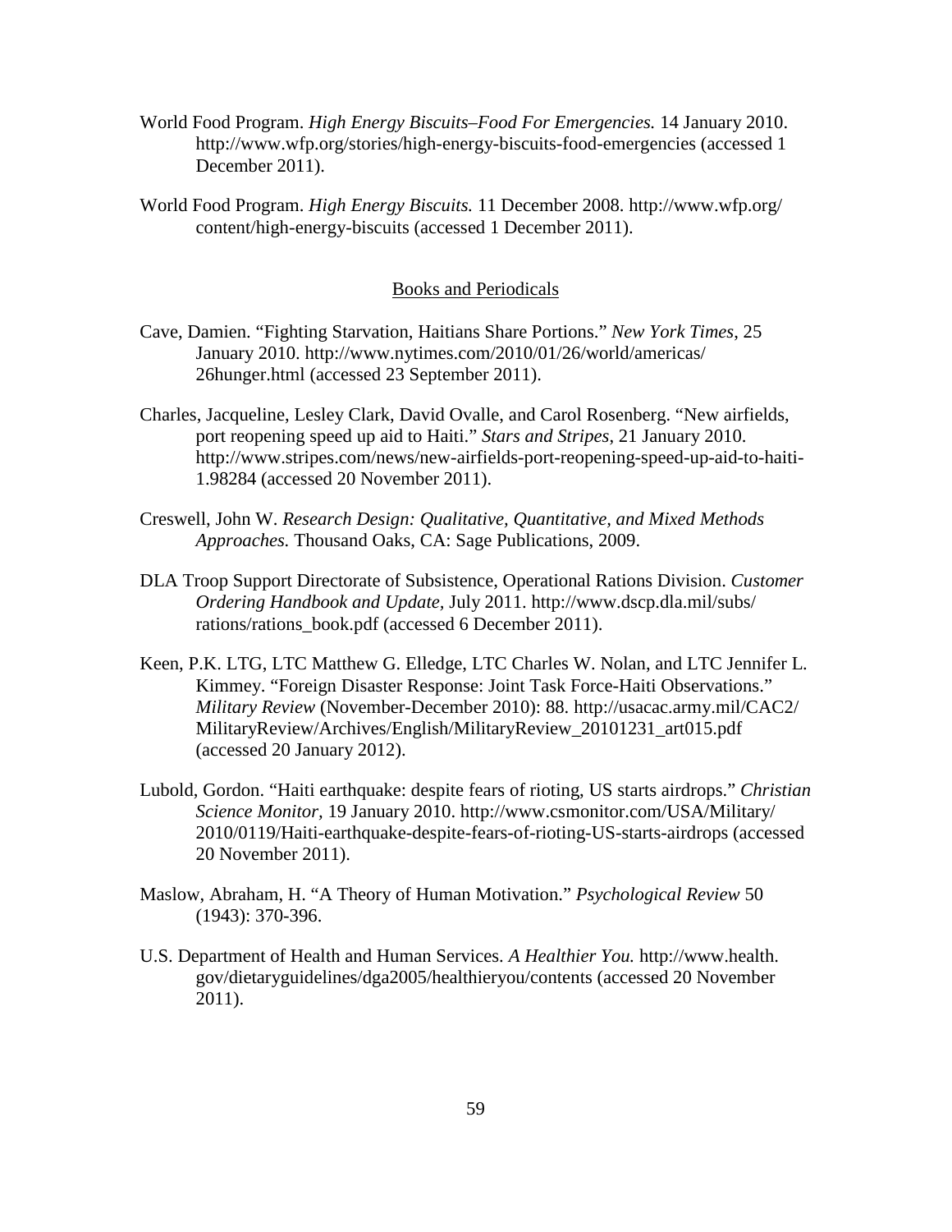World Food Program. *High Energy Biscuits–Food For Emergencies.* 14 January 2010. http://www.wfp.org/stories/high-energy-biscuits-food-emergencies (accessed 1 December 2011).

World Food Program. *High Energy Biscuits.* 11 December 2008. http://www.wfp.org/content/high-energy-biscuits (accessed 1 December 2011).

## Books and Periodicals

Cave, Damien. "Fighting Starvation, Haitians Share Portions." *New York Times*, 25 January 2010. http://www.nytimes.com/2010/01/26/world/americas/26hunger.html (accessed 23 September 2011).

Charles, Jacqueline, Lesley Clark, David Ovalle, and Carol Rosenberg. "New airfields, port reopening speed up aid to Haiti." *Stars and Stripes*, 21 January 2010. http://www.stripes.com/news/new-airfields-port-reopening-speed-up-aid-to-haiti-1.98284 (accessed 20 November 2011).

Creswell, John W. *Research Design: Qualitative, Quantitative, and Mixed Methods Approaches.* Thousand Oaks, CA: Sage Publications, 2009.

DLA Troop Support Directorate of Subsistence, Operational Rations Division. *Customer Ordering Handbook and Update*, July 2011. http://www.dscp.dla.mil/subs/rations/rations_book.pdf (accessed 6 December 2011).

Keen, P.K. LTG, LTC Matthew G. Elledge, LTC Charles W. Nolan, and LTC Jennifer L. Kimmey. "Foreign Disaster Response: Joint Task Force-Haiti Observations." *Military Review* (November-December 2010): 88. http://usacac.army.mil/CAC2/MilitaryReview/Archives/English/MilitaryReview_20101231_art015.pdf (accessed 20 January 2012).

Lubold, Gordon. "Haiti earthquake: despite fears of rioting, US starts airdrops." *Christian Science Monitor*, 19 January 2010. http://www.csmonitor.com/USA/Military/2010/0119/Haiti-earthquake-despite-fears-of-rioting-US-starts-airdrops (accessed 20 November 2011).

Maslow, Abraham, H. "A Theory of Human Motivation." *Psychological Review* 50 (1943): 370-396.

U.S. Department of Health and Human Services. *A Healthier You.* http://www.health.gov/dietaryguidelines/dga2005/healthieryou/contents (accessed 20 November 2011).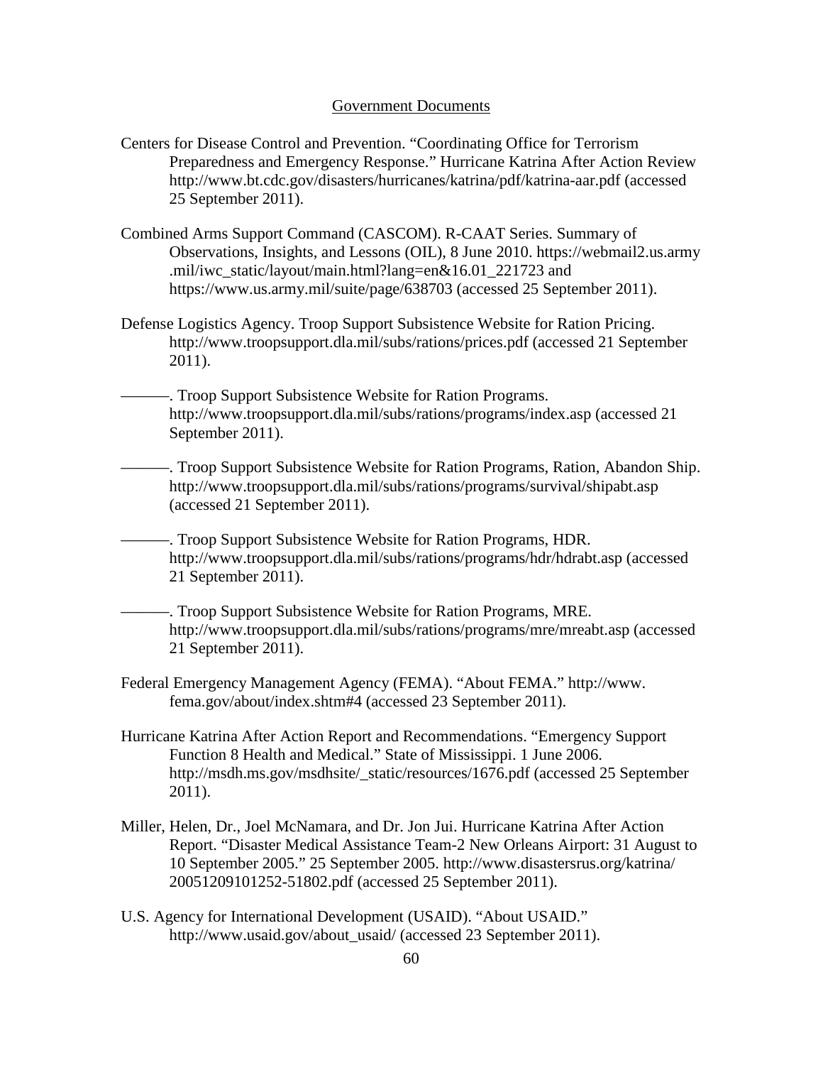## Government Documents

Centers for Disease Control and Prevention. "Coordinating Office for Terrorism Preparedness and Emergency Response." Hurricane Katrina After Action Review http://www.bt.cdc.gov/disasters/hurricanes/katrina/pdf/katrina-aar.pdf (accessed 25 September 2011).

Combined Arms Support Command (CASCOM). R-CAAT Series. Summary of Observations, Insights, and Lessons (OIL), 8 June 2010. https://webmail2.us.army.mil/iwc_static/layout/main.html?lang=en&16.01_221723 and https://www.us.army.mil/suite/page/638703 (accessed 25 September 2011).

Defense Logistics Agency. Troop Support Subsistence Website for Ration Pricing. http://www.troopsupport.dla.mil/subs/rations/prices.pdf (accessed 21 September 2011).

———. Troop Support Subsistence Website for Ration Programs. http://www.troopsupport.dla.mil/subs/rations/programs/index.asp (accessed 21 September 2011).

———. Troop Support Subsistence Website for Ration Programs, Ration, Abandon Ship. http://www.troopsupport.dla.mil/subs/rations/programs/survival/shipabt.asp (accessed 21 September 2011).

———. Troop Support Subsistence Website for Ration Programs, HDR. http://www.troopsupport.dla.mil/subs/rations/programs/hdr/hdrabt.asp (accessed 21 September 2011).

———. Troop Support Subsistence Website for Ration Programs, MRE. http://www.troopsupport.dla.mil/subs/rations/programs/mre/mreabt.asp (accessed 21 September 2011).

Federal Emergency Management Agency (FEMA). "About FEMA." http://www.fema.gov/about/index.shtm#4 (accessed 23 September 2011).

Hurricane Katrina After Action Report and Recommendations. "Emergency Support Function 8 Health and Medical." State of Mississippi. 1 June 2006. http://msdh.ms.gov/msdhsite/_static/resources/1676.pdf (accessed 25 September 2011).

Miller, Helen, Dr., Joel McNamara, and Dr. Jon Jui. Hurricane Katrina After Action Report. "Disaster Medical Assistance Team-2 New Orleans Airport: 31 August to 10 September 2005." 25 September 2005. http://www.disastersrus.org/katrina/20051209101252-51802.pdf (accessed 25 September 2011).

U.S. Agency for International Development (USAID). "About USAID." http://www.usaid.gov/about_usaid/ (accessed 23 September 2011).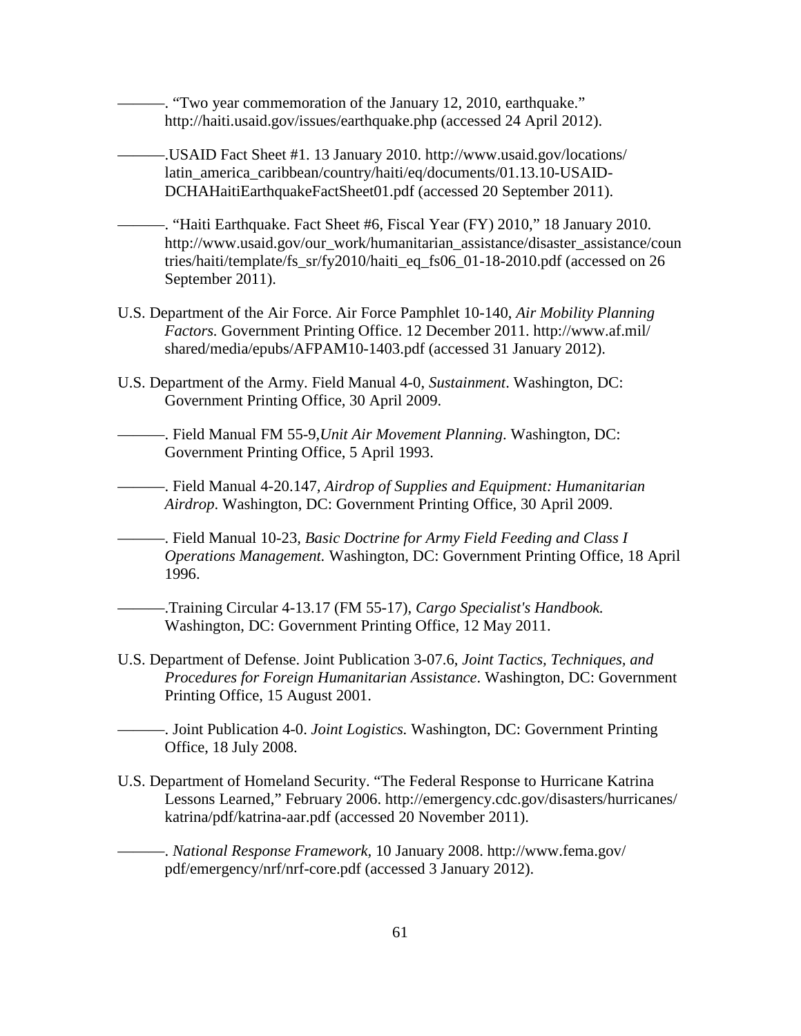———. “Two year commemoration of the January 12, 2010, earthquake.” http://haiti.usaid.gov/issues/earthquake.php (accessed 24 April 2012).

———.USAID Fact Sheet #1. 13 January 2010. http://www.usaid.gov/locations/latin_america_caribbean/country/haiti/eq/documents/01.13.10-USAID-DCHAHaitiEarthquakeFactSheet01.pdf (accessed 20 September 2011).

———. “Haiti Earthquake. Fact Sheet #6, Fiscal Year (FY) 2010,” 18 January 2010. http://www.usaid.gov/our_work/humanitarian_assistance/disaster_assistance/countries/haiti/template/fs_sr/fy2010/haiti_eq_fs06_01-18-2010.pdf (accessed on 26 September 2011).

U.S. Department of the Air Force. Air Force Pamphlet 10-140, *Air Mobility Planning Factors.* Government Printing Office. 12 December 2011. http://www.af.mil/shared/media/epubs/AFPAM10-1403.pdf (accessed 31 January 2012).

U.S. Department of the Army. Field Manual 4-0, *Sustainment*. Washington, DC: Government Printing Office, 30 April 2009.

———. Field Manual FM 55-9,*Unit Air Movement Planning*. Washington, DC: Government Printing Office, 5 April 1993.

———. Field Manual 4-20.147, *Airdrop of Supplies and Equipment: Humanitarian Airdrop*. Washington, DC: Government Printing Office, 30 April 2009.

———. Field Manual 10-23, *Basic Doctrine for Army Field Feeding and Class I Operations Management.* Washington, DC: Government Printing Office, 18 April 1996.

———.Training Circular 4-13.17 (FM 55-17), *Cargo Specialist's Handbook.* Washington, DC: Government Printing Office, 12 May 2011.

U.S. Department of Defense. Joint Publication 3-07.6, *Joint Tactics, Techniques, and Procedures for Foreign Humanitarian Assistance*. Washington, DC: Government Printing Office, 15 August 2001.

———. Joint Publication 4-0. *Joint Logistics.* Washington, DC: Government Printing Office, 18 July 2008.

U.S. Department of Homeland Security. “The Federal Response to Hurricane Katrina Lessons Learned,” February 2006. http://emergency.cdc.gov/disasters/hurricanes/katrina/pdf/katrina-aar.pdf (accessed 20 November 2011).

———. *National Response Framework*, 10 January 2008. http://www.fema.gov/pdf/emergency/nrf/nrf-core.pdf (accessed 3 January 2012).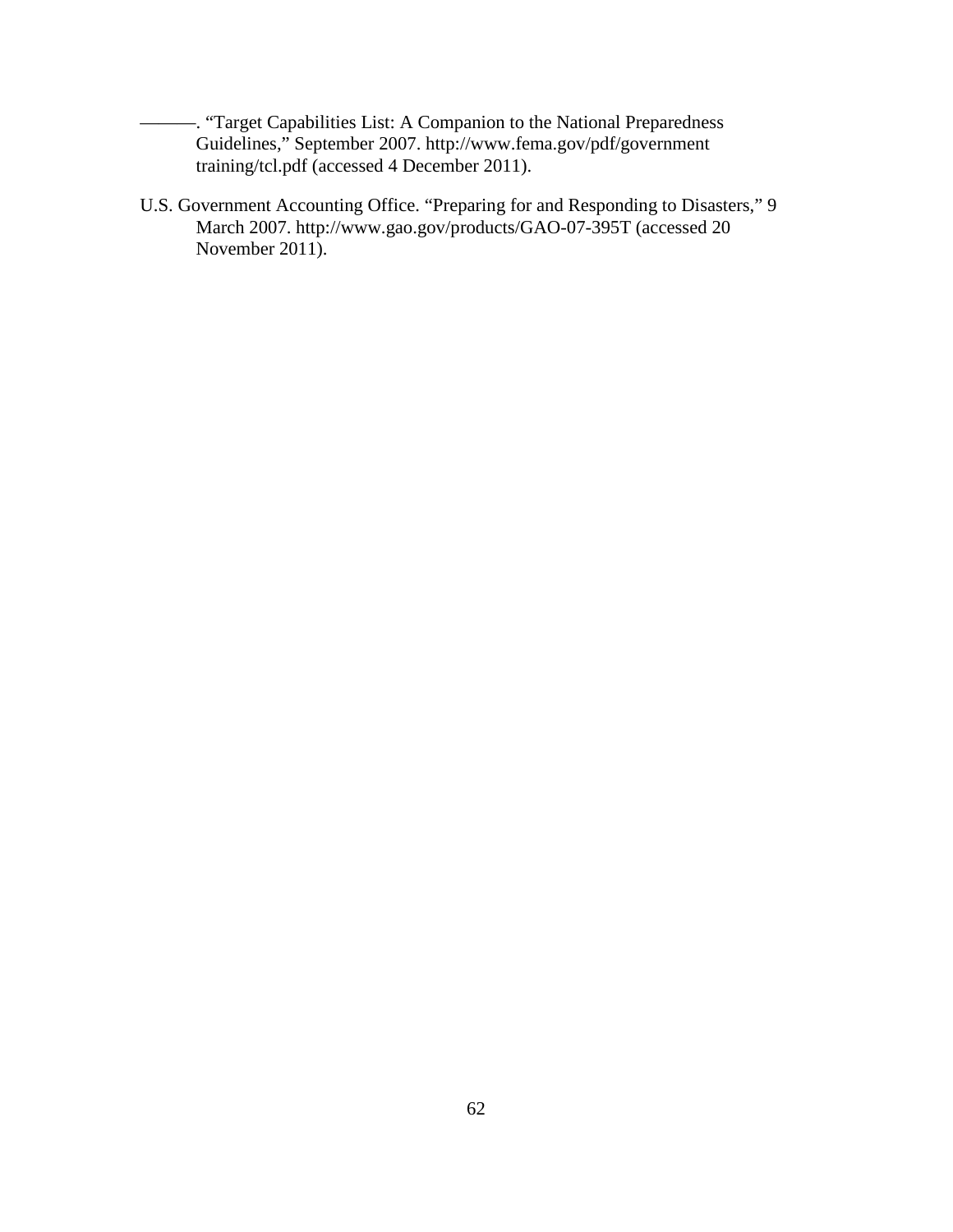———. "Target Capabilities List: A Companion to the National Preparedness Guidelines," September 2007. http://www.fema.gov/pdf/government training/tcl.pdf (accessed 4 December 2011).

U.S. Government Accounting Office. "Preparing for and Responding to Disasters," 9 March 2007. http://www.gao.gov/products/GAO-07-395T (accessed 20 November 2011).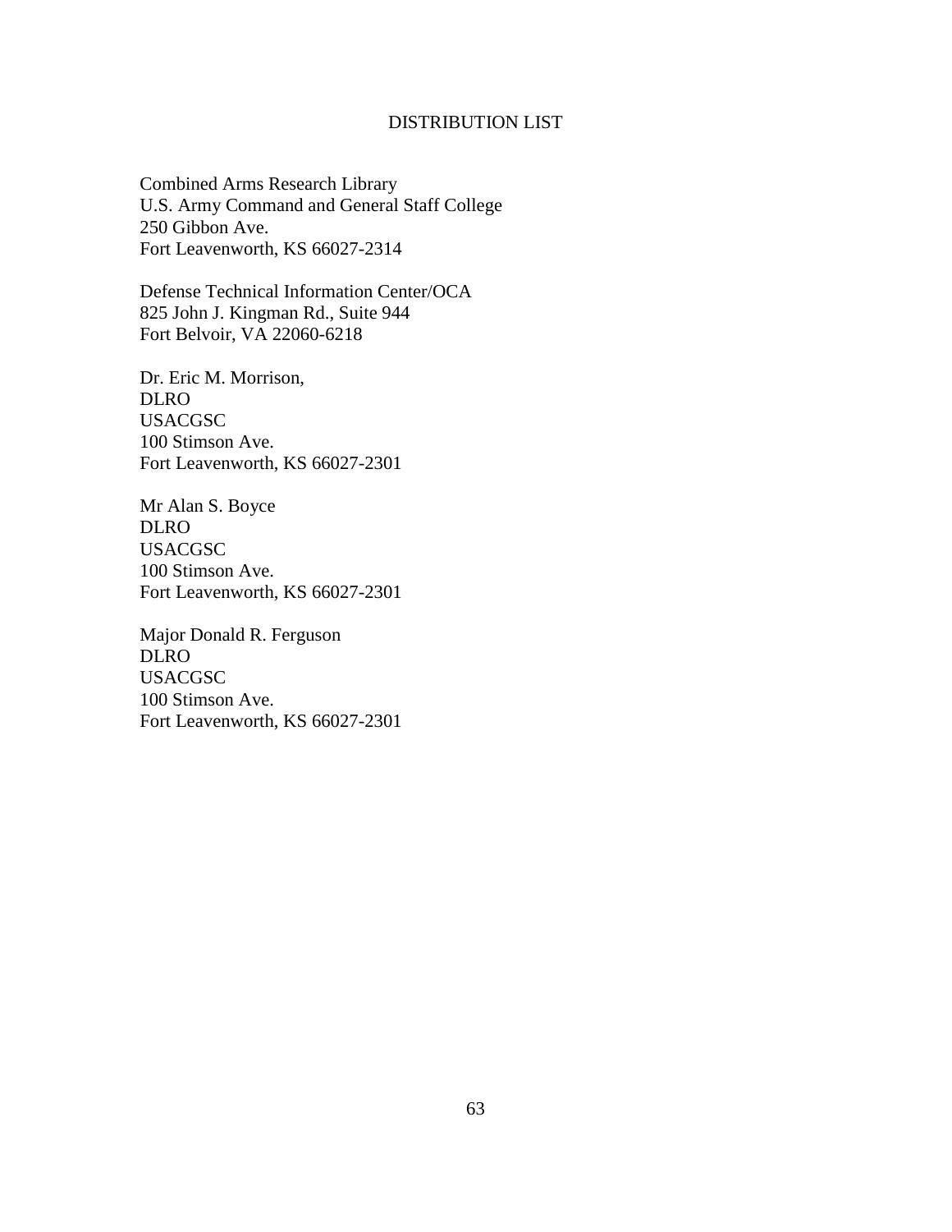# DISTRIBUTION LIST

Combined Arms Research Library  
U.S. Army Command and General Staff College  
250 Gibbon Ave.  
Fort Leavenworth, KS 66027-2314

Defense Technical Information Center/OCA  
825 John J. Kingman Rd., Suite 944  
Fort Belvoir, VA 22060-6218

Dr. Eric M. Morrison,  
DLRO  
USACGSC  
100 Stimson Ave.  
Fort Leavenworth, KS 66027-2301

Mr Alan S. Boyce  
DLRO  
USACGSC  
100 Stimson Ave.  
Fort Leavenworth, KS 66027-2301

Major Donald R. Ferguson  
DLRO  
USACGSC  
100 Stimson Ave.  
Fort Leavenworth, KS 66027-2301